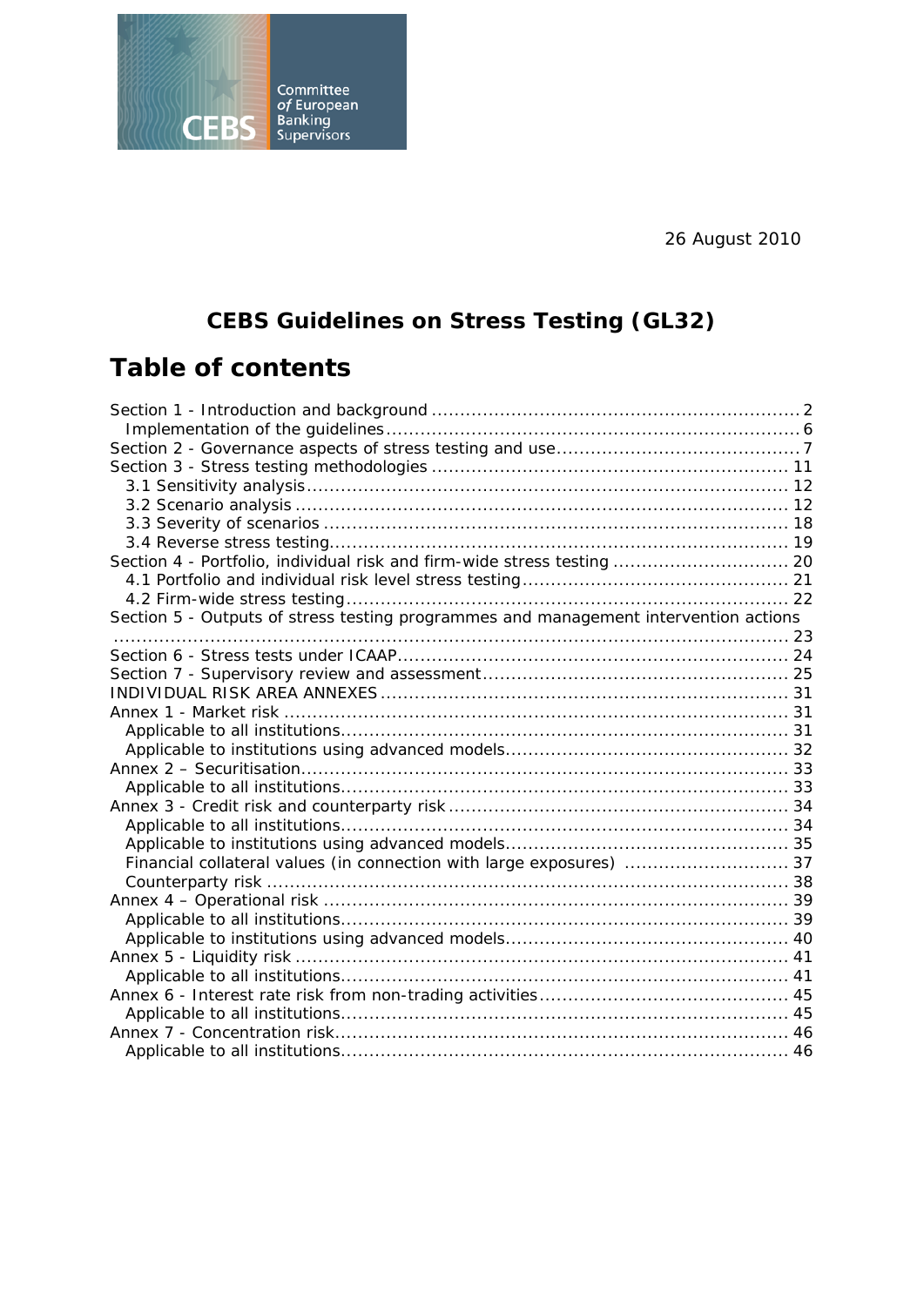Committee of European Banking Supervisors

CEBS

26 August 2010

## CEBS Guidelines on Stress Testing (GL32)

# Table of contents

- Section 1 - Introduction and background ... 2
  - Implementation of the guidelines ... 6
- Section 2 - Governance aspects of stress testing and use ... 7
- Section 3 - Stress testing methodologies ... 11
  - 3.1 Sensitivity analysis ... 12
  - 3.2 Scenario analysis ... 12
  - 3.3 Severity of scenarios ... 18
  - 3.4 Reverse stress testing ... 19
- Section 4 - Portfolio, individual risk and firm-wide stress testing ... 20
  - 4.1 Portfolio and individual risk level stress testing ... 21
  - 4.2 Firm-wide stress testing ... 22
- Section 5 - Outputs of stress testing programmes and management intervention actions ... 23
- Section 6 - Stress tests under ICAAP ... 24
- Section 7 - Supervisory review and assessment ... 25
- INDIVIDUAL RISK AREA ANNEXES ... 31
- Annex 1 - Market risk ... 31
  - Applicable to all institutions ... 31
  - Applicable to institutions using advanced models ... 32
- Annex 2 – Securitisation ... 33
  - Applicable to all institutions ... 33
- Annex 3 - Credit risk and counterparty risk ... 34
  - Applicable to all institutions ... 34
  - Applicable to institutions using advanced models ... 35
  - Financial collateral values (in connection with large exposures) ... 37
  - Counterparty risk ... 38
- Annex 4 – Operational risk ... 39
  - Applicable to all institutions ... 39
  - Applicable to institutions using advanced models ... 40
- Annex 5 - Liquidity risk ... 41
  - Applicable to all institutions ... 41
- Annex 6 - Interest rate risk from non-trading activities ... 45
  - Applicable to all institutions ... 45
- Annex 7 - Concentration risk ... 46
  - Applicable to all institutions ... 46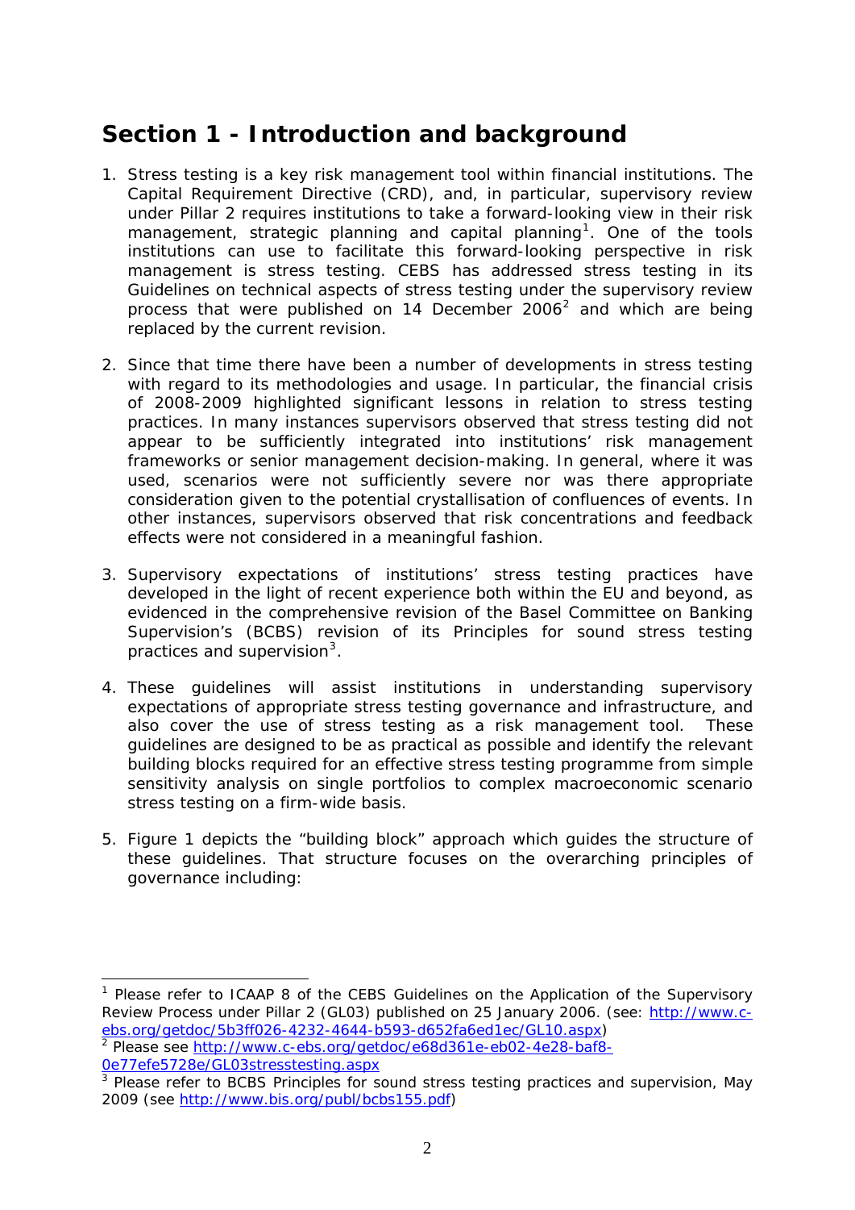# Section 1 - Introduction and background

1. Stress testing is a key risk management tool within financial institutions. The Capital Requirement Directive (CRD), and, in particular, supervisory review under Pillar 2 requires institutions to take a forward-looking view in their risk management, strategic planning and capital planning[1]. One of the tools institutions can use to facilitate this forward-looking perspective in risk management is stress testing. CEBS has addressed stress testing in its Guidelines on technical aspects of stress testing under the supervisory review process that were published on 14 December 2006[2] and which are being replaced by the current revision.

2. Since that time there have been a number of developments in stress testing with regard to its methodologies and usage. In particular, the financial crisis of 2008-2009 highlighted significant lessons in relation to stress testing practices. In many instances supervisors observed that stress testing did not appear to be sufficiently integrated into institutions' risk management frameworks or senior management decision-making. In general, where it was used, scenarios were not sufficiently severe nor was there appropriate consideration given to the potential crystallisation of confluences of events. In other instances, supervisors observed that risk concentrations and feedback effects were not considered in a meaningful fashion.

3. Supervisory expectations of institutions' stress testing practices have developed in the light of recent experience both within the EU and beyond, as evidenced in the comprehensive revision of the Basel Committee on Banking Supervision's (BCBS) revision of its Principles for sound stress testing practices and supervision[3].

4. These guidelines will assist institutions in understanding supervisory expectations of appropriate stress testing governance and infrastructure, and also cover the use of stress testing as a risk management tool. These guidelines are designed to be as practical as possible and identify the relevant building blocks required for an effective stress testing programme from simple sensitivity analysis on single portfolios to complex macroeconomic scenario stress testing on a firm-wide basis.

5. Figure 1 depicts the "building block" approach which guides the structure of these guidelines. That structure focuses on the overarching principles of governance including:

---

[1] Please refer to ICAAP 8 of the CEBS Guidelines on the Application of the Supervisory Review Process under Pillar 2 (GL03) published on 25 January 2006. (see: http://www.c-ebs.org/getdoc/5b3ff026-4232-4644-b593-d652fa6ed1ec/GL10.aspx)

[2] Please see http://www.c-ebs.org/getdoc/e68d361e-eb02-4e28-baf8-0e77efe5728e/GL03stresstesting.aspx

[3] Please refer to BCBS Principles for sound stress testing practices and supervision, May 2009 (see http://www.bis.org/publ/bcbs155.pdf)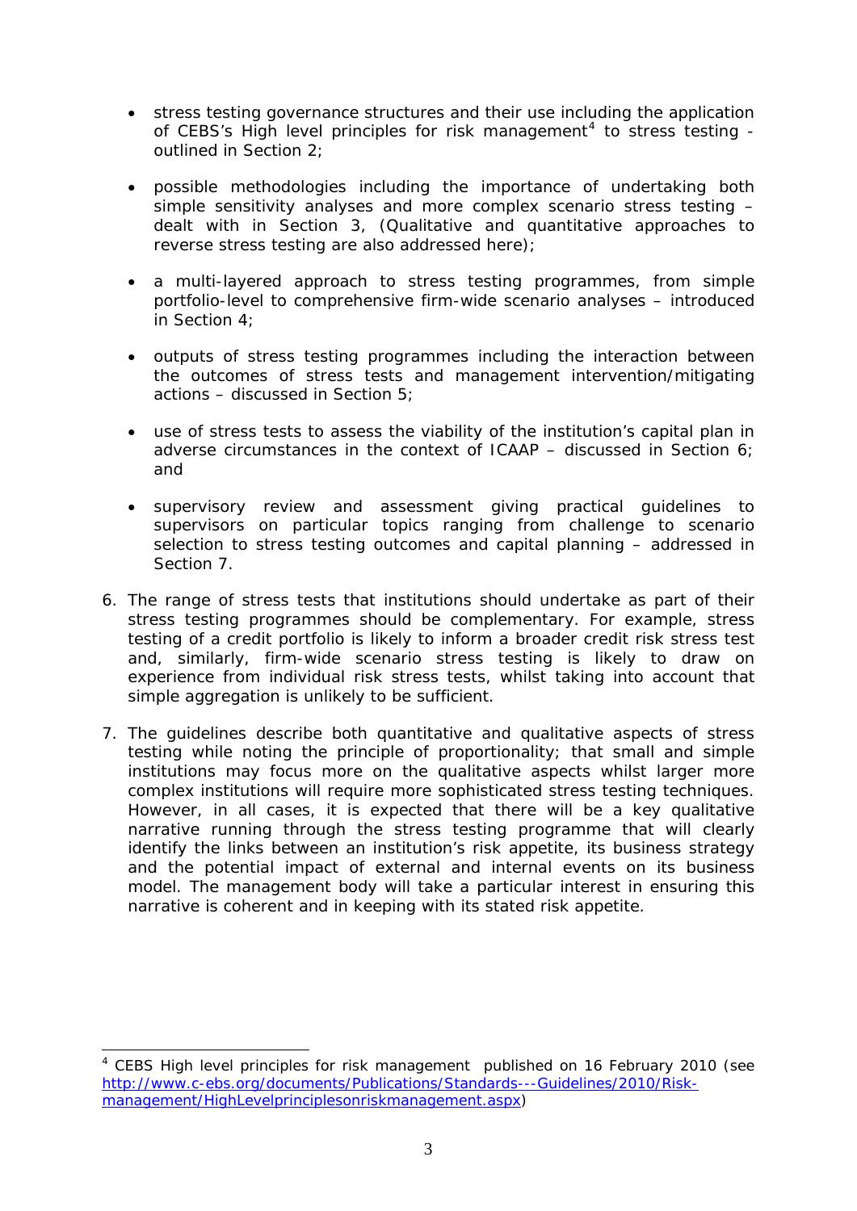- stress testing governance structures and their use including the application of CEBS's High level principles for risk management[4] to stress testing - outlined in Section 2;
- possible methodologies including the importance of undertaking both simple sensitivity analyses and more complex scenario stress testing – dealt with in Section 3, (Qualitative and quantitative approaches to reverse stress testing are also addressed here);
- a multi-layered approach to stress testing programmes, from simple portfolio-level to comprehensive firm-wide scenario analyses – introduced in Section 4;
- outputs of stress testing programmes including the interaction between the outcomes of stress tests and management intervention/mitigating actions – discussed in Section 5;
- use of stress tests to assess the viability of the institution's capital plan in adverse circumstances in the context of ICAAP – discussed in Section 6; and
- supervisory review and assessment giving practical guidelines to supervisors on particular topics ranging from challenge to scenario selection to stress testing outcomes and capital planning – addressed in Section 7.

6. The range of stress tests that institutions should undertake as part of their stress testing programmes should be complementary. For example, stress testing of a credit portfolio is likely to inform a broader credit risk stress test and, similarly, firm-wide scenario stress testing is likely to draw on experience from individual risk stress tests, whilst taking into account that simple aggregation is unlikely to be sufficient.

7. The guidelines describe both quantitative and qualitative aspects of stress testing while noting the principle of proportionality; that small and simple institutions may focus more on the qualitative aspects whilst larger more complex institutions will require more sophisticated stress testing techniques. However, in all cases, it is expected that there will be a key qualitative narrative running through the stress testing programme that will clearly identify the links between an institution's risk appetite, its business strategy and the potential impact of external and internal events on its business model. The management body will take a particular interest in ensuring this narrative is coherent and in keeping with its stated risk appetite.

[4] CEBS High level principles for risk management published on 16 February 2010 (see [http://www.c-ebs.org/documents/Publications/Standards---Guidelines/2010/Risk-management/HighLevelprinciplesonriskmanagement.aspx](http://www.c-ebs.org/documents/Publications/Standards---Guidelines/2010/Risk-management/HighLevelprinciplesonriskmanagement.aspx))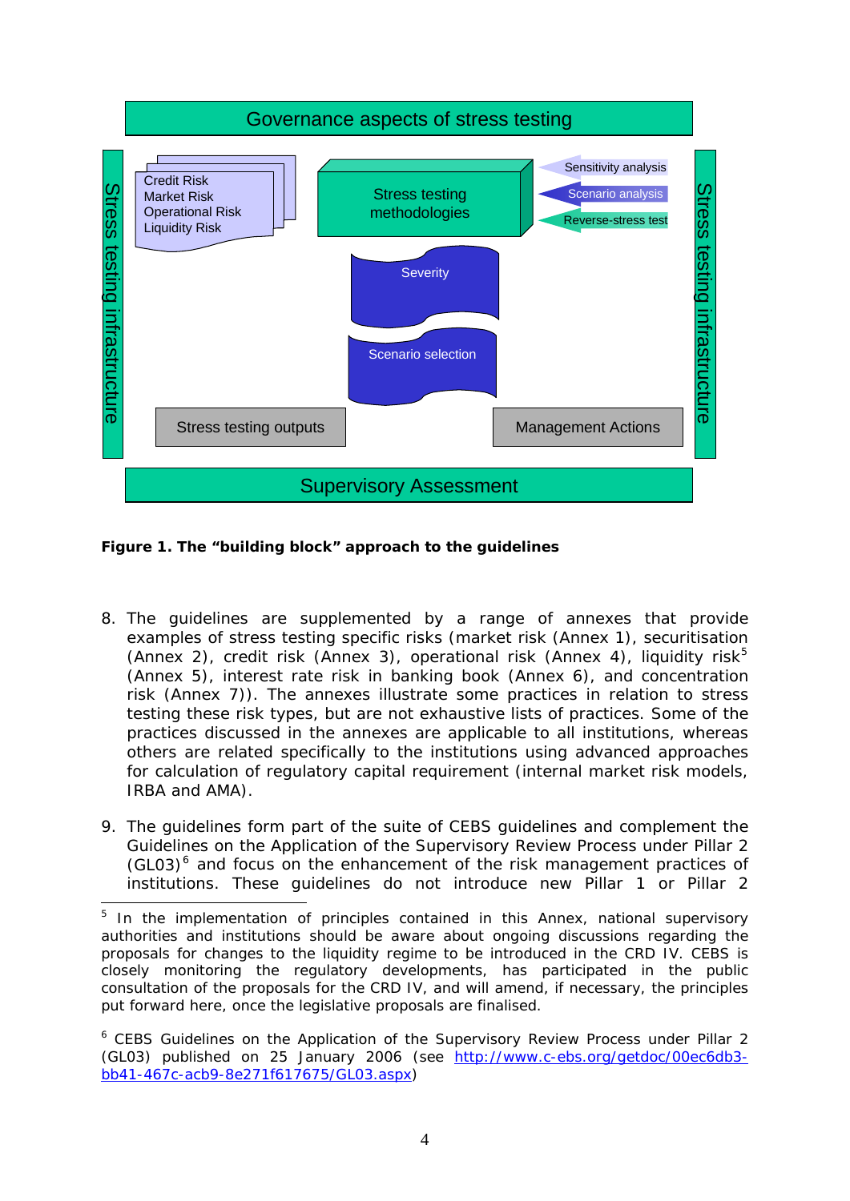Governance aspects of stress testing

Stress testing infrastructure

Credit Risk
Market Risk
Operational Risk
Liquidity Risk

Stress testing methodologies

Sensitivity analysis

Scenario analysis

Reverse-stress test

Severity

Scenario selection

Stress testing outputs

Management Actions

Stress testing infrastructure

Supervisory Assessment

**Figure 1. The "building block" approach to the guidelines**

8. The guidelines are supplemented by a range of annexes that provide examples of stress testing specific risks (market risk (Annex 1), securitisation (Annex 2), credit risk (Annex 3), operational risk (Annex 4), liquidity risk[5] (Annex 5), interest rate risk in banking book (Annex 6), and concentration risk (Annex 7)). The annexes illustrate some practices in relation to stress testing these risk types, but are not exhaustive lists of practices. Some of the practices discussed in the annexes are applicable to all institutions, whereas others are related specifically to the institutions using advanced approaches for calculation of regulatory capital requirement (internal market risk models, IRBA and AMA).

9. The guidelines form part of the suite of CEBS guidelines and complement the Guidelines on the Application of the Supervisory Review Process under Pillar 2 (GL03)[6] and focus on the enhancement of the risk management practices of institutions. These guidelines do not introduce new Pillar 1 or Pillar 2

---

[5] In the implementation of principles contained in this Annex, national supervisory authorities and institutions should be aware about ongoing discussions regarding the proposals for changes to the liquidity regime to be introduced in the CRD IV. CEBS is closely monitoring the regulatory developments, has participated in the public consultation of the proposals for the CRD IV, and will amend, if necessary, the principles put forward here, once the legislative proposals are finalised.

[6] CEBS Guidelines on the Application of the Supervisory Review Process under Pillar 2 (GL03) published on 25 January 2006 (see http://www.c-ebs.org/getdoc/00ec6db3-bb41-467c-acb9-8e271f617675/GL03.aspx)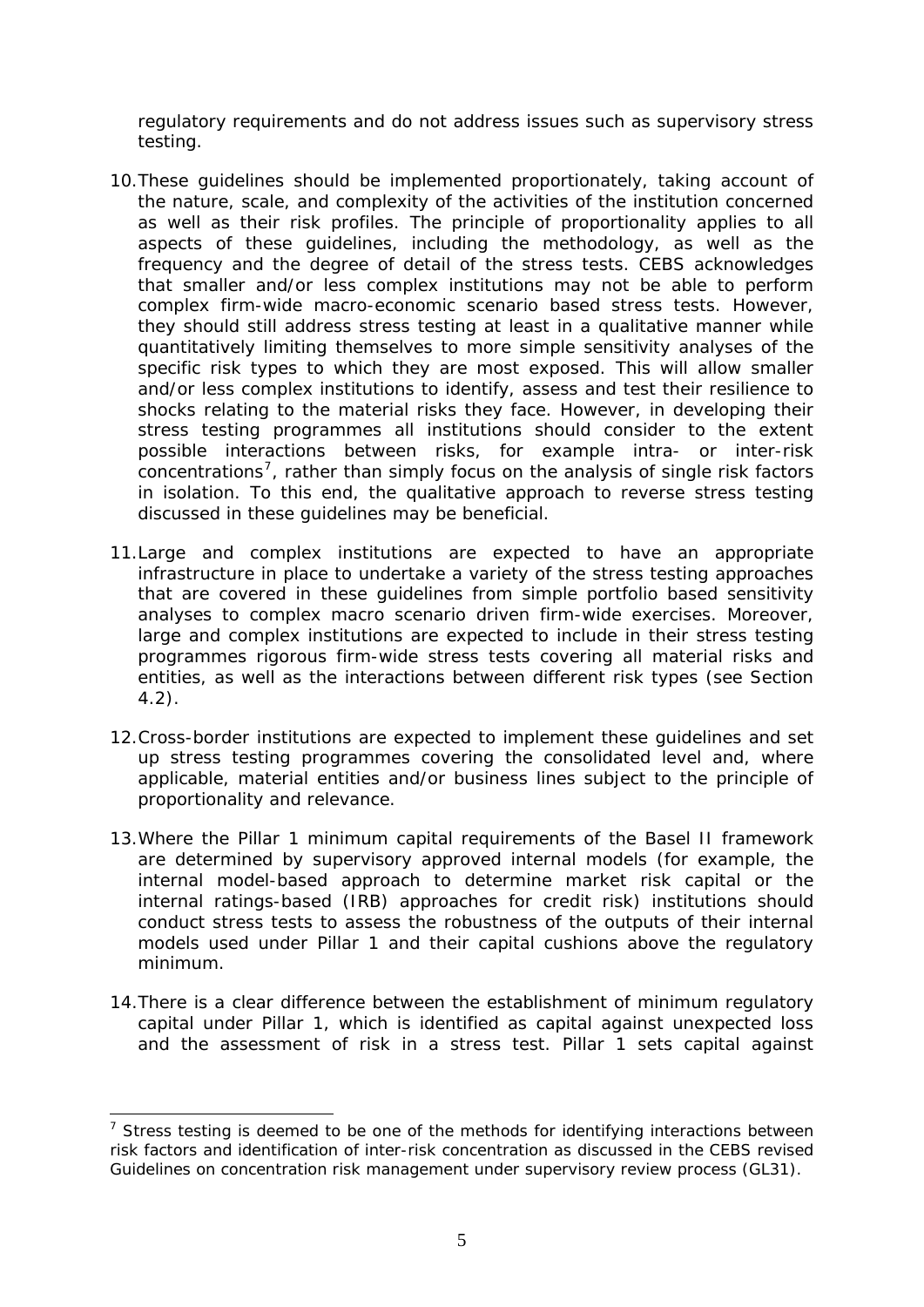regulatory requirements and do not address issues such as supervisory stress testing.

10. These guidelines should be implemented proportionately, taking account of the nature, scale, and complexity of the activities of the institution concerned as well as their risk profiles. The principle of proportionality applies to all aspects of these guidelines, including the methodology, as well as the frequency and the degree of detail of the stress tests. CEBS acknowledges that smaller and/or less complex institutions may not be able to perform complex firm-wide macro-economic scenario based stress tests. However, they should still address stress testing at least in a qualitative manner while quantitatively limiting themselves to more simple sensitivity analyses of the specific risk types to which they are most exposed. This will allow smaller and/or less complex institutions to identify, assess and test their resilience to shocks relating to the material risks they face. However, in developing their stress testing programmes all institutions should consider to the extent possible interactions between risks, for example intra- or inter-risk concentrations[7], rather than simply focus on the analysis of single risk factors in isolation. To this end, the qualitative approach to reverse stress testing discussed in these guidelines may be beneficial.

11. Large and complex institutions are expected to have an appropriate infrastructure in place to undertake a variety of the stress testing approaches that are covered in these guidelines from simple portfolio based sensitivity analyses to complex macro scenario driven firm-wide exercises. Moreover, large and complex institutions are expected to include in their stress testing programmes rigorous firm-wide stress tests covering all material risks and entities, as well as the interactions between different risk types (see Section 4.2).

12. Cross-border institutions are expected to implement these guidelines and set up stress testing programmes covering the consolidated level and, where applicable, material entities and/or business lines subject to the principle of proportionality and relevance.

13. Where the Pillar 1 minimum capital requirements of the Basel II framework are determined by supervisory approved internal models (for example, the internal model-based approach to determine market risk capital or the internal ratings-based (IRB) approaches for credit risk) institutions should conduct stress tests to assess the robustness of the outputs of their internal models used under Pillar 1 and their capital cushions above the regulatory minimum.

14. There is a clear difference between the establishment of minimum regulatory capital under Pillar 1, which is identified as capital against unexpected loss and the assessment of risk in a stress test. Pillar 1 sets capital against

[7] Stress testing is deemed to be one of the methods for identifying interactions between risk factors and identification of inter-risk concentration as discussed in the CEBS revised Guidelines on concentration risk management under supervisory review process (GL31).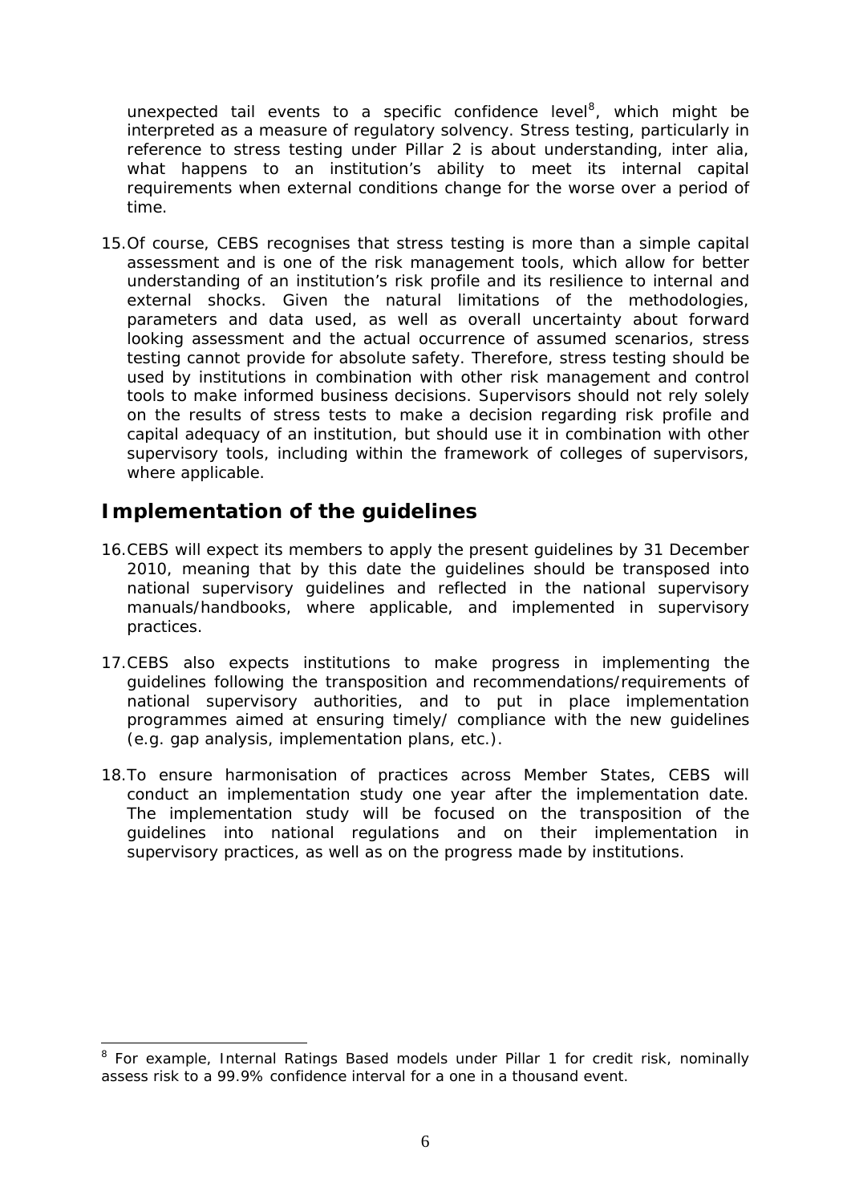unexpected tail events to a specific confidence level[8], which might be interpreted as a measure of regulatory solvency. Stress testing, particularly in reference to stress testing under Pillar 2 is about understanding, inter alia, what happens to an institution's ability to meet its internal capital requirements when external conditions change for the worse over a period of time.

15. Of course, CEBS recognises that stress testing is more than a simple capital assessment and is one of the risk management tools, which allow for better understanding of an institution's risk profile and its resilience to internal and external shocks. Given the natural limitations of the methodologies, parameters and data used, as well as overall uncertainty about forward looking assessment and the actual occurrence of assumed scenarios, stress testing cannot provide for absolute safety. Therefore, stress testing should be used by institutions in combination with other risk management and control tools to make informed business decisions. Supervisors should not rely solely on the results of stress tests to make a decision regarding risk profile and capital adequacy of an institution, but should use it in combination with other supervisory tools, including within the framework of colleges of supervisors, where applicable.

## Implementation of the guidelines

16. CEBS will expect its members to apply the present guidelines by 31 December 2010, meaning that by this date the guidelines should be transposed into national supervisory guidelines and reflected in the national supervisory manuals/handbooks, where applicable, and implemented in supervisory practices.

17. CEBS also expects institutions to make progress in implementing the guidelines following the transposition and recommendations/requirements of national supervisory authorities, and to put in place implementation programmes aimed at ensuring timely/ compliance with the new guidelines (e.g. gap analysis, implementation plans, etc.).

18. To ensure harmonisation of practices across Member States, CEBS will conduct an implementation study one year after the implementation date. The implementation study will be focused on the transposition of the guidelines into national regulations and on their implementation in supervisory practices, as well as on the progress made by institutions.

---

[8] For example, Internal Ratings Based models under Pillar 1 for credit risk, nominally assess risk to a 99.9% confidence interval for a one in a thousand event.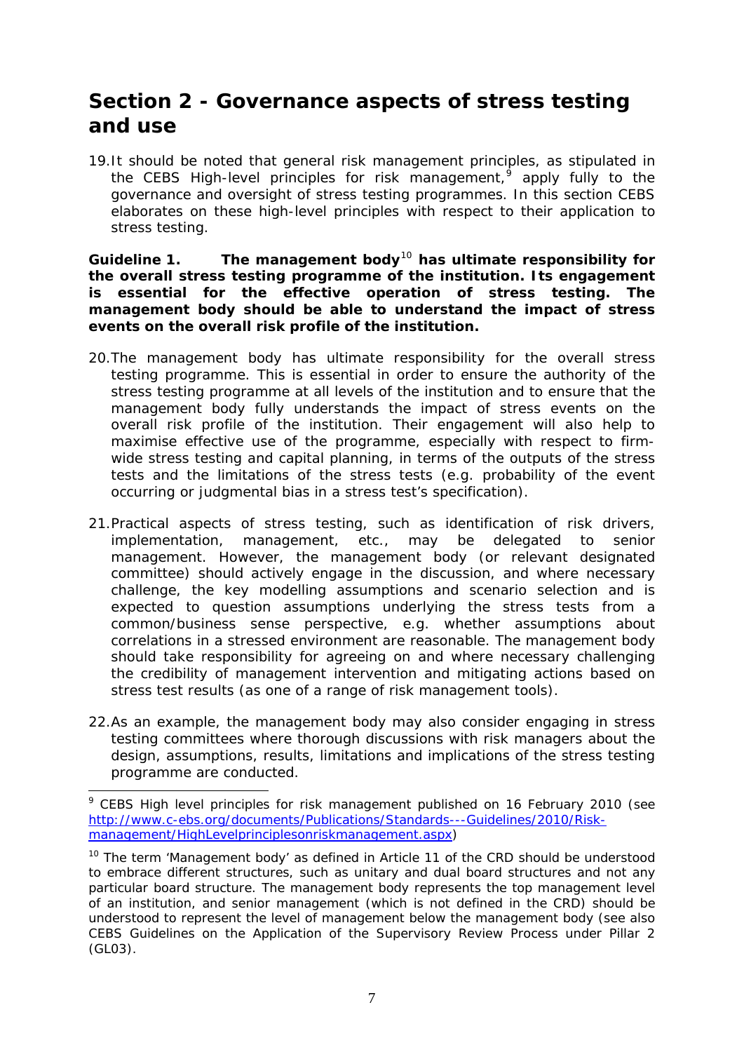## Section 2 - Governance aspects of stress testing and use

19. It should be noted that general risk management principles, as stipulated in the CEBS High-level principles for risk management,[9] apply fully to the governance and oversight of stress testing programmes. In this section CEBS elaborates on these high-level principles with respect to their application to stress testing.

**Guideline 1. The management body[10] has ultimate responsibility for the overall stress testing programme of the institution. Its engagement is essential for the effective operation of stress testing. The management body should be able to understand the impact of stress events on the overall risk profile of the institution.**

20. The management body has ultimate responsibility for the overall stress testing programme. This is essential in order to ensure the authority of the stress testing programme at all levels of the institution and to ensure that the management body fully understands the impact of stress events on the overall risk profile of the institution. Their engagement will also help to maximise effective use of the programme, especially with respect to firm-wide stress testing and capital planning, in terms of the outputs of the stress tests and the limitations of the stress tests (e.g. probability of the event occurring or judgmental bias in a stress test's specification).

21. Practical aspects of stress testing, such as identification of risk drivers, implementation, management, etc., may be delegated to senior management. However, the management body (or relevant designated committee) should actively engage in the discussion, and where necessary challenge, the key modelling assumptions and scenario selection and is expected to question assumptions underlying the stress tests from a common/business sense perspective, e.g. whether assumptions about correlations in a stressed environment are reasonable. The management body should take responsibility for agreeing on and where necessary challenging the credibility of management intervention and mitigating actions based on stress test results (as one of a range of risk management tools).

22. As an example, the management body may also consider engaging in stress testing committees where thorough discussions with risk managers about the design, assumptions, results, limitations and implications of the stress testing programme are conducted.

---

[9] CEBS High level principles for risk management published on 16 February 2010 (see http://www.c-ebs.org/documents/Publications/Standards---Guidelines/2010/Risk-management/HighLevelprinciplesonriskmanagement.aspx)

[10] The term 'Management body' as defined in Article 11 of the CRD should be understood to embrace different structures, such as unitary and dual board structures and not any particular board structure. The management body represents the top management level of an institution, and senior management (which is not defined in the CRD) should be understood to represent the level of management below the management body (see also CEBS Guidelines on the Application of the Supervisory Review Process under Pillar 2 (GL03).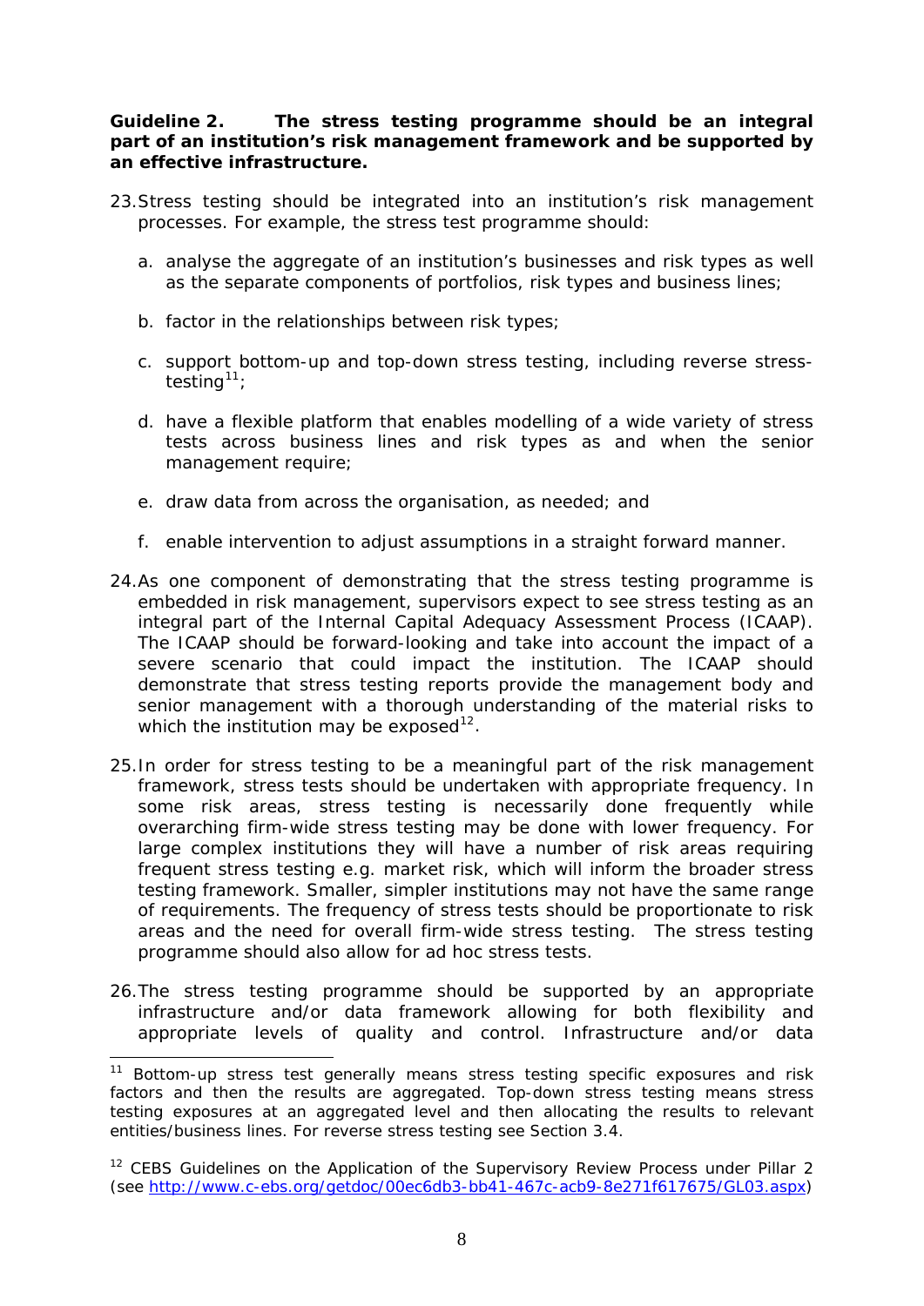**Guideline 2. The stress testing programme should be an integral part of an institution's risk management framework and be supported by an effective infrastructure.**

23. Stress testing should be integrated into an institution's risk management processes. For example, the stress test programme should:

    a. analyse the aggregate of an institution's businesses and risk types as well as the separate components of portfolios, risk types and business lines;

    b. factor in the relationships between risk types;

    c. support bottom-up and top-down stress testing, including reverse stress-testing[11];

    d. have a flexible platform that enables modelling of a wide variety of stress tests across business lines and risk types as and when the senior management require;

    e. draw data from across the organisation, as needed; and

    f. enable intervention to adjust assumptions in a straight forward manner.

24. As one component of demonstrating that the stress testing programme is embedded in risk management, supervisors expect to see stress testing as an integral part of the Internal Capital Adequacy Assessment Process (ICAAP). The ICAAP should be forward-looking and take into account the impact of a severe scenario that could impact the institution. The ICAAP should demonstrate that stress testing reports provide the management body and senior management with a thorough understanding of the material risks to which the institution may be exposed[12].

25. In order for stress testing to be a meaningful part of the risk management framework, stress tests should be undertaken with appropriate frequency. In some risk areas, stress testing is necessarily done frequently while overarching firm-wide stress testing may be done with lower frequency. For large complex institutions they will have a number of risk areas requiring frequent stress testing e.g. market risk, which will inform the broader stress testing framework. Smaller, simpler institutions may not have the same range of requirements. The frequency of stress tests should be proportionate to risk areas and the need for overall firm-wide stress testing. The stress testing programme should also allow for ad hoc stress tests.

26. The stress testing programme should be supported by an appropriate infrastructure and/or data framework allowing for both flexibility and appropriate levels of quality and control. Infrastructure and/or data

---

[11] Bottom-up stress test generally means stress testing specific exposures and risk factors and then the results are aggregated. Top-down stress testing means stress testing exposures at an aggregated level and then allocating the results to relevant entities/business lines. For reverse stress testing see Section 3.4.

[12] CEBS Guidelines on the Application of the Supervisory Review Process under Pillar 2 (see http://www.c-ebs.org/getdoc/00ec6db3-bb41-467c-acb9-8e271f617675/GL03.aspx)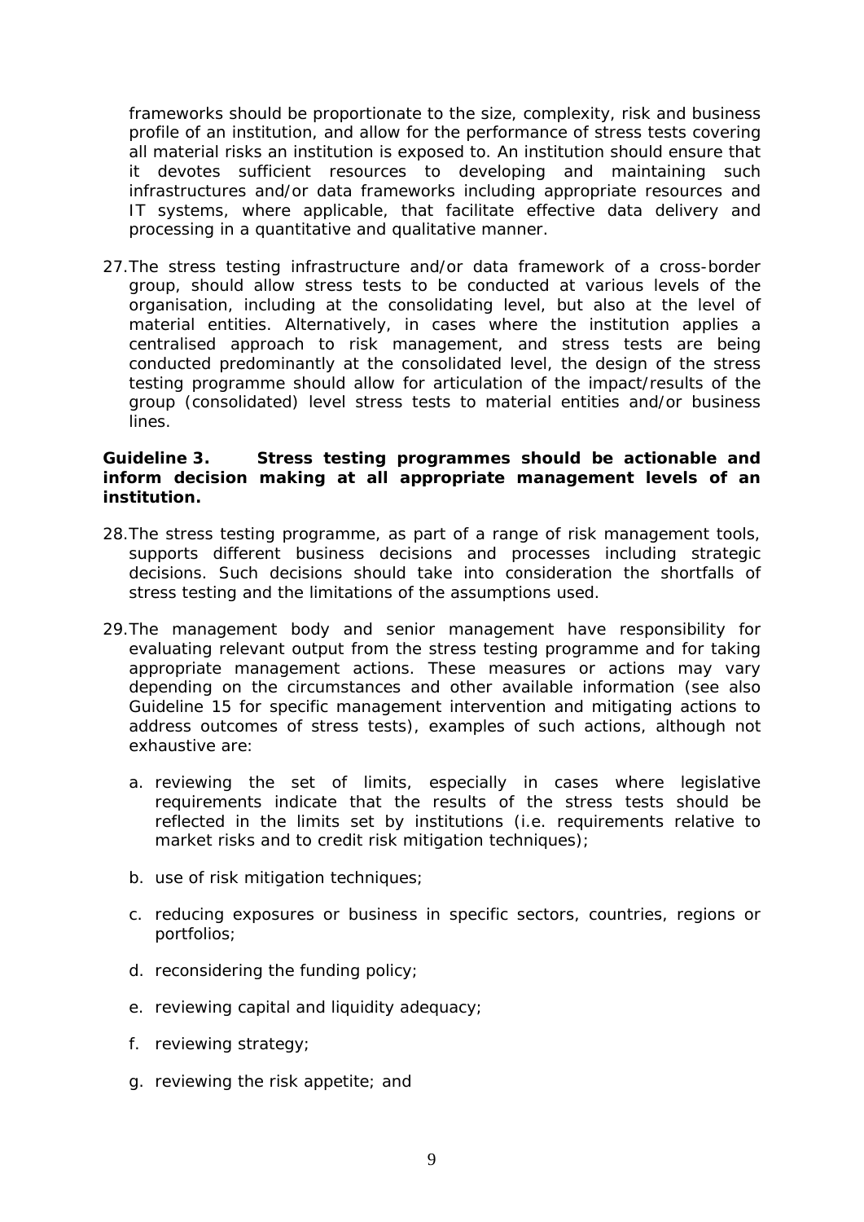frameworks should be proportionate to the size, complexity, risk and business profile of an institution, and allow for the performance of stress tests covering all material risks an institution is exposed to. An institution should ensure that it devotes sufficient resources to developing and maintaining such infrastructures and/or data frameworks including appropriate resources and IT systems, where applicable, that facilitate effective data delivery and processing in a quantitative and qualitative manner.

27. The stress testing infrastructure and/or data framework of a cross-border group, should allow stress tests to be conducted at various levels of the organisation, including at the consolidating level, but also at the level of material entities. Alternatively, in cases where the institution applies a centralised approach to risk management, and stress tests are being conducted predominantly at the consolidated level, the design of the stress testing programme should allow for articulation of the impact/results of the group (consolidated) level stress tests to material entities and/or business lines.

**Guideline 3. Stress testing programmes should be actionable and inform decision making at all appropriate management levels of an institution.**

28. The stress testing programme, as part of a range of risk management tools, supports different business decisions and processes including strategic decisions. Such decisions should take into consideration the shortfalls of stress testing and the limitations of the assumptions used.

29. The management body and senior management have responsibility for evaluating relevant output from the stress testing programme and for taking appropriate management actions. These measures or actions may vary depending on the circumstances and other available information (see also Guideline 15 for specific management intervention and mitigating actions to address outcomes of stress tests), examples of such actions, although not exhaustive are:

    a. reviewing the set of limits, especially in cases where legislative requirements indicate that the results of the stress tests should be reflected in the limits set by institutions (i.e. requirements relative to market risks and to credit risk mitigation techniques);

    b. use of risk mitigation techniques;

    c. reducing exposures or business in specific sectors, countries, regions or portfolios;

    d. reconsidering the funding policy;

    e. reviewing capital and liquidity adequacy;

    f. reviewing strategy;

    g. reviewing the risk appetite; and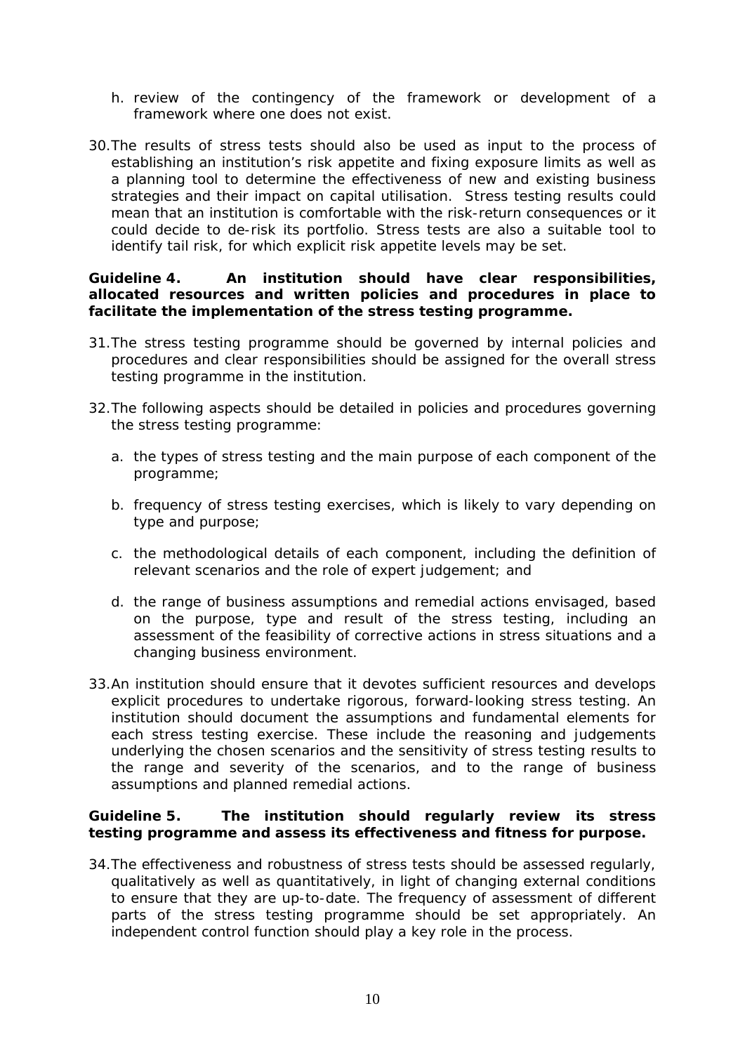h. review of the contingency of the framework or development of a framework where one does not exist.

30. The results of stress tests should also be used as input to the process of establishing an institution's risk appetite and fixing exposure limits as well as a planning tool to determine the effectiveness of new and existing business strategies and their impact on capital utilisation. Stress testing results could mean that an institution is comfortable with the risk-return consequences or it could decide to de-risk its portfolio. Stress tests are also a suitable tool to identify tail risk, for which explicit risk appetite levels may be set.

**Guideline 4. An institution should have clear responsibilities, allocated resources and written policies and procedures in place to facilitate the implementation of the stress testing programme.**

31. The stress testing programme should be governed by internal policies and procedures and clear responsibilities should be assigned for the overall stress testing programme in the institution.

32. The following aspects should be detailed in policies and procedures governing the stress testing programme:

    a. the types of stress testing and the main purpose of each component of the programme;

    b. frequency of stress testing exercises, which is likely to vary depending on type and purpose;

    c. the methodological details of each component, including the definition of relevant scenarios and the role of expert judgement; and

    d. the range of business assumptions and remedial actions envisaged, based on the purpose, type and result of the stress testing, including an assessment of the feasibility of corrective actions in stress situations and a changing business environment.

33. An institution should ensure that it devotes sufficient resources and develops explicit procedures to undertake rigorous, forward-looking stress testing. An institution should document the assumptions and fundamental elements for each stress testing exercise. These include the reasoning and judgements underlying the chosen scenarios and the sensitivity of stress testing results to the range and severity of the scenarios, and to the range of business assumptions and planned remedial actions.

**Guideline 5. The institution should regularly review its stress testing programme and assess its effectiveness and fitness for purpose.**

34. The effectiveness and robustness of stress tests should be assessed regularly, qualitatively as well as quantitatively, in light of changing external conditions to ensure that they are up-to-date. The frequency of assessment of different parts of the stress testing programme should be set appropriately. An independent control function should play a key role in the process.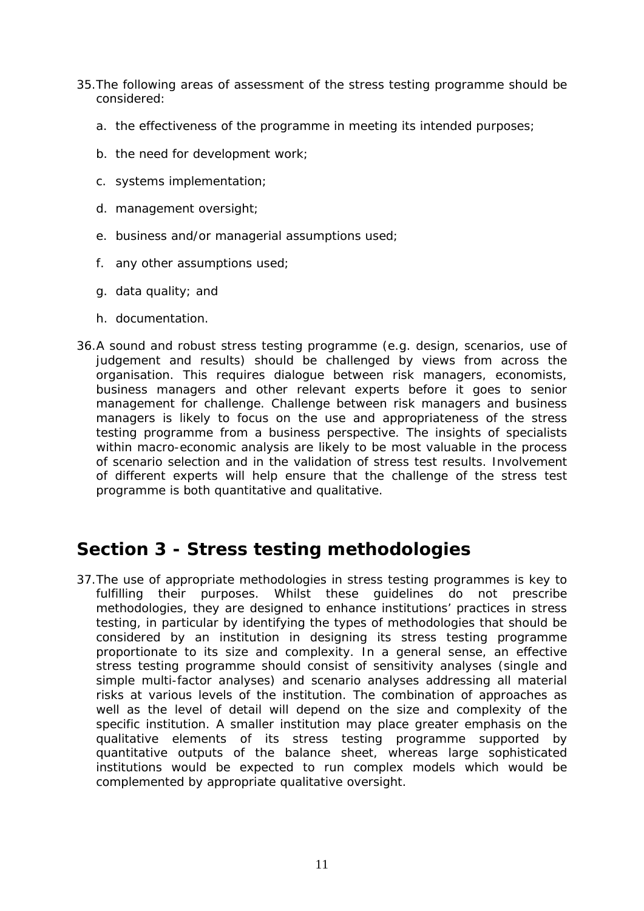35. The following areas of assessment of the stress testing programme should be considered:

    a. the effectiveness of the programme in meeting its intended purposes;

    b. the need for development work;

    c. systems implementation;

    d. management oversight;

    e. business and/or managerial assumptions used;

    f. any other assumptions used;

    g. data quality; and

    h. documentation.

36. A sound and robust stress testing programme (e.g. design, scenarios, use of judgement and results) should be challenged by views from across the organisation. This requires dialogue between risk managers, economists, business managers and other relevant experts before it goes to senior management for challenge. Challenge between risk managers and business managers is likely to focus on the use and appropriateness of the stress testing programme from a business perspective. The insights of specialists within macro-economic analysis are likely to be most valuable in the process of scenario selection and in the validation of stress test results. Involvement of different experts will help ensure that the challenge of the stress test programme is both quantitative and qualitative.

## Section 3 - Stress testing methodologies

37. The use of appropriate methodologies in stress testing programmes is key to fulfilling their purposes. Whilst these guidelines do not prescribe methodologies, they are designed to enhance institutions' practices in stress testing, in particular by identifying the types of methodologies that should be considered by an institution in designing its stress testing programme proportionate to its size and complexity. In a general sense, an effective stress testing programme should consist of sensitivity analyses (single and simple multi-factor analyses) and scenario analyses addressing all material risks at various levels of the institution. The combination of approaches as well as the level of detail will depend on the size and complexity of the specific institution. A smaller institution may place greater emphasis on the qualitative elements of its stress testing programme supported by quantitative outputs of the balance sheet, whereas large sophisticated institutions would be expected to run complex models which would be complemented by appropriate qualitative oversight.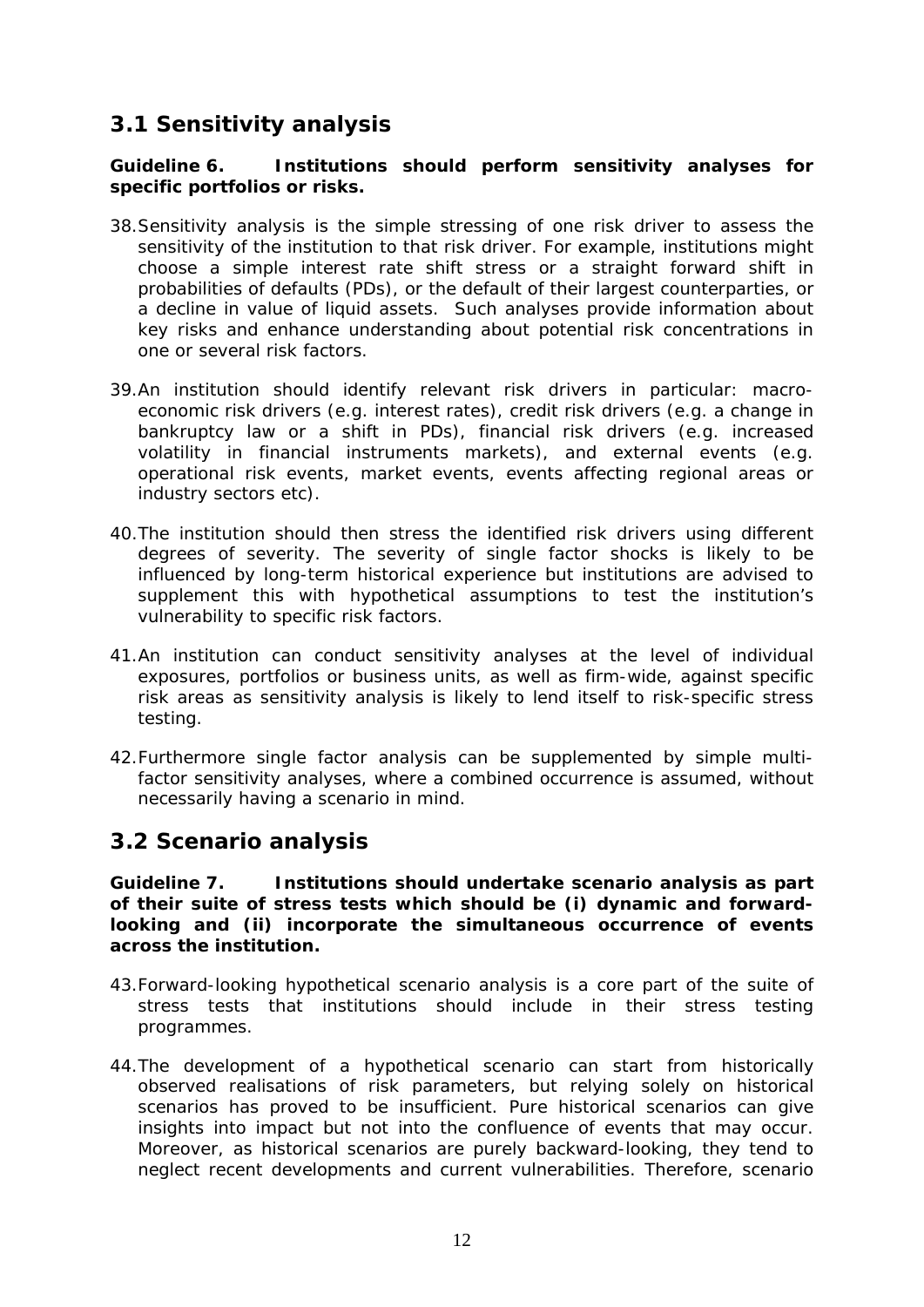## 3.1 Sensitivity analysis

**Guideline 6. Institutions should perform sensitivity analyses for specific portfolios or risks.**

38. Sensitivity analysis is the simple stressing of one risk driver to assess the sensitivity of the institution to that risk driver. For example, institutions might choose a simple interest rate shift stress or a straight forward shift in probabilities of defaults (PDs), or the default of their largest counterparties, or a decline in value of liquid assets. Such analyses provide information about key risks and enhance understanding about potential risk concentrations in one or several risk factors.

39. An institution should identify relevant risk drivers in particular: macro-economic risk drivers (e.g. interest rates), credit risk drivers (e.g. a change in bankruptcy law or a shift in PDs), financial risk drivers (e.g. increased volatility in financial instruments markets), and external events (e.g. operational risk events, market events, events affecting regional areas or industry sectors etc).

40. The institution should then stress the identified risk drivers using different degrees of severity. The severity of single factor shocks is likely to be influenced by long-term historical experience but institutions are advised to supplement this with hypothetical assumptions to test the institution's vulnerability to specific risk factors.

41. An institution can conduct sensitivity analyses at the level of individual exposures, portfolios or business units, as well as firm-wide, against specific risk areas as sensitivity analysis is likely to lend itself to risk-specific stress testing.

42. Furthermore single factor analysis can be supplemented by simple multi-factor sensitivity analyses, where a combined occurrence is assumed, without necessarily having a scenario in mind.

## 3.2 Scenario analysis

**Guideline 7. Institutions should undertake scenario analysis as part of their suite of stress tests which should be (i) dynamic and forward-looking and (ii) incorporate the simultaneous occurrence of events across the institution.**

43. Forward-looking hypothetical scenario analysis is a core part of the suite of stress tests that institutions should include in their stress testing programmes.

44. The development of a hypothetical scenario can start from historically observed realisations of risk parameters, but relying solely on historical scenarios has proved to be insufficient. Pure historical scenarios can give insights into impact but not into the confluence of events that may occur. Moreover, as historical scenarios are purely backward-looking, they tend to neglect recent developments and current vulnerabilities. Therefore, scenario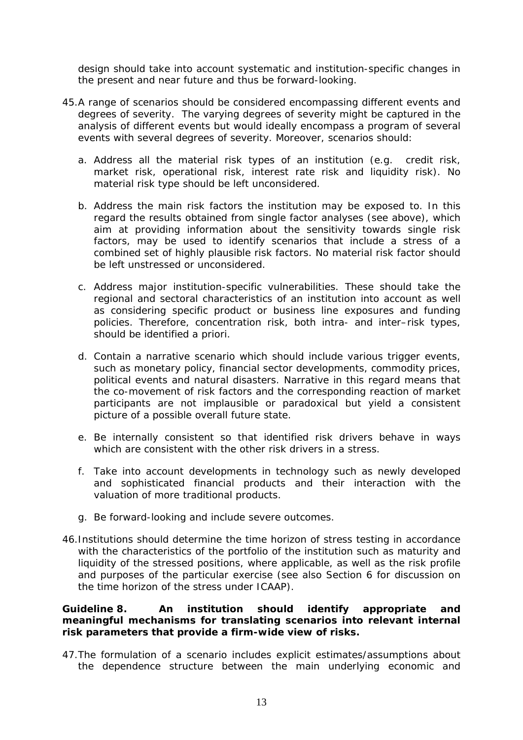design should take into account systematic and institution-specific changes in the present and near future and thus be forward-looking.

45. A range of scenarios should be considered encompassing different events and degrees of severity. The varying degrees of severity might be captured in the analysis of different events but would ideally encompass a program of several events with several degrees of severity. Moreover, scenarios should:

    a. Address all the material risk types of an institution (e.g. credit risk, market risk, operational risk, interest rate risk and liquidity risk). No material risk type should be left unconsidered.

    b. Address the main risk factors the institution may be exposed to. In this regard the results obtained from single factor analyses (see above), which aim at providing information about the sensitivity towards single risk factors, may be used to identify scenarios that include a stress of a combined set of highly plausible risk factors. No material risk factor should be left unstressed or unconsidered.

    c. Address major institution-specific vulnerabilities. These should take the regional and sectoral characteristics of an institution into account as well as considering specific product or business line exposures and funding policies. Therefore, concentration risk, both intra- and inter–risk types, should be identified a priori.

    d. Contain a narrative scenario which should include various trigger events, such as monetary policy, financial sector developments, commodity prices, political events and natural disasters. Narrative in this regard means that the co-movement of risk factors and the corresponding reaction of market participants are not implausible or paradoxical but yield a consistent picture of a possible overall future state.

    e. Be internally consistent so that identified risk drivers behave in ways which are consistent with the other risk drivers in a stress.

    f. Take into account developments in technology such as newly developed and sophisticated financial products and their interaction with the valuation of more traditional products.

    g. Be forward-looking and include severe outcomes.

46. Institutions should determine the time horizon of stress testing in accordance with the characteristics of the portfolio of the institution such as maturity and liquidity of the stressed positions, where applicable, as well as the risk profile and purposes of the particular exercise (see also Section 6 for discussion on the time horizon of the stress under ICAAP).

**Guideline 8. An institution should identify appropriate and meaningful mechanisms for translating scenarios into relevant internal risk parameters that provide a firm-wide view of risks.**

47. The formulation of a scenario includes explicit estimates/assumptions about the dependence structure between the main underlying economic and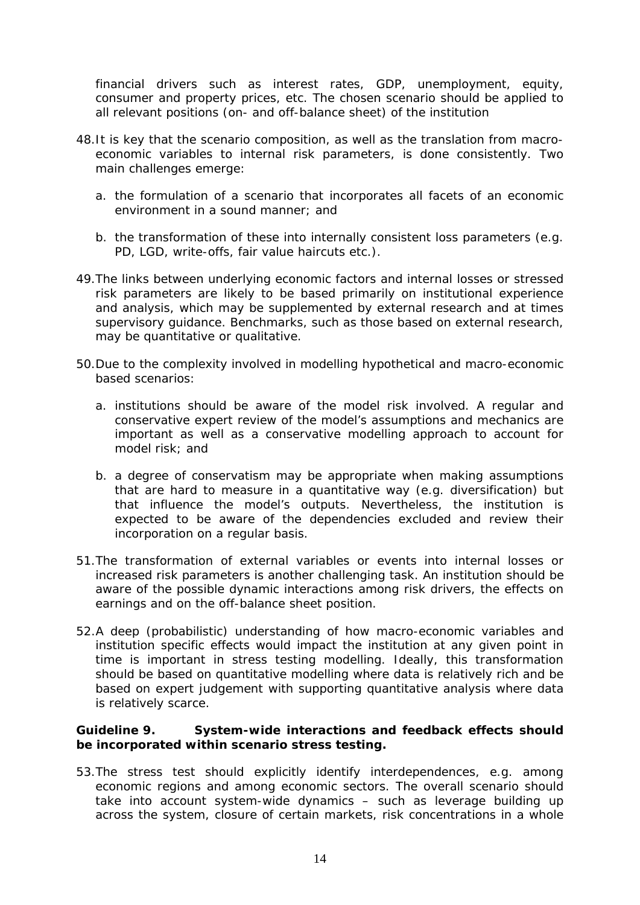financial drivers such as interest rates, GDP, unemployment, equity, consumer and property prices, etc. The chosen scenario should be applied to all relevant positions (on- and off-balance sheet) of the institution

48. It is key that the scenario composition, as well as the translation from macro-economic variables to internal risk parameters, is done consistently. Two main challenges emerge:

    a. the formulation of a scenario that incorporates all facets of an economic environment in a sound manner; and

    b. the transformation of these into internally consistent loss parameters (e.g. PD, LGD, write-offs, fair value haircuts etc.).

49. The links between underlying economic factors and internal losses or stressed risk parameters are likely to be based primarily on institutional experience and analysis, which may be supplemented by external research and at times supervisory guidance. Benchmarks, such as those based on external research, may be quantitative or qualitative.

50. Due to the complexity involved in modelling hypothetical and macro-economic based scenarios:

    a. institutions should be aware of the model risk involved. A regular and conservative expert review of the model's assumptions and mechanics are important as well as a conservative modelling approach to account for model risk; and

    b. a degree of conservatism may be appropriate when making assumptions that are hard to measure in a quantitative way (e.g. diversification) but that influence the model's outputs. Nevertheless, the institution is expected to be aware of the dependencies excluded and review their incorporation on a regular basis.

51. The transformation of external variables or events into internal losses or increased risk parameters is another challenging task. An institution should be aware of the possible dynamic interactions among risk drivers, the effects on earnings and on the off-balance sheet position.

52. A deep (probabilistic) understanding of how macro-economic variables and institution specific effects would impact the institution at any given point in time is important in stress testing modelling. Ideally, this transformation should be based on quantitative modelling where data is relatively rich and be based on expert judgement with supporting quantitative analysis where data is relatively scarce.

**Guideline 9. System-wide interactions and feedback effects should be incorporated within scenario stress testing.**

53. The stress test should explicitly identify interdependences, e.g. among economic regions and among economic sectors. The overall scenario should take into account system-wide dynamics – such as leverage building up across the system, closure of certain markets, risk concentrations in a whole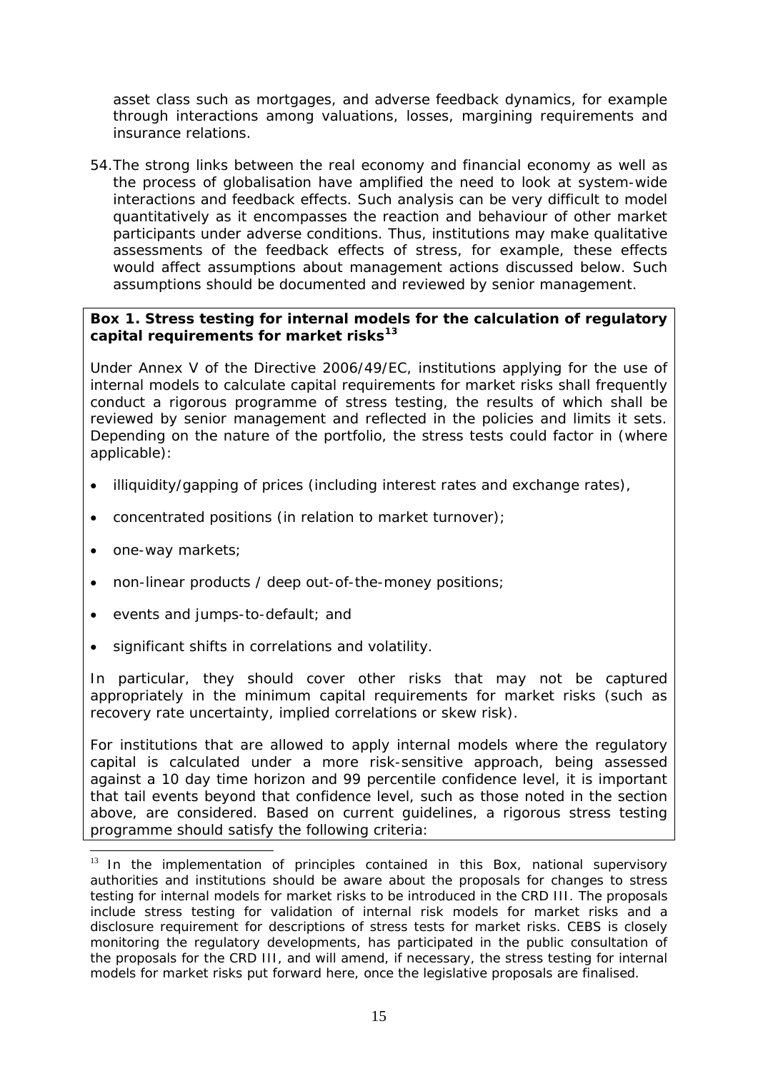asset class such as mortgages, and adverse feedback dynamics, for example through interactions among valuations, losses, margining requirements and insurance relations.

54. The strong links between the real economy and financial economy as well as the process of globalisation have amplified the need to look at system-wide interactions and feedback effects. Such analysis can be very difficult to model quantitatively as it encompasses the reaction and behaviour of other market participants under adverse conditions. Thus, institutions may make qualitative assessments of the feedback effects of stress, for example, these effects would affect assumptions about management actions discussed below. Such assumptions should be documented and reviewed by senior management.

**Box 1. Stress testing for internal models for the calculation of regulatory capital requirements for market risks**[13]

Under Annex V of the Directive 2006/49/EC, institutions applying for the use of internal models to calculate capital requirements for market risks shall frequently conduct a rigorous programme of stress testing, the results of which shall be reviewed by senior management and reflected in the policies and limits it sets. Depending on the nature of the portfolio, the stress tests could factor in (where applicable):

- illiquidity/gapping of prices (including interest rates and exchange rates),
- concentrated positions (in relation to market turnover);
- one-way markets;
- non-linear products / deep out-of-the-money positions;
- events and jumps-to-default; and
- significant shifts in correlations and volatility.

In particular, they should cover other risks that may not be captured appropriately in the minimum capital requirements for market risks (such as recovery rate uncertainty, implied correlations or skew risk).

For institutions that are allowed to apply internal models where the regulatory capital is calculated under a more risk-sensitive approach, being assessed against a 10 day time horizon and 99 percentile confidence level, it is important that tail events beyond that confidence level, such as those noted in the section above, are considered. Based on current guidelines, a rigorous stress testing programme should satisfy the following criteria:

[13] In the implementation of principles contained in this Box, national supervisory authorities and institutions should be aware about the proposals for changes to stress testing for internal models for market risks to be introduced in the CRD III. The proposals include stress testing for validation of internal risk models for market risks and a disclosure requirement for descriptions of stress tests for market risks. CEBS is closely monitoring the regulatory developments, has participated in the public consultation of the proposals for the CRD III, and will amend, if necessary, the stress testing for internal models for market risks put forward here, once the legislative proposals are finalised.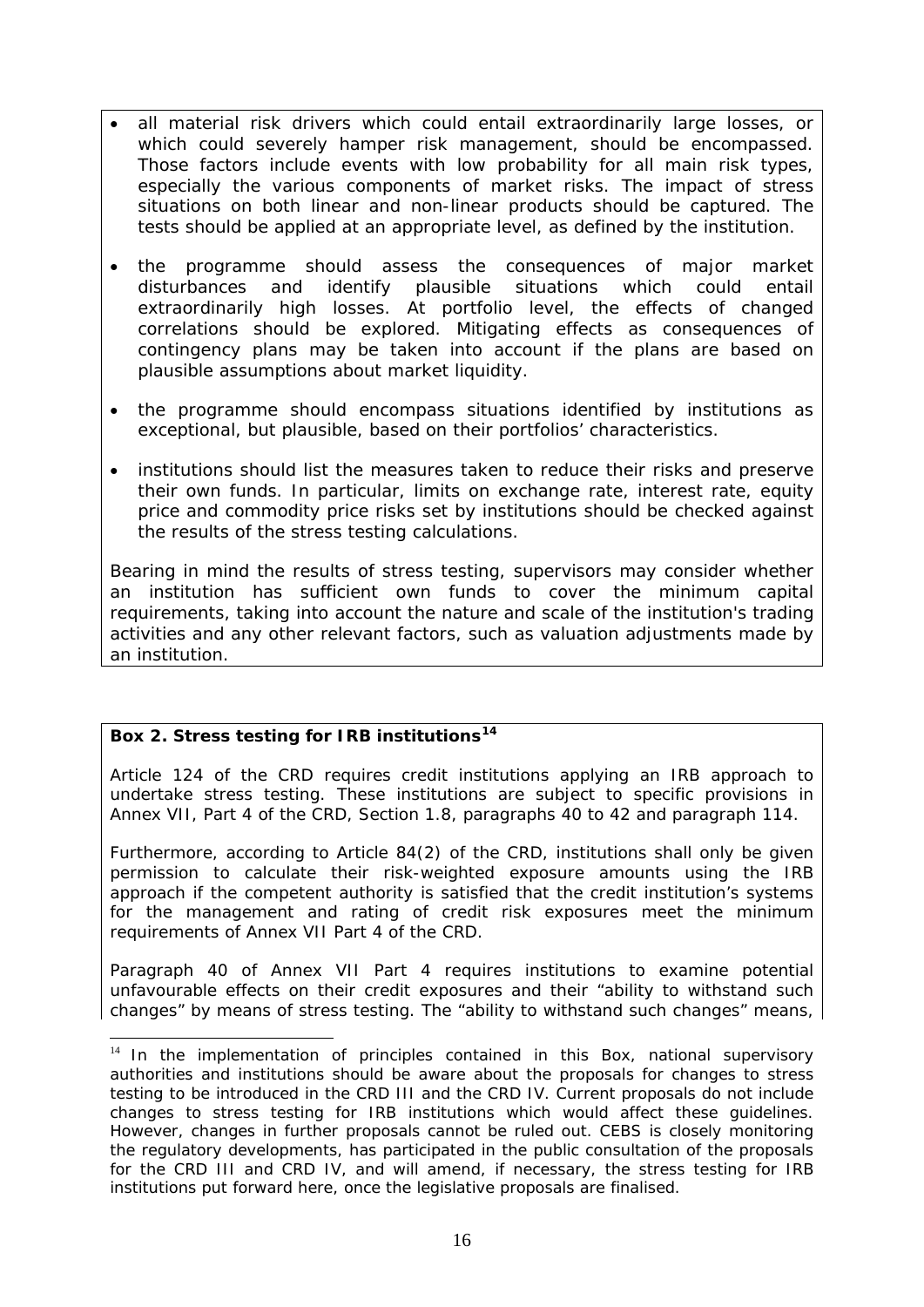- all material risk drivers which could entail extraordinarily large losses, or which could severely hamper risk management, should be encompassed. Those factors include events with low probability for all main risk types, especially the various components of market risks. The impact of stress situations on both linear and non-linear products should be captured. The tests should be applied at an appropriate level, as defined by the institution.

- the programme should assess the consequences of major market disturbances and identify plausible situations which could entail extraordinarily high losses. At portfolio level, the effects of changed correlations should be explored. Mitigating effects as consequences of contingency plans may be taken into account if the plans are based on plausible assumptions about market liquidity.

- the programme should encompass situations identified by institutions as exceptional, but plausible, based on their portfolios' characteristics.

- institutions should list the measures taken to reduce their risks and preserve their own funds. In particular, limits on exchange rate, interest rate, equity price and commodity price risks set by institutions should be checked against the results of the stress testing calculations.

Bearing in mind the results of stress testing, supervisors may consider whether an institution has sufficient own funds to cover the minimum capital requirements, taking into account the nature and scale of the institution's trading activities and any other relevant factors, such as valuation adjustments made by an institution.

**Box 2. Stress testing for IRB institutions**[14]

Article 124 of the CRD requires credit institutions applying an IRB approach to undertake stress testing. These institutions are subject to specific provisions in Annex VII, Part 4 of the CRD, Section 1.8, paragraphs 40 to 42 and paragraph 114.

Furthermore, according to Article 84(2) of the CRD, institutions shall only be given permission to calculate their risk-weighted exposure amounts using the IRB approach if the competent authority is satisfied that the credit institution's systems for the management and rating of credit risk exposures meet the minimum requirements of Annex VII Part 4 of the CRD.

Paragraph 40 of Annex VII Part 4 requires institutions to examine potential unfavourable effects on their credit exposures and their "ability to withstand such changes" by means of stress testing. The "ability to withstand such changes" means,

[14] In the implementation of principles contained in this Box, national supervisory authorities and institutions should be aware about the proposals for changes to stress testing to be introduced in the CRD III and the CRD IV. Current proposals do not include changes to stress testing for IRB institutions which would affect these guidelines. However, changes in further proposals cannot be ruled out. CEBS is closely monitoring the regulatory developments, has participated in the public consultation of the proposals for the CRD III and CRD IV, and will amend, if necessary, the stress testing for IRB institutions put forward here, once the legislative proposals are finalised.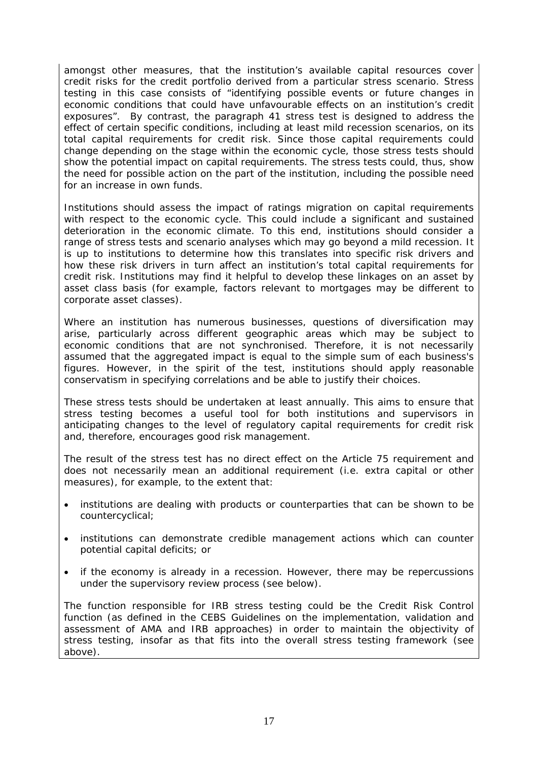amongst other measures, that the institution's available capital resources cover credit risks for the credit portfolio derived from a particular stress scenario. Stress testing in this case consists of "identifying possible events or future changes in economic conditions that could have unfavourable effects on an institution's credit exposures". By contrast, the paragraph 41 stress test is designed to address the effect of certain specific conditions, including at least mild recession scenarios, on its total capital requirements for credit risk. Since those capital requirements could change depending on the stage within the economic cycle, those stress tests should show the potential impact on capital requirements. The stress tests could, thus, show the need for possible action on the part of the institution, including the possible need for an increase in own funds.

Institutions should assess the impact of ratings migration on capital requirements with respect to the economic cycle. This could include a significant and sustained deterioration in the economic climate. To this end, institutions should consider a range of stress tests and scenario analyses which may go beyond a mild recession. It is up to institutions to determine how this translates into specific risk drivers and how these risk drivers in turn affect an institution's total capital requirements for credit risk. Institutions may find it helpful to develop these linkages on an asset by asset class basis (for example, factors relevant to mortgages may be different to corporate asset classes).

Where an institution has numerous businesses, questions of diversification may arise, particularly across different geographic areas which may be subject to economic conditions that are not synchronised. Therefore, it is not necessarily assumed that the aggregated impact is equal to the simple sum of each business's figures. However, in the spirit of the test, institutions should apply reasonable conservatism in specifying correlations and be able to justify their choices.

These stress tests should be undertaken at least annually. This aims to ensure that stress testing becomes a useful tool for both institutions and supervisors in anticipating changes to the level of regulatory capital requirements for credit risk and, therefore, encourages good risk management.

The result of the stress test has no direct effect on the Article 75 requirement and does not necessarily mean an additional requirement (i.e. extra capital or other measures), for example, to the extent that:

- institutions are dealing with products or counterparties that can be shown to be countercyclical;
- institutions can demonstrate credible management actions which can counter potential capital deficits; or
- if the economy is already in a recession. However, there may be repercussions under the supervisory review process (see below).

The function responsible for IRB stress testing could be the Credit Risk Control function (as defined in the CEBS Guidelines on the implementation, validation and assessment of AMA and IRB approaches) in order to maintain the objectivity of stress testing, insofar as that fits into the overall stress testing framework (see above).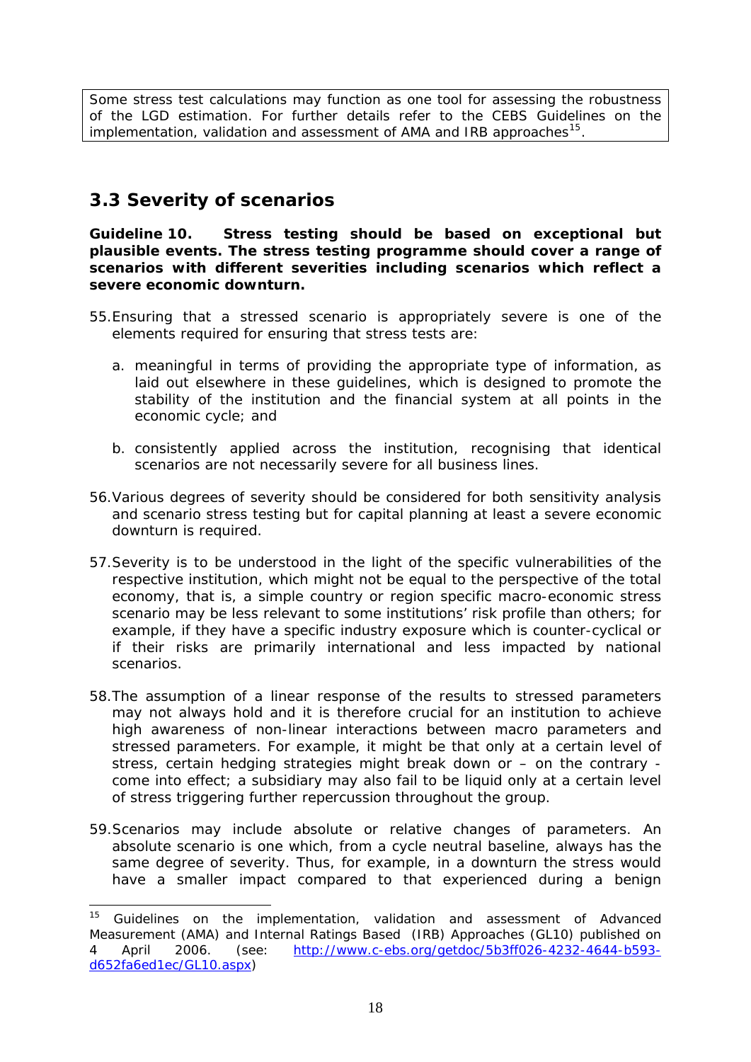Some stress test calculations may function as one tool for assessing the robustness of the LGD estimation. For further details refer to the CEBS Guidelines on the implementation, validation and assessment of AMA and IRB approaches[15].

## 3.3 Severity of scenarios

**Guideline 10. Stress testing should be based on exceptional but plausible events. The stress testing programme should cover a range of scenarios with different severities including scenarios which reflect a severe economic downturn.**

55. Ensuring that a stressed scenario is appropriately severe is one of the elements required for ensuring that stress tests are:

    a. meaningful in terms of providing the appropriate type of information, as laid out elsewhere in these guidelines, which is designed to promote the stability of the institution and the financial system at all points in the economic cycle; and

    b. consistently applied across the institution, recognising that identical scenarios are not necessarily severe for all business lines.

56. Various degrees of severity should be considered for both sensitivity analysis and scenario stress testing but for capital planning at least a severe economic downturn is required.

57. Severity is to be understood in the light of the specific vulnerabilities of the respective institution, which might not be equal to the perspective of the total economy, that is, a simple country or region specific macro-economic stress scenario may be less relevant to some institutions' risk profile than others; for example, if they have a specific industry exposure which is counter-cyclical or if their risks are primarily international and less impacted by national scenarios.

58. The assumption of a linear response of the results to stressed parameters may not always hold and it is therefore crucial for an institution to achieve high awareness of non-linear interactions between macro parameters and stressed parameters. For example, it might be that only at a certain level of stress, certain hedging strategies might break down or – on the contrary - come into effect; a subsidiary may also fail to be liquid only at a certain level of stress triggering further repercussion throughout the group.

59. Scenarios may include absolute or relative changes of parameters. An absolute scenario is one which, from a cycle neutral baseline, always has the same degree of severity. Thus, for example, in a downturn the stress would have a smaller impact compared to that experienced during a benign

---

[15] Guidelines on the implementation, validation and assessment of Advanced Measurement (AMA) and Internal Ratings Based (IRB) Approaches (GL10) published on 4 April 2006. (see: http://www.c-ebs.org/getdoc/5b3ff026-4232-4644-b593-d652fa6ed1ec/GL10.aspx)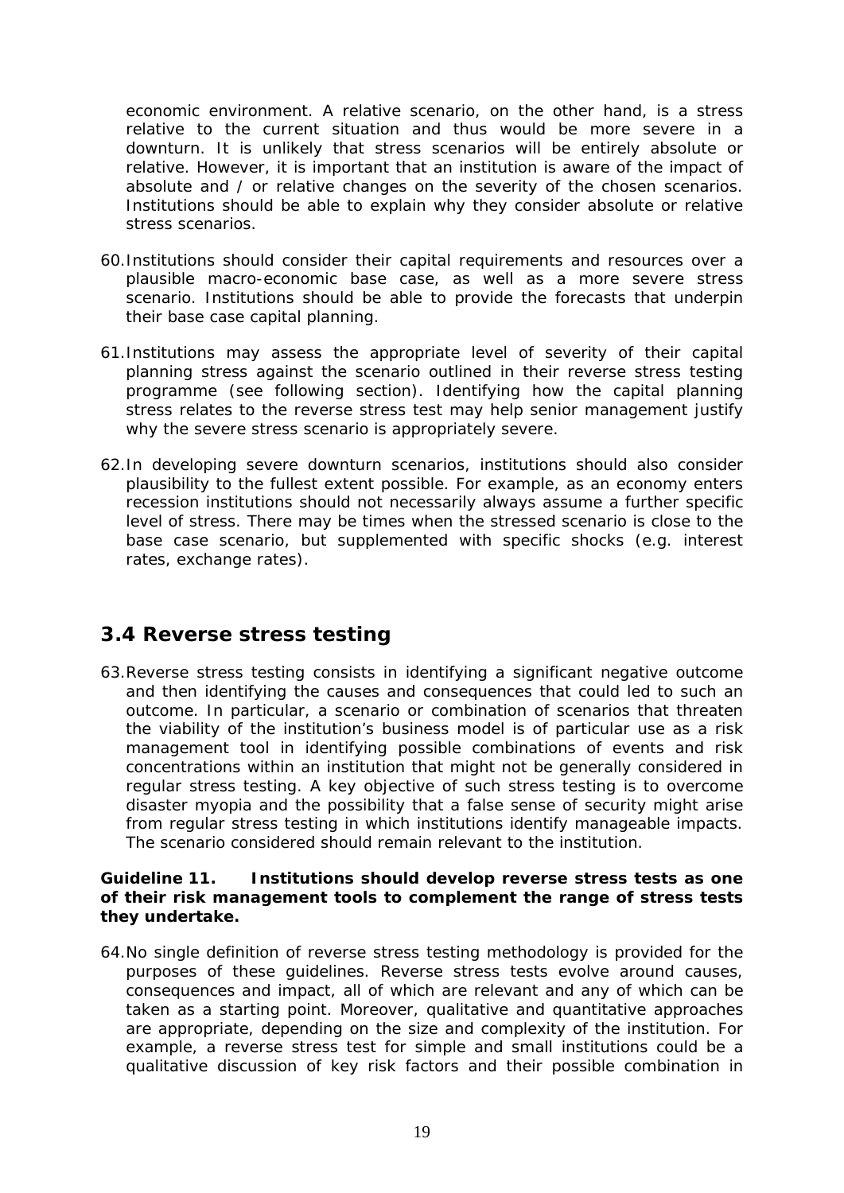economic environment. A relative scenario, on the other hand, is a stress relative to the current situation and thus would be more severe in a downturn. It is unlikely that stress scenarios will be entirely absolute or relative. However, it is important that an institution is aware of the impact of absolute and / or relative changes on the severity of the chosen scenarios. Institutions should be able to explain why they consider absolute or relative stress scenarios.

60. Institutions should consider their capital requirements and resources over a plausible macro-economic base case, as well as a more severe stress scenario. Institutions should be able to provide the forecasts that underpin their base case capital planning.

61. Institutions may assess the appropriate level of severity of their capital planning stress against the scenario outlined in their reverse stress testing programme (see following section). Identifying how the capital planning stress relates to the reverse stress test may help senior management justify why the severe stress scenario is appropriately severe.

62. In developing severe downturn scenarios, institutions should also consider plausibility to the fullest extent possible. For example, as an economy enters recession institutions should not necessarily always assume a further specific level of stress. There may be times when the stressed scenario is close to the base case scenario, but supplemented with specific shocks (e.g. interest rates, exchange rates).

## 3.4 Reverse stress testing

63. Reverse stress testing consists in identifying a significant negative outcome and then identifying the causes and consequences that could led to such an outcome. In particular, a scenario or combination of scenarios that threaten the viability of the institution's business model is of particular use as a risk management tool in identifying possible combinations of events and risk concentrations within an institution that might not be generally considered in regular stress testing. A key objective of such stress testing is to overcome disaster myopia and the possibility that a false sense of security might arise from regular stress testing in which institutions identify manageable impacts. The scenario considered should remain relevant to the institution.

**Guideline 11. Institutions should develop reverse stress tests as one of their risk management tools to complement the range of stress tests they undertake.**

64. No single definition of reverse stress testing methodology is provided for the purposes of these guidelines. Reverse stress tests evolve around causes, consequences and impact, all of which are relevant and any of which can be taken as a starting point. Moreover, qualitative and quantitative approaches are appropriate, depending on the size and complexity of the institution. For example, a reverse stress test for simple and small institutions could be a qualitative discussion of key risk factors and their possible combination in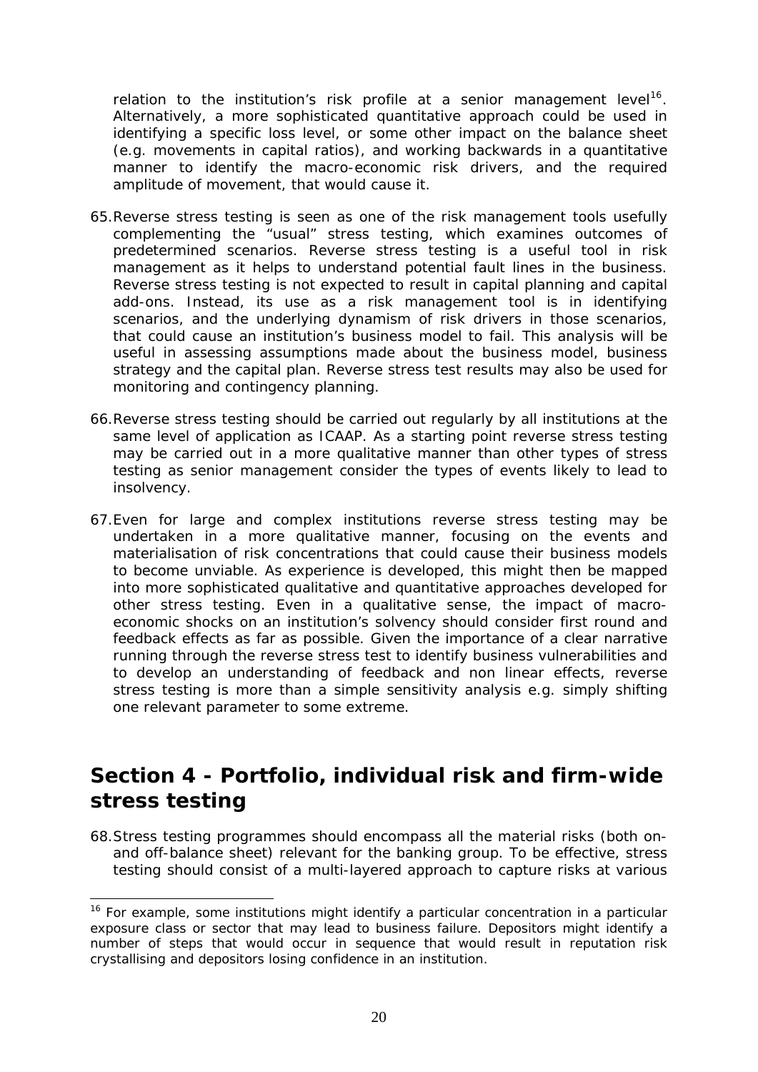relation to the institution's risk profile at a senior management level[16]. Alternatively, a more sophisticated quantitative approach could be used in identifying a specific loss level, or some other impact on the balance sheet (e.g. movements in capital ratios), and working backwards in a quantitative manner to identify the macro-economic risk drivers, and the required amplitude of movement, that would cause it.

65. Reverse stress testing is seen as one of the risk management tools usefully complementing the "usual" stress testing, which examines outcomes of predetermined scenarios. Reverse stress testing is a useful tool in risk management as it helps to understand potential fault lines in the business. Reverse stress testing is not expected to result in capital planning and capital add-ons. Instead, its use as a risk management tool is in identifying scenarios, and the underlying dynamism of risk drivers in those scenarios, that could cause an institution's business model to fail. This analysis will be useful in assessing assumptions made about the business model, business strategy and the capital plan. Reverse stress test results may also be used for monitoring and contingency planning.

66. Reverse stress testing should be carried out regularly by all institutions at the same level of application as ICAAP. As a starting point reverse stress testing may be carried out in a more qualitative manner than other types of stress testing as senior management consider the types of events likely to lead to insolvency.

67. Even for large and complex institutions reverse stress testing may be undertaken in a more qualitative manner, focusing on the events and materialisation of risk concentrations that could cause their business models to become unviable. As experience is developed, this might then be mapped into more sophisticated qualitative and quantitative approaches developed for other stress testing. Even in a qualitative sense, the impact of macro-economic shocks on an institution's solvency should consider first round and feedback effects as far as possible. Given the importance of a clear narrative running through the reverse stress test to identify business vulnerabilities and to develop an understanding of feedback and non linear effects, reverse stress testing is more than a simple sensitivity analysis e.g. simply shifting one relevant parameter to some extreme.

## Section 4 - Portfolio, individual risk and firm-wide stress testing

68. Stress testing programmes should encompass all the material risks (both on- and off-balance sheet) relevant for the banking group. To be effective, stress testing should consist of a multi-layered approach to capture risks at various

---

[16] For example, some institutions might identify a particular concentration in a particular exposure class or sector that may lead to business failure. Depositors might identify a number of steps that would occur in sequence that would result in reputation risk crystallising and depositors losing confidence in an institution.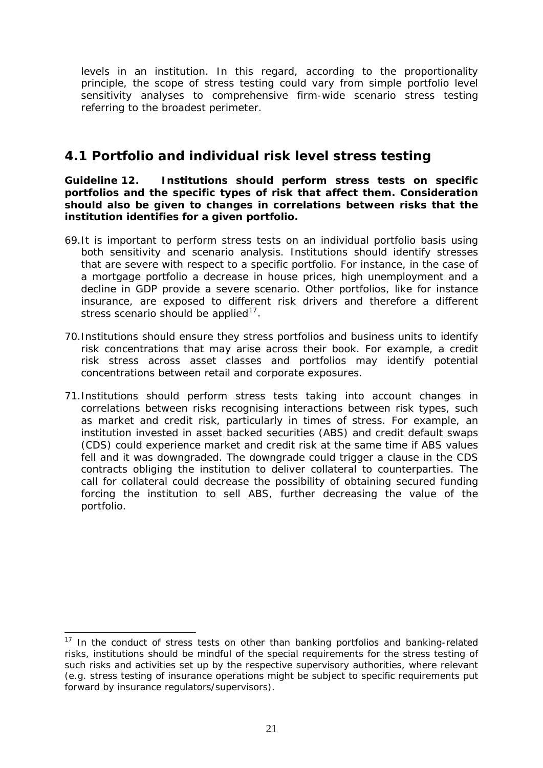levels in an institution. In this regard, according to the proportionality principle, the scope of stress testing could vary from simple portfolio level sensitivity analyses to comprehensive firm-wide scenario stress testing referring to the broadest perimeter.

## 4.1 Portfolio and individual risk level stress testing

**Guideline 12. Institutions should perform stress tests on specific portfolios and the specific types of risk that affect them. Consideration should also be given to changes in correlations between risks that the institution identifies for a given portfolio.**

69. It is important to perform stress tests on an individual portfolio basis using both sensitivity and scenario analysis. Institutions should identify stresses that are severe with respect to a specific portfolio. For instance, in the case of a mortgage portfolio a decrease in house prices, high unemployment and a decline in GDP provide a severe scenario. Other portfolios, like for instance insurance, are exposed to different risk drivers and therefore a different stress scenario should be applied[17].

70. Institutions should ensure they stress portfolios and business units to identify risk concentrations that may arise across their book. For example, a credit risk stress across asset classes and portfolios may identify potential concentrations between retail and corporate exposures.

71. Institutions should perform stress tests taking into account changes in correlations between risks recognising interactions between risk types, such as market and credit risk, particularly in times of stress. For example, an institution invested in asset backed securities (ABS) and credit default swaps (CDS) could experience market and credit risk at the same time if ABS values fell and it was downgraded. The downgrade could trigger a clause in the CDS contracts obliging the institution to deliver collateral to counterparties. The call for collateral could decrease the possibility of obtaining secured funding forcing the institution to sell ABS, further decreasing the value of the portfolio.

[17] In the conduct of stress tests on other than banking portfolios and banking-related risks, institutions should be mindful of the special requirements for the stress testing of such risks and activities set up by the respective supervisory authorities, where relevant (e.g. stress testing of insurance operations might be subject to specific requirements put forward by insurance regulators/supervisors).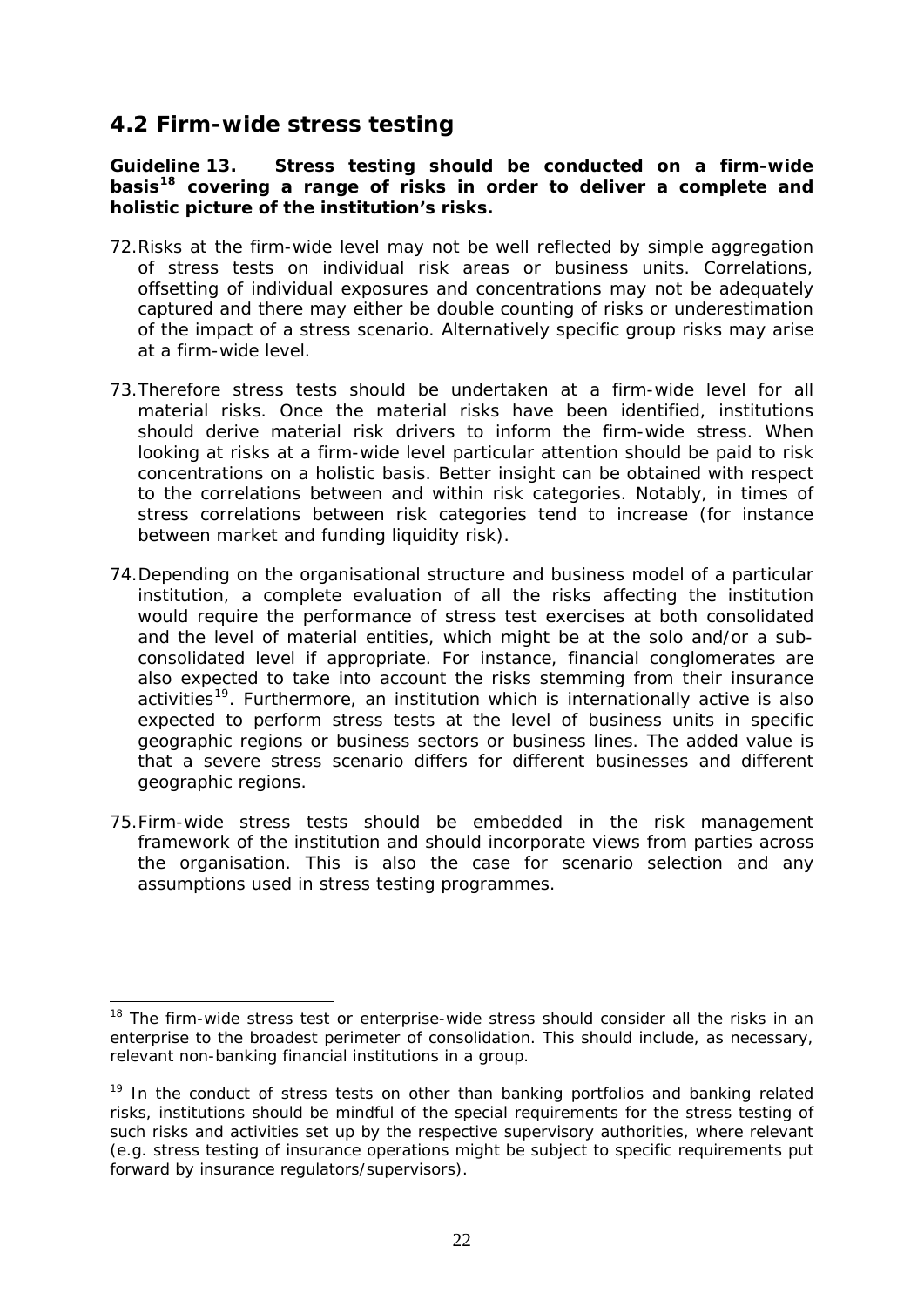## 4.2 Firm-wide stress testing

**Guideline 13. Stress testing should be conducted on a firm-wide basis[18] covering a range of risks in order to deliver a complete and holistic picture of the institution's risks.**

72. Risks at the firm-wide level may not be well reflected by simple aggregation of stress tests on individual risk areas or business units. Correlations, offsetting of individual exposures and concentrations may not be adequately captured and there may either be double counting of risks or underestimation of the impact of a stress scenario. Alternatively specific group risks may arise at a firm-wide level.

73. Therefore stress tests should be undertaken at a firm-wide level for all material risks. Once the material risks have been identified, institutions should derive material risk drivers to inform the firm-wide stress. When looking at risks at a firm-wide level particular attention should be paid to risk concentrations on a holistic basis. Better insight can be obtained with respect to the correlations between and within risk categories. Notably, in times of stress correlations between risk categories tend to increase (for instance between market and funding liquidity risk).

74. Depending on the organisational structure and business model of a particular institution, a complete evaluation of all the risks affecting the institution would require the performance of stress test exercises at both consolidated and the level of material entities, which might be at the solo and/or a sub-consolidated level if appropriate. For instance, financial conglomerates are also expected to take into account the risks stemming from their insurance activities[19]. Furthermore, an institution which is internationally active is also expected to perform stress tests at the level of business units in specific geographic regions or business sectors or business lines. The added value is that a severe stress scenario differs for different businesses and different geographic regions.

75. Firm-wide stress tests should be embedded in the risk management framework of the institution and should incorporate views from parties across the organisation. This is also the case for scenario selection and any assumptions used in stress testing programmes.

---

[18] The firm-wide stress test or enterprise-wide stress should consider all the risks in an enterprise to the broadest perimeter of consolidation. This should include, as necessary, relevant non-banking financial institutions in a group.

[19] In the conduct of stress tests on other than banking portfolios and banking related risks, institutions should be mindful of the special requirements for the stress testing of such risks and activities set up by the respective supervisory authorities, where relevant (e.g. stress testing of insurance operations might be subject to specific requirements put forward by insurance regulators/supervisors).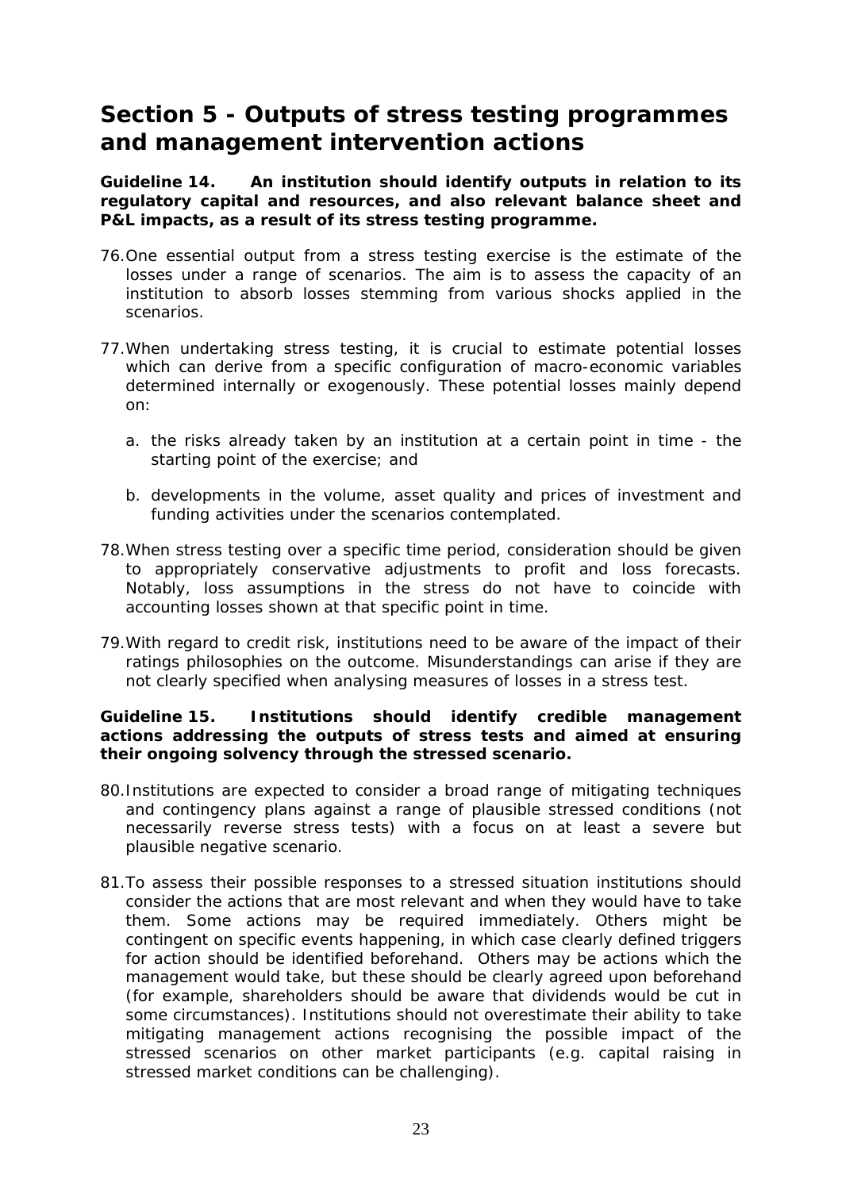## Section 5 - Outputs of stress testing programmes and management intervention actions

**Guideline 14. An institution should identify outputs in relation to its regulatory capital and resources, and also relevant balance sheet and P&L impacts, as a result of its stress testing programme.**

76. One essential output from a stress testing exercise is the estimate of the losses under a range of scenarios. The aim is to assess the capacity of an institution to absorb losses stemming from various shocks applied in the scenarios.

77. When undertaking stress testing, it is crucial to estimate potential losses which can derive from a specific configuration of macro-economic variables determined internally or exogenously. These potential losses mainly depend on:

   a. the risks already taken by an institution at a certain point in time - the starting point of the exercise; and

   b. developments in the volume, asset quality and prices of investment and funding activities under the scenarios contemplated.

78. When stress testing over a specific time period, consideration should be given to appropriately conservative adjustments to profit and loss forecasts. Notably, loss assumptions in the stress do not have to coincide with accounting losses shown at that specific point in time.

79. With regard to credit risk, institutions need to be aware of the impact of their ratings philosophies on the outcome. Misunderstandings can arise if they are not clearly specified when analysing measures of losses in a stress test.

**Guideline 15. Institutions should identify credible management actions addressing the outputs of stress tests and aimed at ensuring their ongoing solvency through the stressed scenario.**

80. Institutions are expected to consider a broad range of mitigating techniques and contingency plans against a range of plausible stressed conditions (not necessarily reverse stress tests) with a focus on at least a severe but plausible negative scenario.

81. To assess their possible responses to a stressed situation institutions should consider the actions that are most relevant and when they would have to take them. Some actions may be required immediately. Others might be contingent on specific events happening, in which case clearly defined triggers for action should be identified beforehand. Others may be actions which the management would take, but these should be clearly agreed upon beforehand (for example, shareholders should be aware that dividends would be cut in some circumstances). Institutions should not overestimate their ability to take mitigating management actions recognising the possible impact of the stressed scenarios on other market participants (e.g. capital raising in stressed market conditions can be challenging).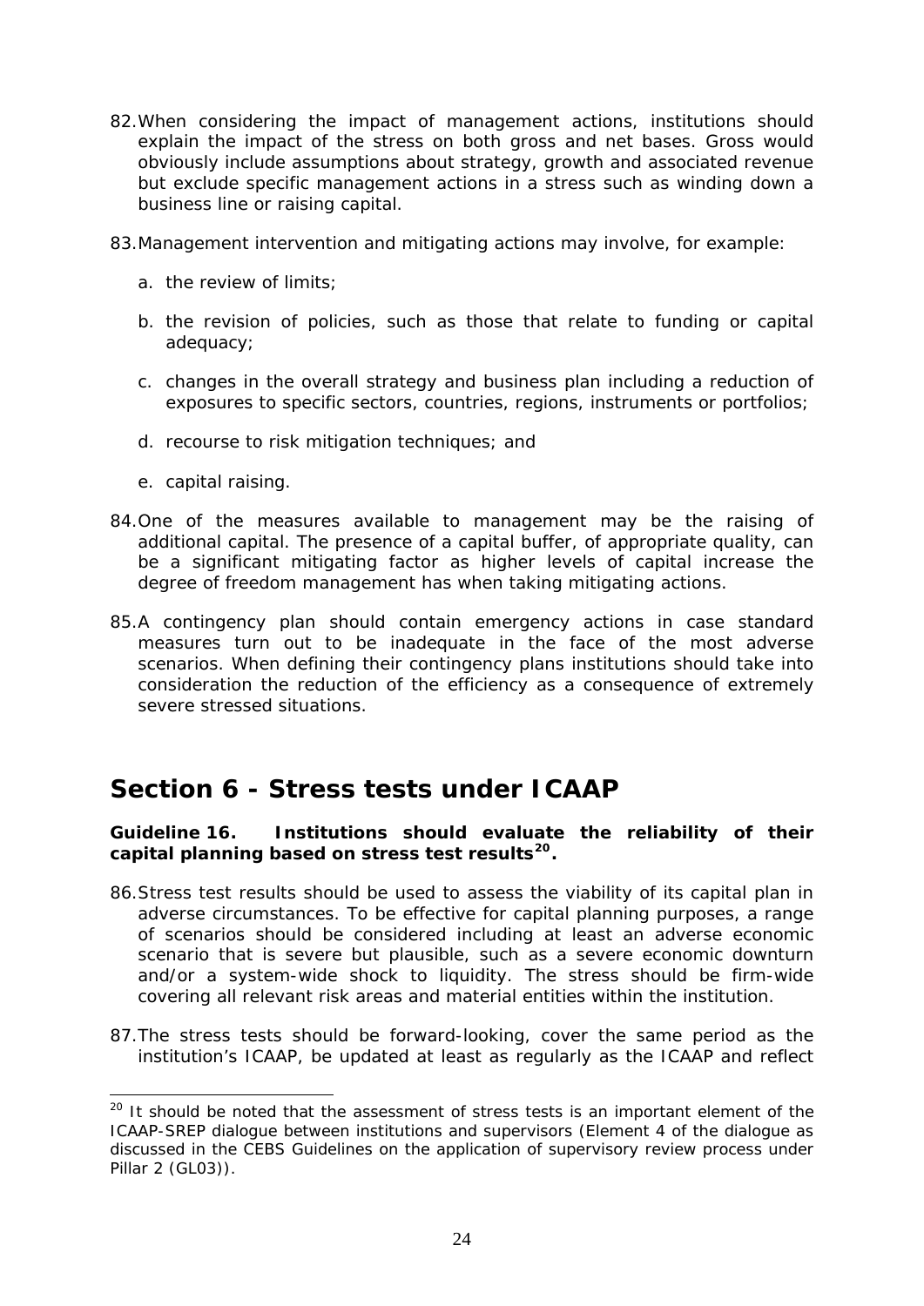82. When considering the impact of management actions, institutions should explain the impact of the stress on both gross and net bases. Gross would obviously include assumptions about strategy, growth and associated revenue but exclude specific management actions in a stress such as winding down a business line or raising capital.

83. Management intervention and mitigating actions may involve, for example:

    a. the review of limits;

    b. the revision of policies, such as those that relate to funding or capital adequacy;

    c. changes in the overall strategy and business plan including a reduction of exposures to specific sectors, countries, regions, instruments or portfolios;

    d. recourse to risk mitigation techniques; and

    e. capital raising.

84. One of the measures available to management may be the raising of additional capital. The presence of a capital buffer, of appropriate quality, can be a significant mitigating factor as higher levels of capital increase the degree of freedom management has when taking mitigating actions.

85. A contingency plan should contain emergency actions in case standard measures turn out to be inadequate in the face of the most adverse scenarios. When defining their contingency plans institutions should take into consideration the reduction of the efficiency as a consequence of extremely severe stressed situations.

# Section 6 - Stress tests under ICAAP

**Guideline 16. Institutions should evaluate the reliability of their capital planning based on stress test results[20].**

86. Stress test results should be used to assess the viability of its capital plan in adverse circumstances. To be effective for capital planning purposes, a range of scenarios should be considered including at least an adverse economic scenario that is severe but plausible, such as a severe economic downturn and/or a system-wide shock to liquidity. The stress should be firm-wide covering all relevant risk areas and material entities within the institution.

87. The stress tests should be forward-looking, cover the same period as the institution's ICAAP, be updated at least as regularly as the ICAAP and reflect

[20] It should be noted that the assessment of stress tests is an important element of the ICAAP-SREP dialogue between institutions and supervisors (Element 4 of the dialogue as discussed in the CEBS Guidelines on the application of supervisory review process under Pillar 2 (GL03)).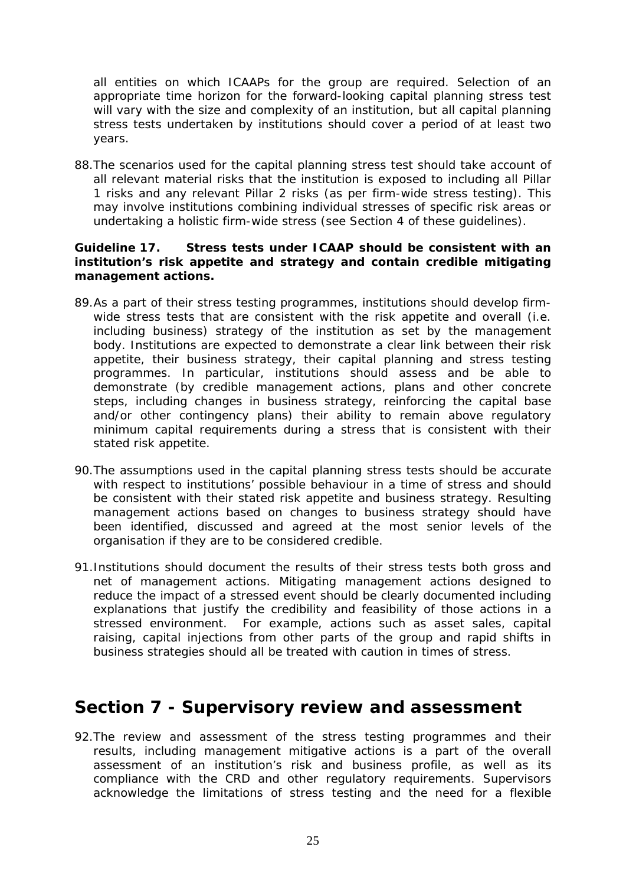all entities on which ICAAPs for the group are required. Selection of an appropriate time horizon for the forward-looking capital planning stress test will vary with the size and complexity of an institution, but all capital planning stress tests undertaken by institutions should cover a period of at least two years.

88. The scenarios used for the capital planning stress test should take account of all relevant material risks that the institution is exposed to including all Pillar 1 risks and any relevant Pillar 2 risks (as per firm-wide stress testing). This may involve institutions combining individual stresses of specific risk areas or undertaking a holistic firm-wide stress (see Section 4 of these guidelines).

**Guideline 17. Stress tests under ICAAP should be consistent with an institution's risk appetite and strategy and contain credible mitigating management actions.**

89. As a part of their stress testing programmes, institutions should develop firm-wide stress tests that are consistent with the risk appetite and overall (i.e. including business) strategy of the institution as set by the management body. Institutions are expected to demonstrate a clear link between their risk appetite, their business strategy, their capital planning and stress testing programmes. In particular, institutions should assess and be able to demonstrate (by credible management actions, plans and other concrete steps, including changes in business strategy, reinforcing the capital base and/or other contingency plans) their ability to remain above regulatory minimum capital requirements during a stress that is consistent with their stated risk appetite.

90. The assumptions used in the capital planning stress tests should be accurate with respect to institutions' possible behaviour in a time of stress and should be consistent with their stated risk appetite and business strategy. Resulting management actions based on changes to business strategy should have been identified, discussed and agreed at the most senior levels of the organisation if they are to be considered credible.

91. Institutions should document the results of their stress tests both gross and net of management actions. Mitigating management actions designed to reduce the impact of a stressed event should be clearly documented including explanations that justify the credibility and feasibility of those actions in a stressed environment. For example, actions such as asset sales, capital raising, capital injections from other parts of the group and rapid shifts in business strategies should all be treated with caution in times of stress.

# Section 7 - Supervisory review and assessment

92. The review and assessment of the stress testing programmes and their results, including management mitigative actions is a part of the overall assessment of an institution's risk and business profile, as well as its compliance with the CRD and other regulatory requirements. Supervisors acknowledge the limitations of stress testing and the need for a flexible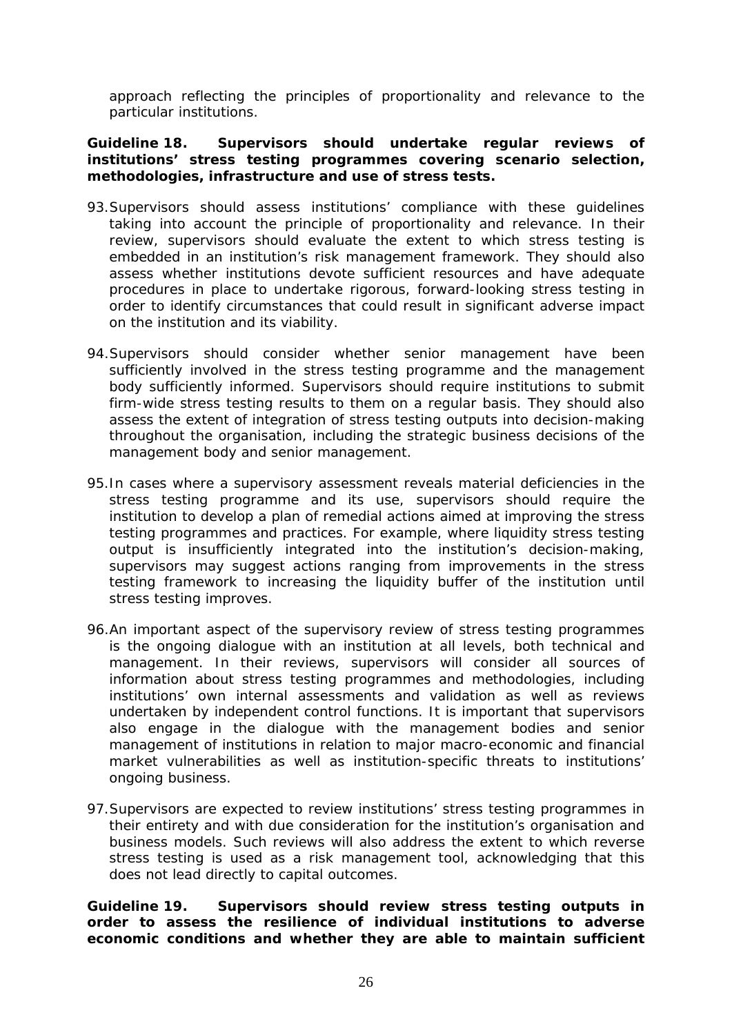approach reflecting the principles of proportionality and relevance to the particular institutions.

**Guideline 18. Supervisors should undertake regular reviews of institutions' stress testing programmes covering scenario selection, methodologies, infrastructure and use of stress tests.**

93. Supervisors should assess institutions' compliance with these guidelines taking into account the principle of proportionality and relevance. In their review, supervisors should evaluate the extent to which stress testing is embedded in an institution's risk management framework. They should also assess whether institutions devote sufficient resources and have adequate procedures in place to undertake rigorous, forward-looking stress testing in order to identify circumstances that could result in significant adverse impact on the institution and its viability.

94. Supervisors should consider whether senior management have been sufficiently involved in the stress testing programme and the management body sufficiently informed. Supervisors should require institutions to submit firm-wide stress testing results to them on a regular basis. They should also assess the extent of integration of stress testing outputs into decision-making throughout the organisation, including the strategic business decisions of the management body and senior management.

95. In cases where a supervisory assessment reveals material deficiencies in the stress testing programme and its use, supervisors should require the institution to develop a plan of remedial actions aimed at improving the stress testing programmes and practices. For example, where liquidity stress testing output is insufficiently integrated into the institution's decision-making, supervisors may suggest actions ranging from improvements in the stress testing framework to increasing the liquidity buffer of the institution until stress testing improves.

96. An important aspect of the supervisory review of stress testing programmes is the ongoing dialogue with an institution at all levels, both technical and management. In their reviews, supervisors will consider all sources of information about stress testing programmes and methodologies, including institutions' own internal assessments and validation as well as reviews undertaken by independent control functions. It is important that supervisors also engage in the dialogue with the management bodies and senior management of institutions in relation to major macro-economic and financial market vulnerabilities as well as institution-specific threats to institutions' ongoing business.

97. Supervisors are expected to review institutions' stress testing programmes in their entirety and with due consideration for the institution's organisation and business models. Such reviews will also address the extent to which reverse stress testing is used as a risk management tool, acknowledging that this does not lead directly to capital outcomes.

**Guideline 19. Supervisors should review stress testing outputs in order to assess the resilience of individual institutions to adverse economic conditions and whether they are able to maintain sufficient**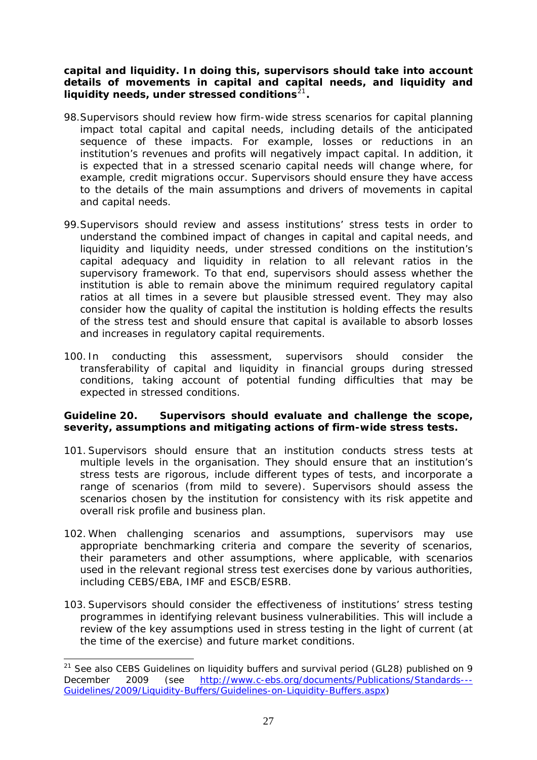**capital and liquidity. In doing this, supervisors should take into account details of movements in capital and capital needs, and liquidity and liquidity needs, under stressed conditions[21].**

98. Supervisors should review how firm-wide stress scenarios for capital planning impact total capital and capital needs, including details of the anticipated sequence of these impacts. For example, losses or reductions in an institution's revenues and profits will negatively impact capital. In addition, it is expected that in a stressed scenario capital needs will change where, for example, credit migrations occur. Supervisors should ensure they have access to the details of the main assumptions and drivers of movements in capital and capital needs.

99. Supervisors should review and assess institutions' stress tests in order to understand the combined impact of changes in capital and capital needs, and liquidity and liquidity needs, under stressed conditions on the institution's capital adequacy and liquidity in relation to all relevant ratios in the supervisory framework. To that end, supervisors should assess whether the institution is able to remain above the minimum required regulatory capital ratios at all times in a severe but plausible stressed event. They may also consider how the quality of capital the institution is holding effects the results of the stress test and should ensure that capital is available to absorb losses and increases in regulatory capital requirements.

100. In conducting this assessment, supervisors should consider the transferability of capital and liquidity in financial groups during stressed conditions, taking account of potential funding difficulties that may be expected in stressed conditions.

**Guideline 20. Supervisors should evaluate and challenge the scope, severity, assumptions and mitigating actions of firm-wide stress tests.**

101. Supervisors should ensure that an institution conducts stress tests at multiple levels in the organisation. They should ensure that an institution's stress tests are rigorous, include different types of tests, and incorporate a range of scenarios (from mild to severe). Supervisors should assess the scenarios chosen by the institution for consistency with its risk appetite and overall risk profile and business plan.

102. When challenging scenarios and assumptions, supervisors may use appropriate benchmarking criteria and compare the severity of scenarios, their parameters and other assumptions, where applicable, with scenarios used in the relevant regional stress test exercises done by various authorities, including CEBS/EBA, IMF and ESCB/ESRB.

103. Supervisors should consider the effectiveness of institutions' stress testing programmes in identifying relevant business vulnerabilities. This will include a review of the key assumptions used in stress testing in the light of current (at the time of the exercise) and future market conditions.

---

[21] See also CEBS Guidelines on liquidity buffers and survival period (GL28) published on 9 December 2009 (see http://www.c-ebs.org/documents/Publications/Standards---Guidelines/2009/Liquidity-Buffers/Guidelines-on-Liquidity-Buffers.aspx)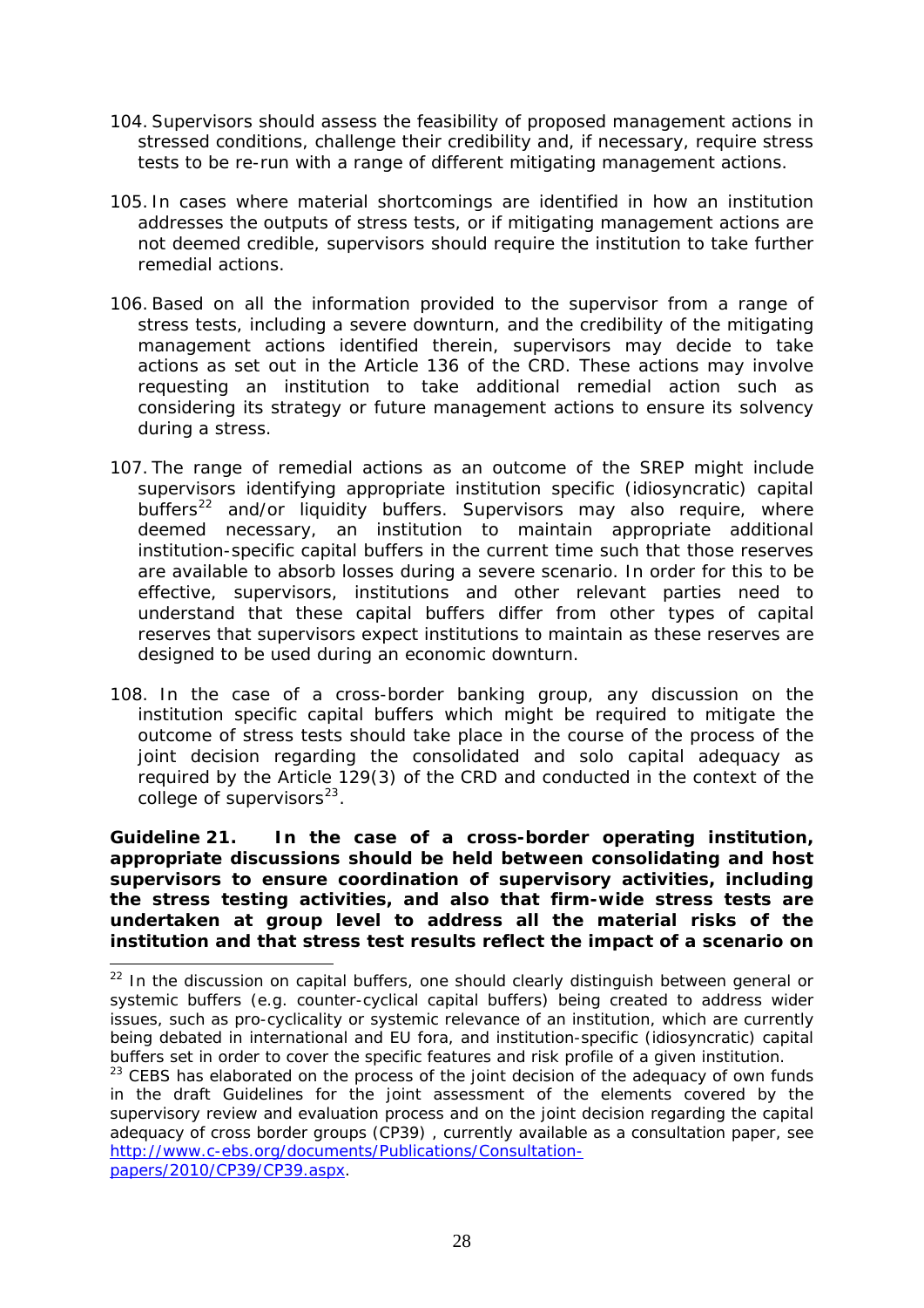104. Supervisors should assess the feasibility of proposed management actions in stressed conditions, challenge their credibility and, if necessary, require stress tests to be re-run with a range of different mitigating management actions.

105. In cases where material shortcomings are identified in how an institution addresses the outputs of stress tests, or if mitigating management actions are not deemed credible, supervisors should require the institution to take further remedial actions.

106. Based on all the information provided to the supervisor from a range of stress tests, including a severe downturn, and the credibility of the mitigating management actions identified therein, supervisors may decide to take actions as set out in the Article 136 of the CRD. These actions may involve requesting an institution to take additional remedial action such as considering its strategy or future management actions to ensure its solvency during a stress.

107. The range of remedial actions as an outcome of the SREP might include supervisors identifying appropriate institution specific (idiosyncratic) capital buffers[22] and/or liquidity buffers. Supervisors may also require, where deemed necessary, an institution to maintain appropriate additional institution-specific capital buffers in the current time such that those reserves are available to absorb losses during a severe scenario. In order for this to be effective, supervisors, institutions and other relevant parties need to understand that these capital buffers differ from other types of capital reserves that supervisors expect institutions to maintain as these reserves are designed to be used during an economic downturn.

108. In the case of a cross-border banking group, any discussion on the institution specific capital buffers which might be required to mitigate the outcome of stress tests should take place in the course of the process of the joint decision regarding the consolidated and solo capital adequacy as required by the Article 129(3) of the CRD and conducted in the context of the college of supervisors[23].

**Guideline 21. In the case of a cross-border operating institution, appropriate discussions should be held between consolidating and host supervisors to ensure coordination of supervisory activities, including the stress testing activities, and also that firm-wide stress tests are undertaken at group level to address all the material risks of the institution and that stress test results reflect the impact of a scenario on**

---

[22] In the discussion on capital buffers, one should clearly distinguish between general or systemic buffers (e.g. counter-cyclical capital buffers) being created to address wider issues, such as pro-cyclicality or systemic relevance of an institution, which are currently being debated in international and EU fora, and institution-specific (idiosyncratic) capital buffers set in order to cover the specific features and risk profile of a given institution.

[23] CEBS has elaborated on the process of the joint decision of the adequacy of own funds in the draft Guidelines for the joint assessment of the elements covered by the supervisory review and evaluation process and on the joint decision regarding the capital adequacy of cross border groups (CP39) , currently available as a consultation paper, see http://www.c-ebs.org/documents/Publications/Consultation-papers/2010/CP39/CP39.aspx.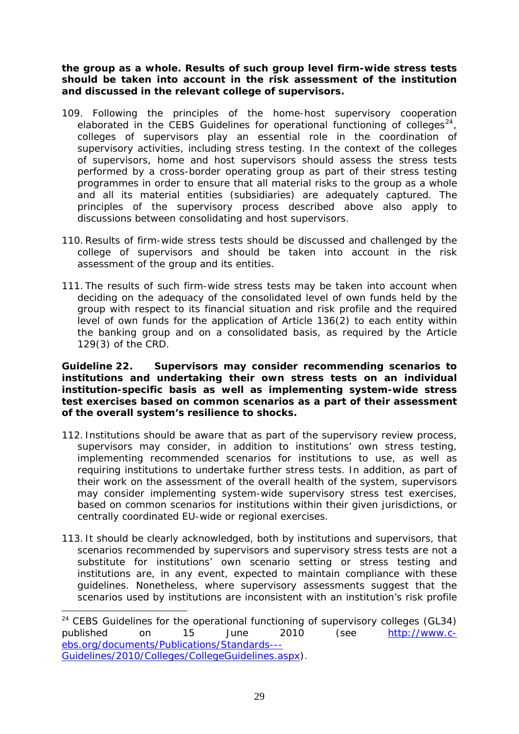**the group as a whole. Results of such group level firm-wide stress tests should be taken into account in the risk assessment of the institution and discussed in the relevant college of supervisors.**

109. Following the principles of the home-host supervisory cooperation elaborated in the CEBS Guidelines for operational functioning of colleges[24], colleges of supervisors play an essential role in the coordination of supervisory activities, including stress testing. In the context of the colleges of supervisors, home and host supervisors should assess the stress tests performed by a cross-border operating group as part of their stress testing programmes in order to ensure that all material risks to the group as a whole and all its material entities (subsidiaries) are adequately captured. The principles of the supervisory process described above also apply to discussions between consolidating and host supervisors.

110. Results of firm-wide stress tests should be discussed and challenged by the college of supervisors and should be taken into account in the risk assessment of the group and its entities.

111. The results of such firm-wide stress tests may be taken into account when deciding on the adequacy of the consolidated level of own funds held by the group with respect to its financial situation and risk profile and the required level of own funds for the application of Article 136(2) to each entity within the banking group and on a consolidated basis, as required by the Article 129(3) of the CRD.

**Guideline 22. Supervisors may consider recommending scenarios to institutions and undertaking their own stress tests on an individual institution-specific basis as well as implementing system-wide stress test exercises based on common scenarios as a part of their assessment of the overall system's resilience to shocks.**

112. Institutions should be aware that as part of the supervisory review process, supervisors may consider, in addition to institutions' own stress testing, implementing recommended scenarios for institutions to use, as well as requiring institutions to undertake further stress tests. In addition, as part of their work on the assessment of the overall health of the system, supervisors may consider implementing system-wide supervisory stress test exercises, based on common scenarios for institutions within their given jurisdictions, or centrally coordinated EU-wide or regional exercises.

113. It should be clearly acknowledged, both by institutions and supervisors, that scenarios recommended by supervisors and supervisory stress tests are not a substitute for institutions' own scenario setting or stress testing and institutions are, in any event, expected to maintain compliance with these guidelines. Nonetheless, where supervisory assessments suggest that the scenarios used by institutions are inconsistent with an institution's risk profile

---

[24] CEBS Guidelines for the operational functioning of supervisory colleges (GL34) published on 15 June 2010 (see http://www.c-ebs.org/documents/Publications/Standards---Guidelines/2010/Colleges/CollegeGuidelines.aspx).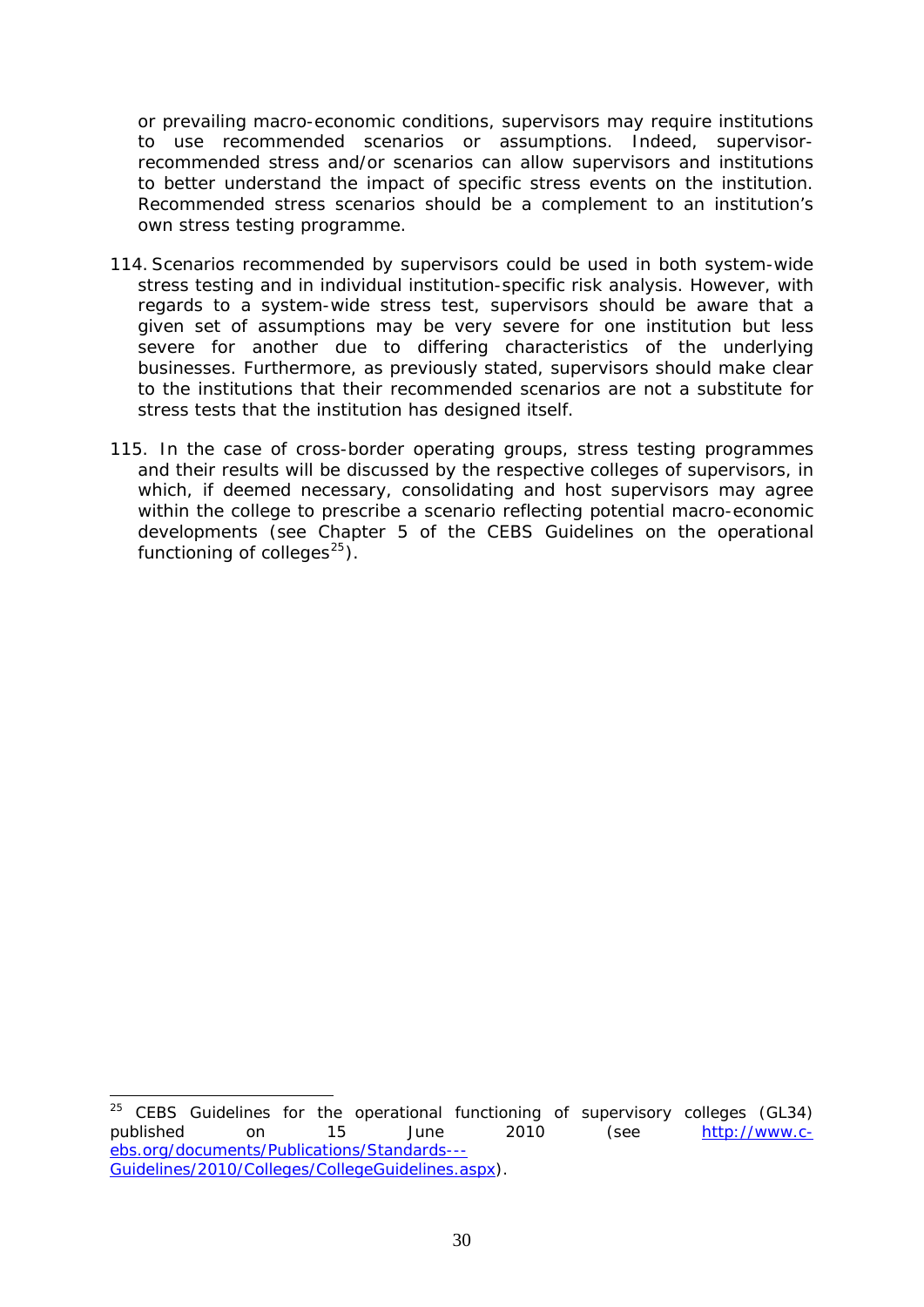or prevailing macro-economic conditions, supervisors may require institutions to use recommended scenarios or assumptions. Indeed, supervisor-recommended stress and/or scenarios can allow supervisors and institutions to better understand the impact of specific stress events on the institution. Recommended stress scenarios should be a complement to an institution's own stress testing programme.

114. Scenarios recommended by supervisors could be used in both system-wide stress testing and in individual institution-specific risk analysis. However, with regards to a system-wide stress test, supervisors should be aware that a given set of assumptions may be very severe for one institution but less severe for another due to differing characteristics of the underlying businesses. Furthermore, as previously stated, supervisors should make clear to the institutions that their recommended scenarios are not a substitute for stress tests that the institution has designed itself.

115. In the case of cross-border operating groups, stress testing programmes and their results will be discussed by the respective colleges of supervisors, in which, if deemed necessary, consolidating and host supervisors may agree within the college to prescribe a scenario reflecting potential macro-economic developments (see Chapter 5 of the CEBS Guidelines on the operational functioning of colleges[25]).

---

[25] CEBS Guidelines for the operational functioning of supervisory colleges (GL34) published on 15 June 2010 (see http://www.c-ebs.org/documents/Publications/Standards---Guidelines/2010/Colleges/CollegeGuidelines.aspx).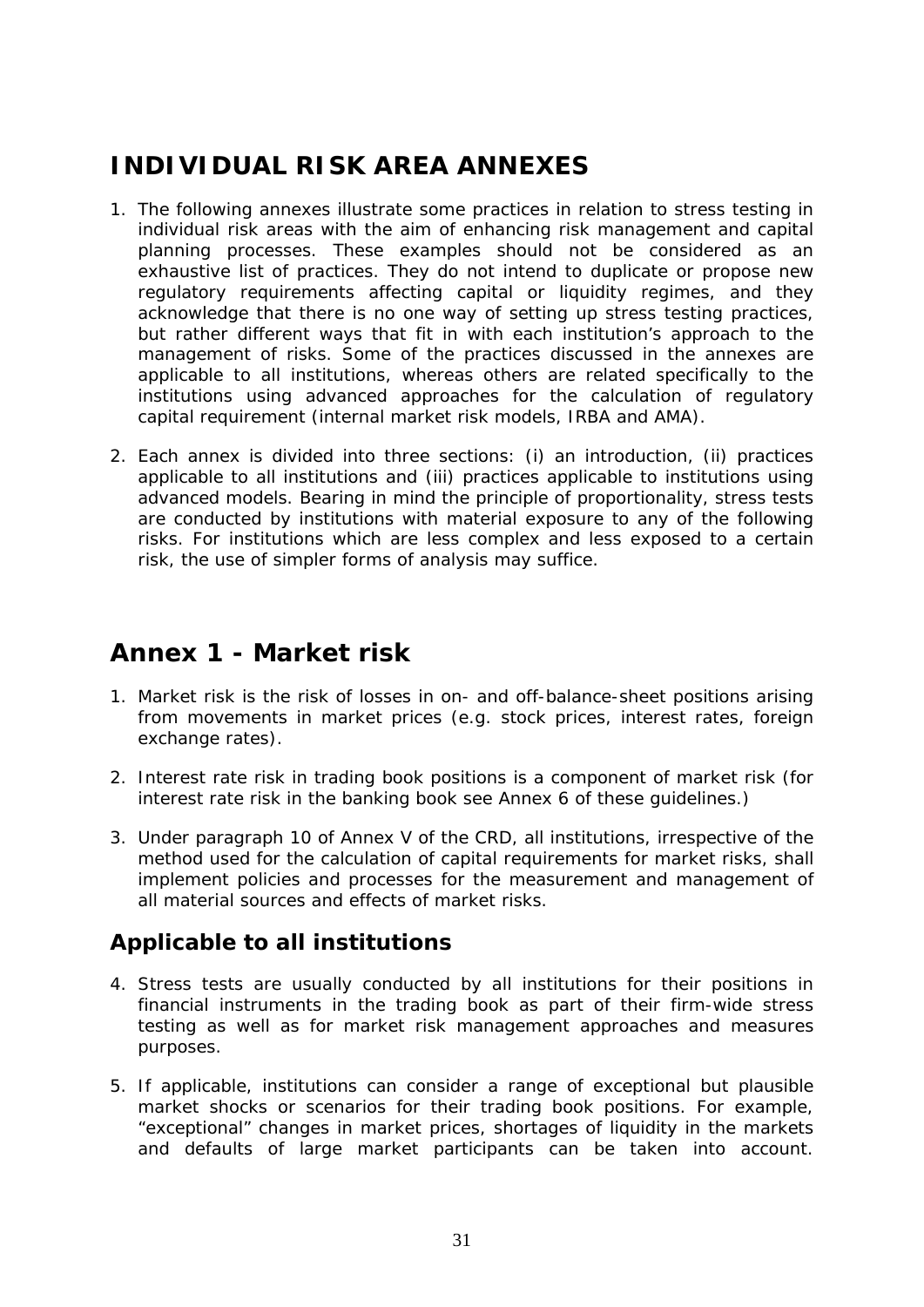# INDIVIDUAL RISK AREA ANNEXES

1. The following annexes illustrate some practices in relation to stress testing in individual risk areas with the aim of enhancing risk management and capital planning processes. These examples should not be considered as an exhaustive list of practices. They do not intend to duplicate or propose new regulatory requirements affecting capital or liquidity regimes, and they acknowledge that there is no one way of setting up stress testing practices, but rather different ways that fit in with each institution's approach to the management of risks. Some of the practices discussed in the annexes are applicable to all institutions, whereas others are related specifically to the institutions using advanced approaches for the calculation of regulatory capital requirement (internal market risk models, IRBA and AMA).

2. Each annex is divided into three sections: (i) an introduction, (ii) practices applicable to all institutions and (iii) practices applicable to institutions using advanced models. Bearing in mind the principle of proportionality, stress tests are conducted by institutions with material exposure to any of the following risks. For institutions which are less complex and less exposed to a certain risk, the use of simpler forms of analysis may suffice.

# Annex 1 - Market risk

1. Market risk is the risk of losses in on- and off-balance-sheet positions arising from movements in market prices (e.g. stock prices, interest rates, foreign exchange rates).

2. Interest rate risk in trading book positions is a component of market risk (for interest rate risk in the banking book see Annex 6 of these guidelines.)

3. Under paragraph 10 of Annex V of the CRD, all institutions, irrespective of the method used for the calculation of capital requirements for market risks, shall implement policies and processes for the measurement and management of all material sources and effects of market risks.

## Applicable to all institutions

4. Stress tests are usually conducted by all institutions for their positions in financial instruments in the trading book as part of their firm-wide stress testing as well as for market risk management approaches and measures purposes.

5. If applicable, institutions can consider a range of exceptional but plausible market shocks or scenarios for their trading book positions. For example, "exceptional" changes in market prices, shortages of liquidity in the markets and defaults of large market participants can be taken into account.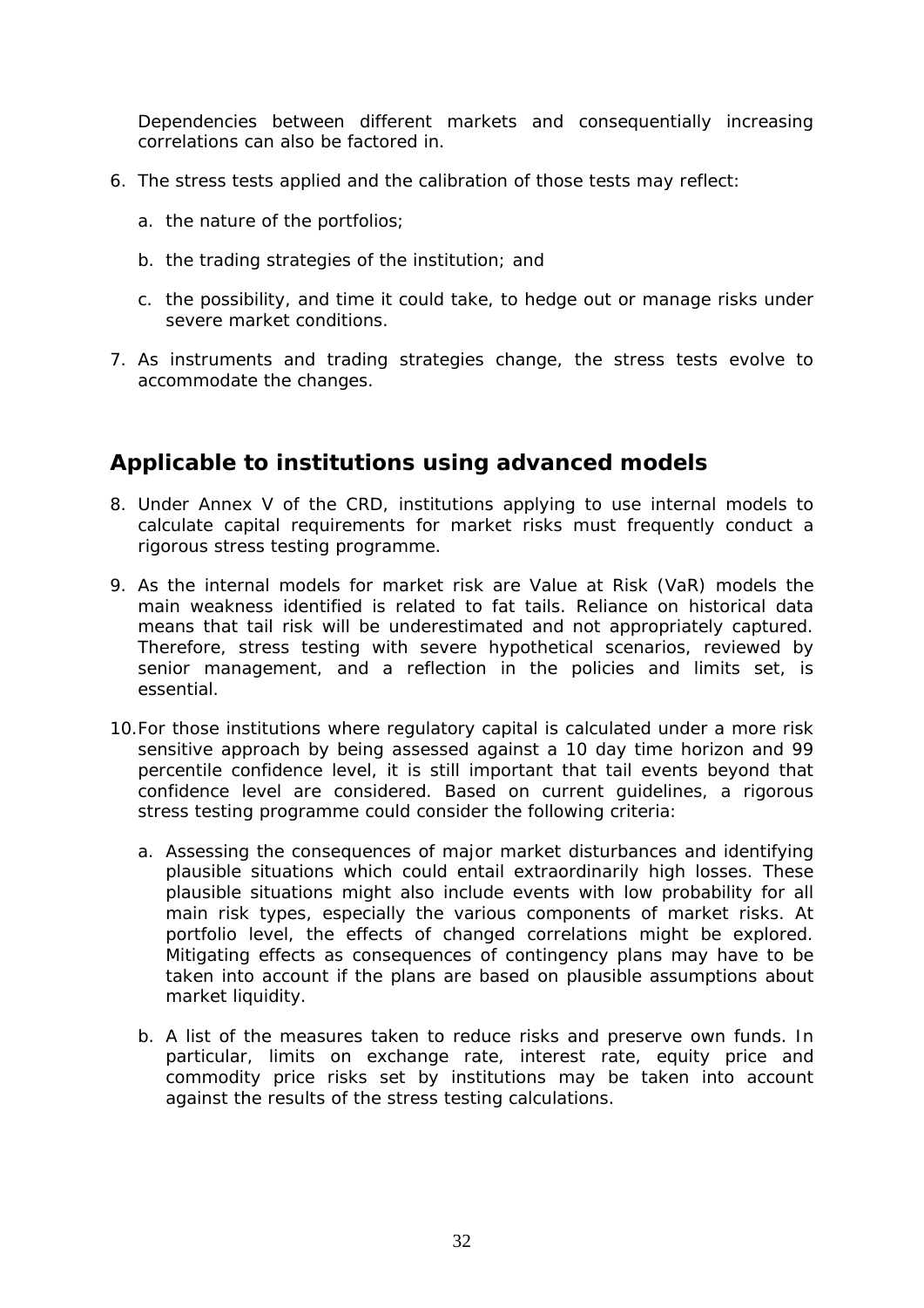Dependencies between different markets and consequentially increasing correlations can also be factored in.

6. The stress tests applied and the calibration of those tests may reflect:

   a. the nature of the portfolios;

   b. the trading strategies of the institution; and

   c. the possibility, and time it could take, to hedge out or manage risks under severe market conditions.

7. As instruments and trading strategies change, the stress tests evolve to accommodate the changes.

## Applicable to institutions using advanced models

8. Under Annex V of the CRD, institutions applying to use internal models to calculate capital requirements for market risks must frequently conduct a rigorous stress testing programme.

9. As the internal models for market risk are Value at Risk (VaR) models the main weakness identified is related to fat tails. Reliance on historical data means that tail risk will be underestimated and not appropriately captured. Therefore, stress testing with severe hypothetical scenarios, reviewed by senior management, and a reflection in the policies and limits set, is essential.

10. For those institutions where regulatory capital is calculated under a more risk sensitive approach by being assessed against a 10 day time horizon and 99 percentile confidence level, it is still important that tail events beyond that confidence level are considered. Based on current guidelines, a rigorous stress testing programme could consider the following criteria:

    a. Assessing the consequences of major market disturbances and identifying plausible situations which could entail extraordinarily high losses. These plausible situations might also include events with low probability for all main risk types, especially the various components of market risks. At portfolio level, the effects of changed correlations might be explored. Mitigating effects as consequences of contingency plans may have to be taken into account if the plans are based on plausible assumptions about market liquidity.

    b. A list of the measures taken to reduce risks and preserve own funds. In particular, limits on exchange rate, interest rate, equity price and commodity price risks set by institutions may be taken into account against the results of the stress testing calculations.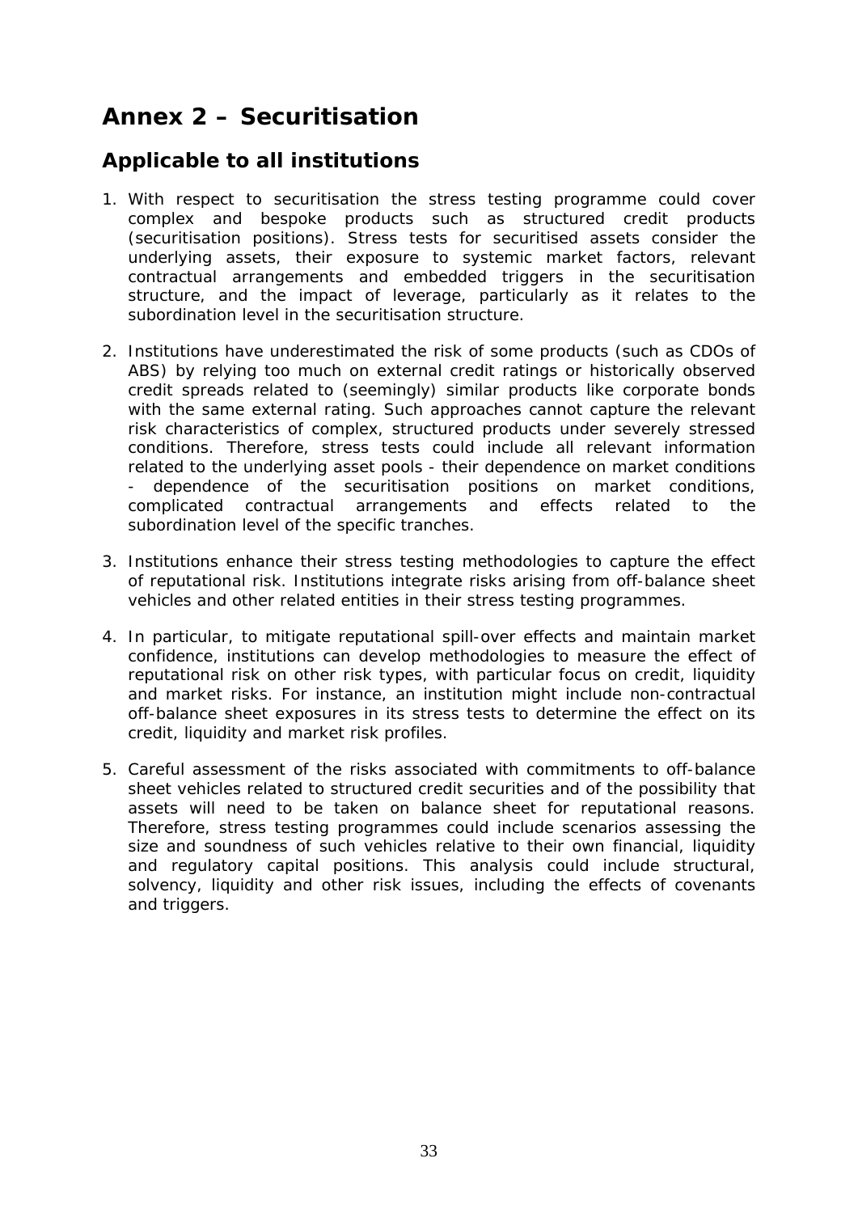# Annex 2 – Securitisation

## Applicable to all institutions

1. With respect to securitisation the stress testing programme could cover complex and bespoke products such as structured credit products (securitisation positions). Stress tests for securitised assets consider the underlying assets, their exposure to systemic market factors, relevant contractual arrangements and embedded triggers in the securitisation structure, and the impact of leverage, particularly as it relates to the subordination level in the securitisation structure.

2. Institutions have underestimated the risk of some products (such as CDOs of ABS) by relying too much on external credit ratings or historically observed credit spreads related to (seemingly) similar products like corporate bonds with the same external rating. Such approaches cannot capture the relevant risk characteristics of complex, structured products under severely stressed conditions. Therefore, stress tests could include all relevant information related to the underlying asset pools - their dependence on market conditions - dependence of the securitisation positions on market conditions, complicated contractual arrangements and effects related to the subordination level of the specific tranches.

3. Institutions enhance their stress testing methodologies to capture the effect of reputational risk. Institutions integrate risks arising from off-balance sheet vehicles and other related entities in their stress testing programmes.

4. In particular, to mitigate reputational spill-over effects and maintain market confidence, institutions can develop methodologies to measure the effect of reputational risk on other risk types, with particular focus on credit, liquidity and market risks. For instance, an institution might include non-contractual off-balance sheet exposures in its stress tests to determine the effect on its credit, liquidity and market risk profiles.

5. Careful assessment of the risks associated with commitments to off-balance sheet vehicles related to structured credit securities and of the possibility that assets will need to be taken on balance sheet for reputational reasons. Therefore, stress testing programmes could include scenarios assessing the size and soundness of such vehicles relative to their own financial, liquidity and regulatory capital positions. This analysis could include structural, solvency, liquidity and other risk issues, including the effects of covenants and triggers.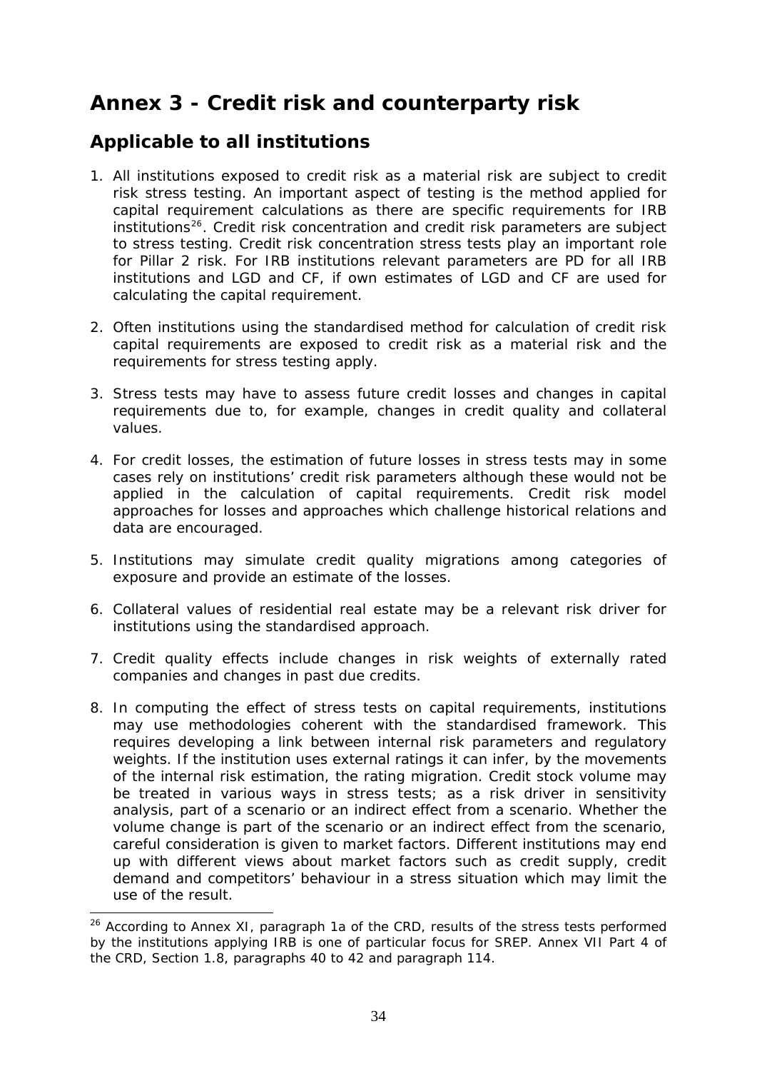# Annex 3 - Credit risk and counterparty risk

## Applicable to all institutions

1. All institutions exposed to credit risk as a material risk are subject to credit risk stress testing. An important aspect of testing is the method applied for capital requirement calculations as there are specific requirements for IRB institutions[26]. Credit risk concentration and credit risk parameters are subject to stress testing. Credit risk concentration stress tests play an important role for Pillar 2 risk. For IRB institutions relevant parameters are PD for all IRB institutions and LGD and CF, if own estimates of LGD and CF are used for calculating the capital requirement.

2. Often institutions using the standardised method for calculation of credit risk capital requirements are exposed to credit risk as a material risk and the requirements for stress testing apply.

3. Stress tests may have to assess future credit losses and changes in capital requirements due to, for example, changes in credit quality and collateral values.

4. For credit losses, the estimation of future losses in stress tests may in some cases rely on institutions' credit risk parameters although these would not be applied in the calculation of capital requirements. Credit risk model approaches for losses and approaches which challenge historical relations and data are encouraged.

5. Institutions may simulate credit quality migrations among categories of exposure and provide an estimate of the losses.

6. Collateral values of residential real estate may be a relevant risk driver for institutions using the standardised approach.

7. Credit quality effects include changes in risk weights of externally rated companies and changes in past due credits.

8. In computing the effect of stress tests on capital requirements, institutions may use methodologies coherent with the standardised framework. This requires developing a link between internal risk parameters and regulatory weights. If the institution uses external ratings it can infer, by the movements of the internal risk estimation, the rating migration. Credit stock volume may be treated in various ways in stress tests; as a risk driver in sensitivity analysis, part of a scenario or an indirect effect from a scenario. Whether the volume change is part of the scenario or an indirect effect from the scenario, careful consideration is given to market factors. Different institutions may end up with different views about market factors such as credit supply, credit demand and competitors' behaviour in a stress situation which may limit the use of the result.

[26] According to Annex XI, paragraph 1a of the CRD, results of the stress tests performed by the institutions applying IRB is one of particular focus for SREP. Annex VII Part 4 of the CRD, Section 1.8, paragraphs 40 to 42 and paragraph 114.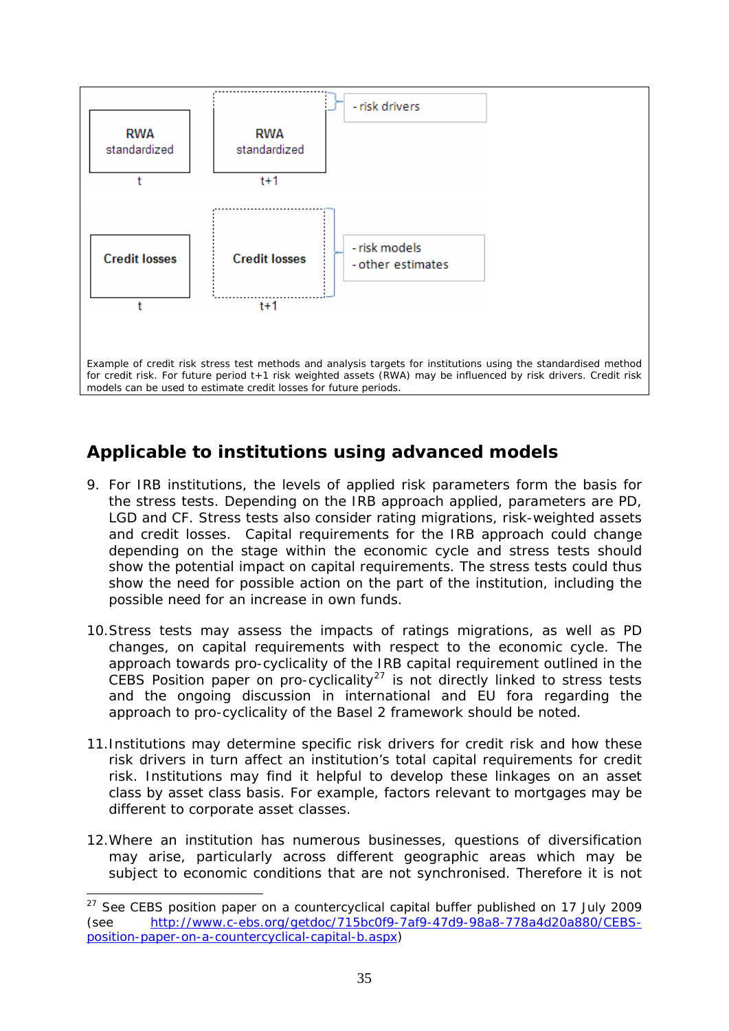RWA standardized (t) | RWA standardized (t+1) — risk drivers

Credit losses (t) | Credit losses (t+1) — risk models, other estimates

Example of credit risk stress test methods and analysis targets for institutions using the standardised method for credit risk. For future period t+1 risk weighted assets (RWA) may be influenced by risk drivers. Credit risk models can be used to estimate credit losses for future periods.

## Applicable to institutions using advanced models

9. For IRB institutions, the levels of applied risk parameters form the basis for the stress tests. Depending on the IRB approach applied, parameters are PD, LGD and CF. Stress tests also consider rating migrations, risk-weighted assets and credit losses. Capital requirements for the IRB approach could change depending on the stage within the economic cycle and stress tests should show the potential impact on capital requirements. The stress tests could thus show the need for possible action on the part of the institution, including the possible need for an increase in own funds.

10. Stress tests may assess the impacts of ratings migrations, as well as PD changes, on capital requirements with respect to the economic cycle. The approach towards pro-cyclicality of the IRB capital requirement outlined in the CEBS Position paper on pro-cyclicality[27] is not directly linked to stress tests and the ongoing discussion in international and EU fora regarding the approach to pro-cyclicality of the Basel 2 framework should be noted.

11. Institutions may determine specific risk drivers for credit risk and how these risk drivers in turn affect an institution's total capital requirements for credit risk. Institutions may find it helpful to develop these linkages on an asset class by asset class basis. For example, factors relevant to mortgages may be different to corporate asset classes.

12. Where an institution has numerous businesses, questions of diversification may arise, particularly across different geographic areas which may be subject to economic conditions that are not synchronised. Therefore it is not

---

[27] See CEBS position paper on a countercyclical capital buffer published on 17 July 2009 (see http://www.c-ebs.org/getdoc/715bc0f9-7af9-47d9-98a8-778a4d20a880/CEBS-position-paper-on-a-countercyclical-capital-b.aspx)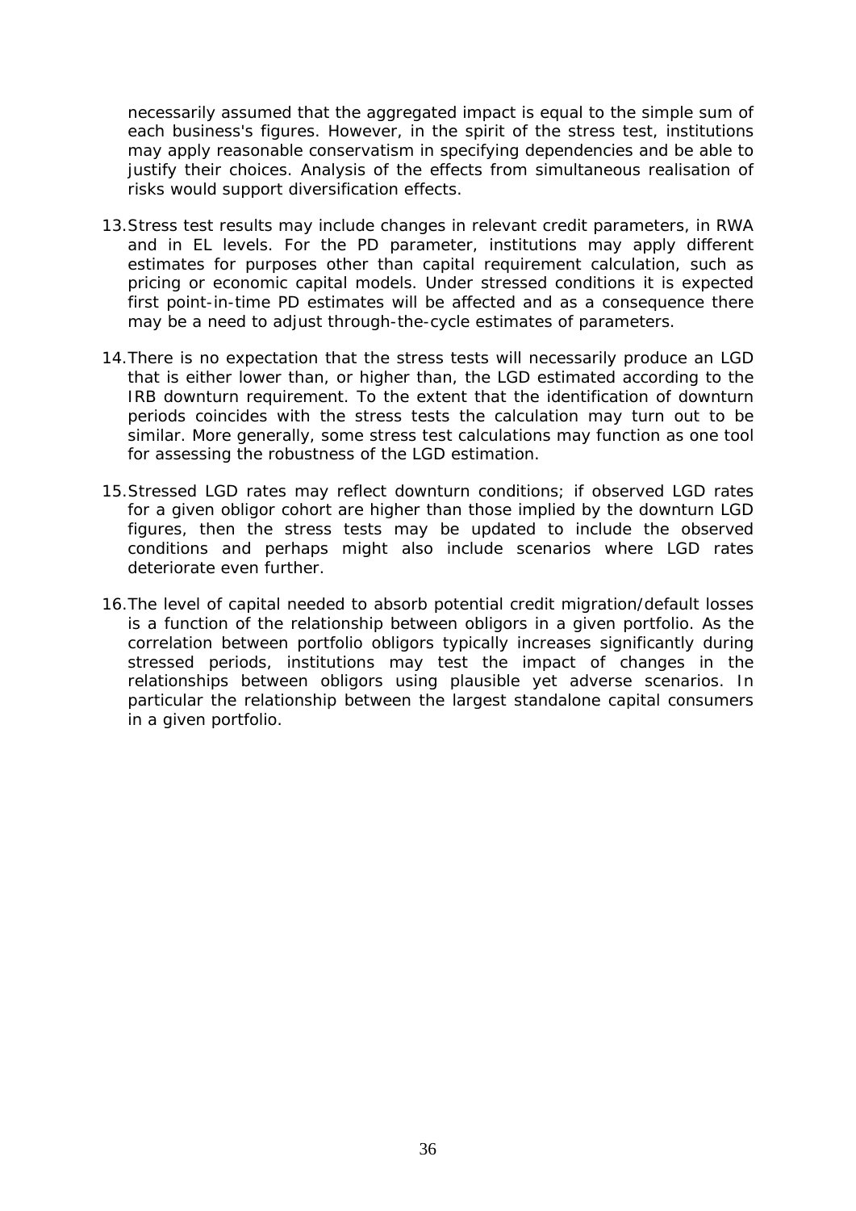necessarily assumed that the aggregated impact is equal to the simple sum of each business's figures. However, in the spirit of the stress test, institutions may apply reasonable conservatism in specifying dependencies and be able to justify their choices. Analysis of the effects from simultaneous realisation of risks would support diversification effects.

13. Stress test results may include changes in relevant credit parameters, in RWA and in EL levels. For the PD parameter, institutions may apply different estimates for purposes other than capital requirement calculation, such as pricing or economic capital models. Under stressed conditions it is expected first point-in-time PD estimates will be affected and as a consequence there may be a need to adjust through-the-cycle estimates of parameters.

14. There is no expectation that the stress tests will necessarily produce an LGD that is either lower than, or higher than, the LGD estimated according to the IRB downturn requirement. To the extent that the identification of downturn periods coincides with the stress tests the calculation may turn out to be similar. More generally, some stress test calculations may function as one tool for assessing the robustness of the LGD estimation.

15. Stressed LGD rates may reflect downturn conditions; if observed LGD rates for a given obligor cohort are higher than those implied by the downturn LGD figures, then the stress tests may be updated to include the observed conditions and perhaps might also include scenarios where LGD rates deteriorate even further.

16. The level of capital needed to absorb potential credit migration/default losses is a function of the relationship between obligors in a given portfolio. As the correlation between portfolio obligors typically increases significantly during stressed periods, institutions may test the impact of changes in the relationships between obligors using plausible yet adverse scenarios. In particular the relationship between the largest standalone capital consumers in a given portfolio.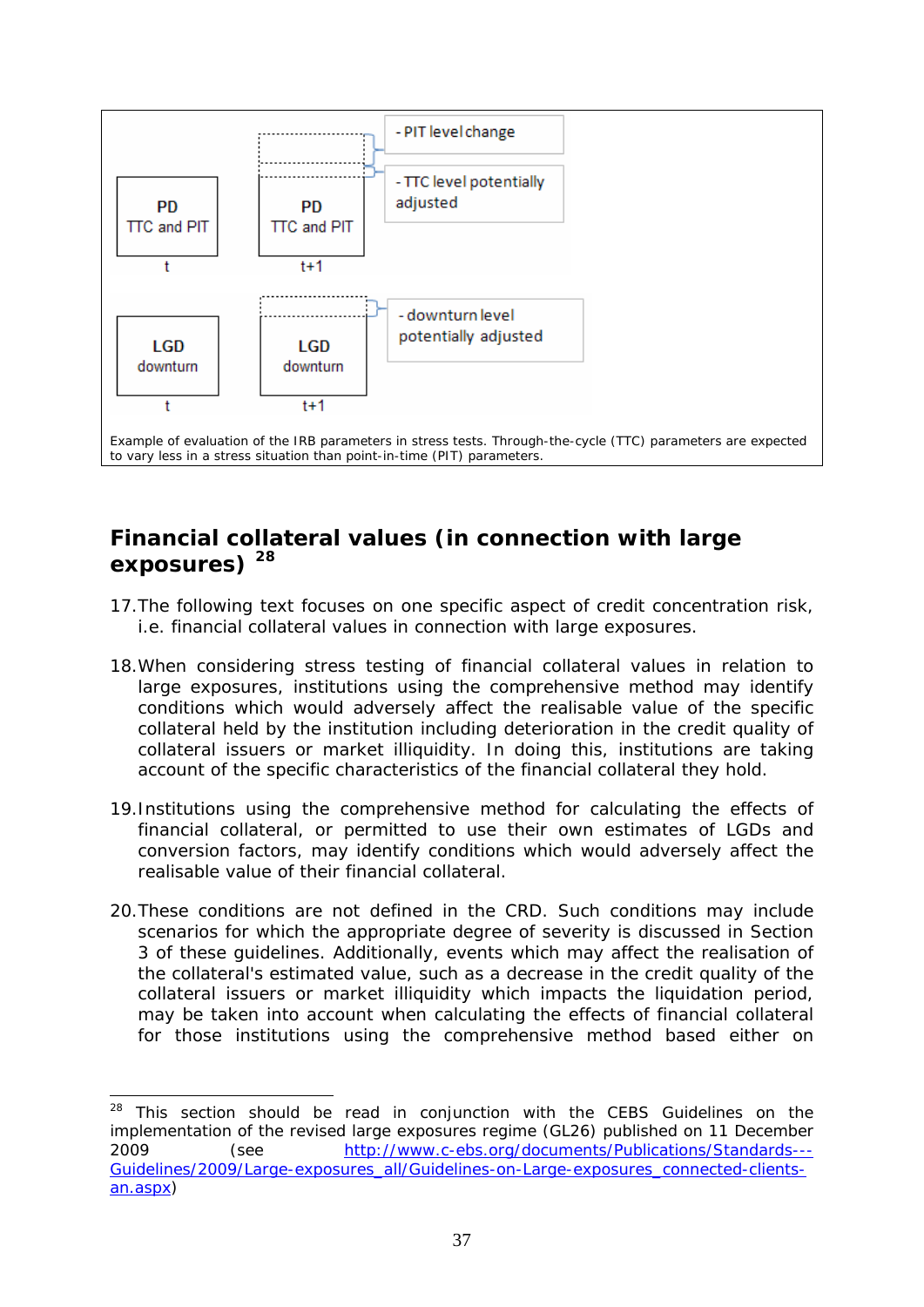Example of evaluation of the IRB parameters in stress tests. Through-the-cycle (TTC) parameters are expected to vary less in a stress situation than point-in-time (PIT) parameters.

## Financial collateral values (in connection with large exposures) [28]

17. The following text focuses on one specific aspect of credit concentration risk, i.e. financial collateral values in connection with large exposures.

18. When considering stress testing of financial collateral values in relation to large exposures, institutions using the comprehensive method may identify conditions which would adversely affect the realisable value of the specific collateral held by the institution including deterioration in the credit quality of collateral issuers or market illiquidity. In doing this, institutions are taking account of the specific characteristics of the financial collateral they hold.

19. Institutions using the comprehensive method for calculating the effects of financial collateral, or permitted to use their own estimates of LGDs and conversion factors, may identify conditions which would adversely affect the realisable value of their financial collateral.

20. These conditions are not defined in the CRD. Such conditions may include scenarios for which the appropriate degree of severity is discussed in Section 3 of these guidelines. Additionally, events which may affect the realisation of the collateral's estimated value, such as a decrease in the credit quality of the collateral issuers or market illiquidity which impacts the liquidation period, may be taken into account when calculating the effects of financial collateral for those institutions using the comprehensive method based either on

---

[28] This section should be read in conjunction with the CEBS Guidelines on the implementation of the revised large exposures regime (GL26) published on 11 December 2009 (see http://www.c-ebs.org/documents/Publications/Standards---Guidelines/2009/Large-exposures_all/Guidelines-on-Large-exposures_connected-clients-an.aspx)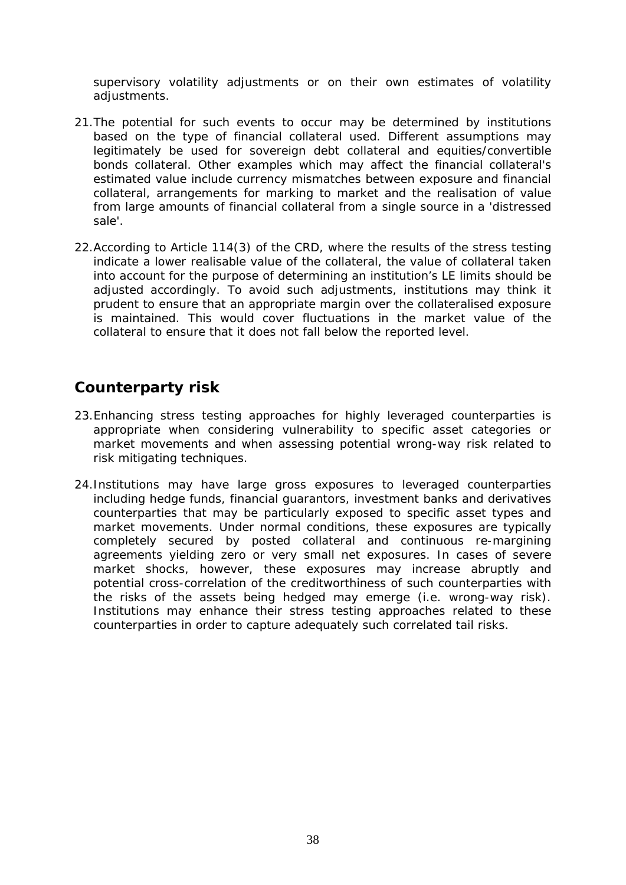supervisory volatility adjustments or on their own estimates of volatility adjustments.

21. The potential for such events to occur may be determined by institutions based on the type of financial collateral used. Different assumptions may legitimately be used for sovereign debt collateral and equities/convertible bonds collateral. Other examples which may affect the financial collateral's estimated value include currency mismatches between exposure and financial collateral, arrangements for marking to market and the realisation of value from large amounts of financial collateral from a single source in a 'distressed sale'.

22. According to Article 114(3) of the CRD, where the results of the stress testing indicate a lower realisable value of the collateral, the value of collateral taken into account for the purpose of determining an institution's LE limits should be adjusted accordingly. To avoid such adjustments, institutions may think it prudent to ensure that an appropriate margin over the collateralised exposure is maintained. This would cover fluctuations in the market value of the collateral to ensure that it does not fall below the reported level.

## Counterparty risk

23. Enhancing stress testing approaches for highly leveraged counterparties is appropriate when considering vulnerability to specific asset categories or market movements and when assessing potential wrong-way risk related to risk mitigating techniques.

24. Institutions may have large gross exposures to leveraged counterparties including hedge funds, financial guarantors, investment banks and derivatives counterparties that may be particularly exposed to specific asset types and market movements. Under normal conditions, these exposures are typically completely secured by posted collateral and continuous re-margining agreements yielding zero or very small net exposures. In cases of severe market shocks, however, these exposures may increase abruptly and potential cross-correlation of the creditworthiness of such counterparties with the risks of the assets being hedged may emerge (i.e. wrong-way risk). Institutions may enhance their stress testing approaches related to these counterparties in order to capture adequately such correlated tail risks.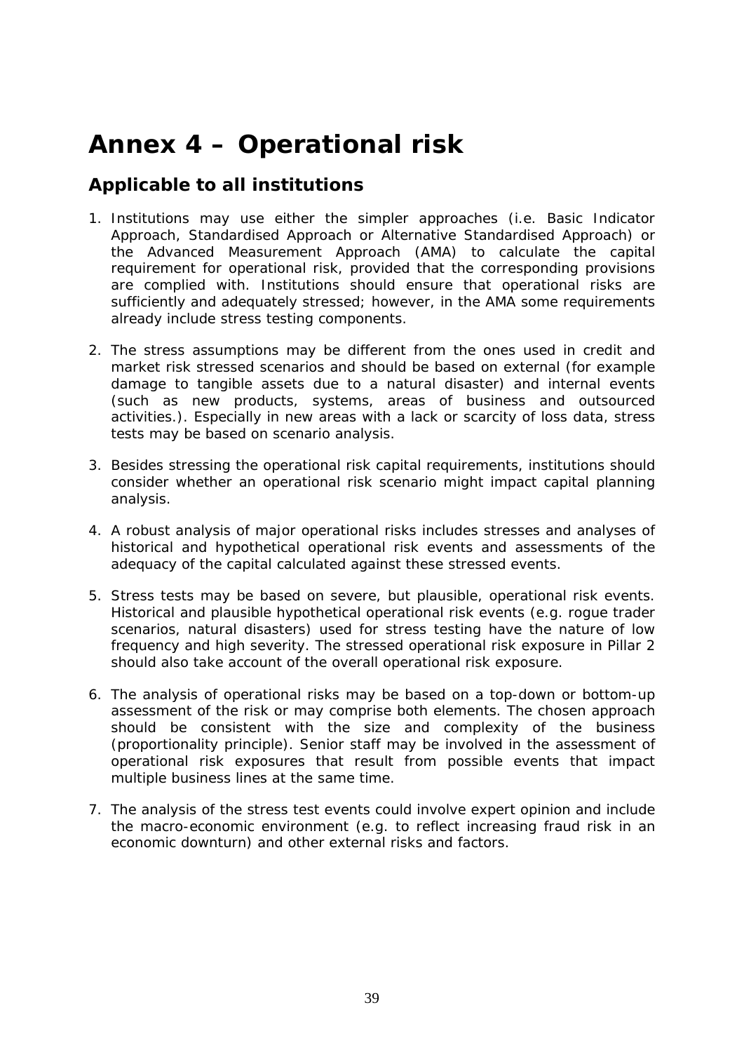# Annex 4 – Operational risk

## Applicable to all institutions

1. Institutions may use either the simpler approaches (i.e. Basic Indicator Approach, Standardised Approach or Alternative Standardised Approach) or the Advanced Measurement Approach (AMA) to calculate the capital requirement for operational risk, provided that the corresponding provisions are complied with. Institutions should ensure that operational risks are sufficiently and adequately stressed; however, in the AMA some requirements already include stress testing components.

2. The stress assumptions may be different from the ones used in credit and market risk stressed scenarios and should be based on external (for example damage to tangible assets due to a natural disaster) and internal events (such as new products, systems, areas of business and outsourced activities.). Especially in new areas with a lack or scarcity of loss data, stress tests may be based on scenario analysis.

3. Besides stressing the operational risk capital requirements, institutions should consider whether an operational risk scenario might impact capital planning analysis.

4. A robust analysis of major operational risks includes stresses and analyses of historical and hypothetical operational risk events and assessments of the adequacy of the capital calculated against these stressed events.

5. Stress tests may be based on severe, but plausible, operational risk events. Historical and plausible hypothetical operational risk events (e.g. rogue trader scenarios, natural disasters) used for stress testing have the nature of low frequency and high severity. The stressed operational risk exposure in Pillar 2 should also take account of the overall operational risk exposure.

6. The analysis of operational risks may be based on a top-down or bottom-up assessment of the risk or may comprise both elements. The chosen approach should be consistent with the size and complexity of the business (proportionality principle). Senior staff may be involved in the assessment of operational risk exposures that result from possible events that impact multiple business lines at the same time.

7. The analysis of the stress test events could involve expert opinion and include the macro-economic environment (e.g. to reflect increasing fraud risk in an economic downturn) and other external risks and factors.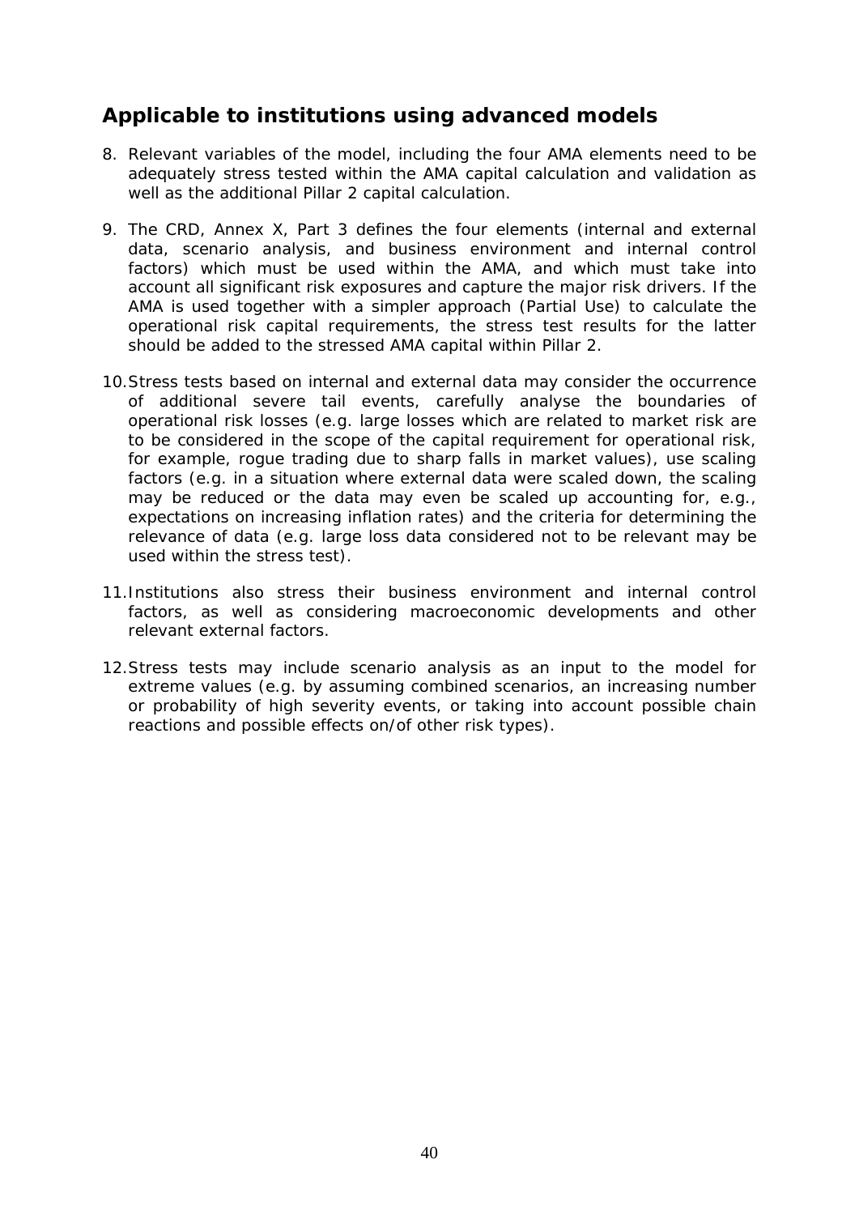## Applicable to institutions using advanced models

8. Relevant variables of the model, including the four AMA elements need to be adequately stress tested within the AMA capital calculation and validation as well as the additional Pillar 2 capital calculation.

9. The CRD, Annex X, Part 3 defines the four elements (internal and external data, scenario analysis, and business environment and internal control factors) which must be used within the AMA, and which must take into account all significant risk exposures and capture the major risk drivers. If the AMA is used together with a simpler approach (Partial Use) to calculate the operational risk capital requirements, the stress test results for the latter should be added to the stressed AMA capital within Pillar 2.

10. Stress tests based on internal and external data may consider the occurrence of additional severe tail events, carefully analyse the boundaries of operational risk losses (e.g. large losses which are related to market risk are to be considered in the scope of the capital requirement for operational risk, for example, rogue trading due to sharp falls in market values), use scaling factors (e.g. in a situation where external data were scaled down, the scaling may be reduced or the data may even be scaled up accounting for, e.g., expectations on increasing inflation rates) and the criteria for determining the relevance of data (e.g. large loss data considered not to be relevant may be used within the stress test).

11. Institutions also stress their business environment and internal control factors, as well as considering macroeconomic developments and other relevant external factors.

12. Stress tests may include scenario analysis as an input to the model for extreme values (e.g. by assuming combined scenarios, an increasing number or probability of high severity events, or taking into account possible chain reactions and possible effects on/of other risk types).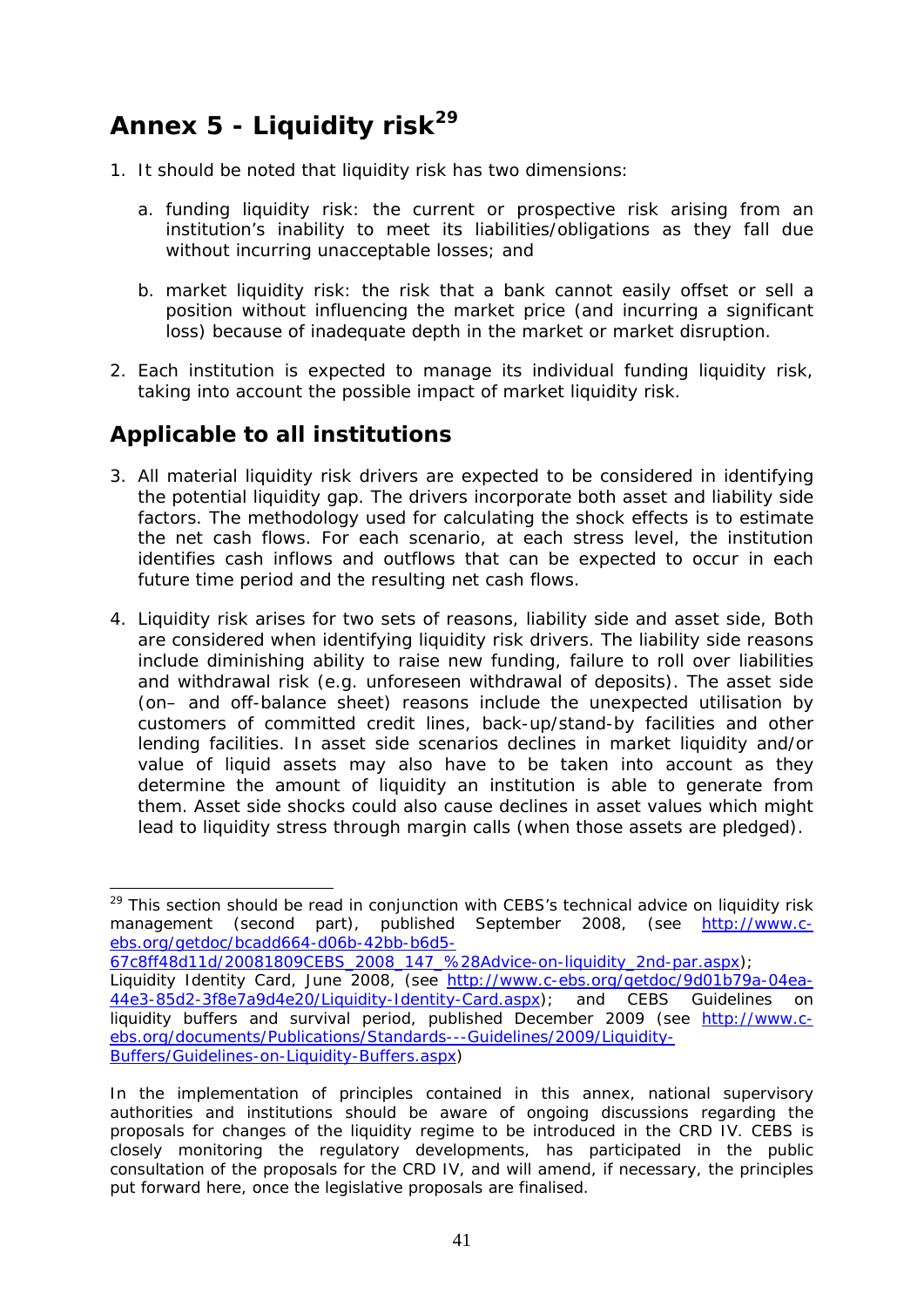# Annex 5 - Liquidity risk[29]

1. It should be noted that liquidity risk has two dimensions:

   a. funding liquidity risk: the current or prospective risk arising from an institution's inability to meet its liabilities/obligations as they fall due without incurring unacceptable losses; and

   b. market liquidity risk: the risk that a bank cannot easily offset or sell a position without influencing the market price (and incurring a significant loss) because of inadequate depth in the market or market disruption.

2. Each institution is expected to manage its individual funding liquidity risk, taking into account the possible impact of market liquidity risk.

## Applicable to all institutions

3. All material liquidity risk drivers are expected to be considered in identifying the potential liquidity gap. The drivers incorporate both asset and liability side factors. The methodology used for calculating the shock effects is to estimate the net cash flows. For each scenario, at each stress level, the institution identifies cash inflows and outflows that can be expected to occur in each future time period and the resulting net cash flows.

4. Liquidity risk arises for two sets of reasons, liability side and asset side, Both are considered when identifying liquidity risk drivers. The liability side reasons include diminishing ability to raise new funding, failure to roll over liabilities and withdrawal risk (e.g. unforeseen withdrawal of deposits). The asset side (on– and off-balance sheet) reasons include the unexpected utilisation by customers of committed credit lines, back-up/stand-by facilities and other lending facilities. In asset side scenarios declines in market liquidity and/or value of liquid assets may also have to be taken into account as they determine the amount of liquidity an institution is able to generate from them. Asset side shocks could also cause declines in asset values which might lead to liquidity stress through margin calls (when those assets are pledged).

---

[29] This section should be read in conjunction with CEBS's technical advice on liquidity risk management (second part), published September 2008, (see http://www.c-ebs.org/getdoc/bcadd664-d06b-42bb-b6d5-67c8ff48d11d/20081809CEBS_2008_147_%28Advice-on-liquidity_2nd-par.aspx); Liquidity Identity Card, June 2008, (see http://www.c-ebs.org/getdoc/9d01b79a-04ea-44e3-85d2-3f8e7a9d4e20/Liquidity-Identity-Card.aspx); and CEBS Guidelines on liquidity buffers and survival period, published December 2009 (see http://www.c-ebs.org/documents/Publications/Standards---Guidelines/2009/Liquidity-Buffers/Guidelines-on-Liquidity-Buffers.aspx)

In the implementation of principles contained in this annex, national supervisory authorities and institutions should be aware of ongoing discussions regarding the proposals for changes of the liquidity regime to be introduced in the CRD IV. CEBS is closely monitoring the regulatory developments, has participated in the public consultation of the proposals for the CRD IV, and will amend, if necessary, the principles put forward here, once the legislative proposals are finalised.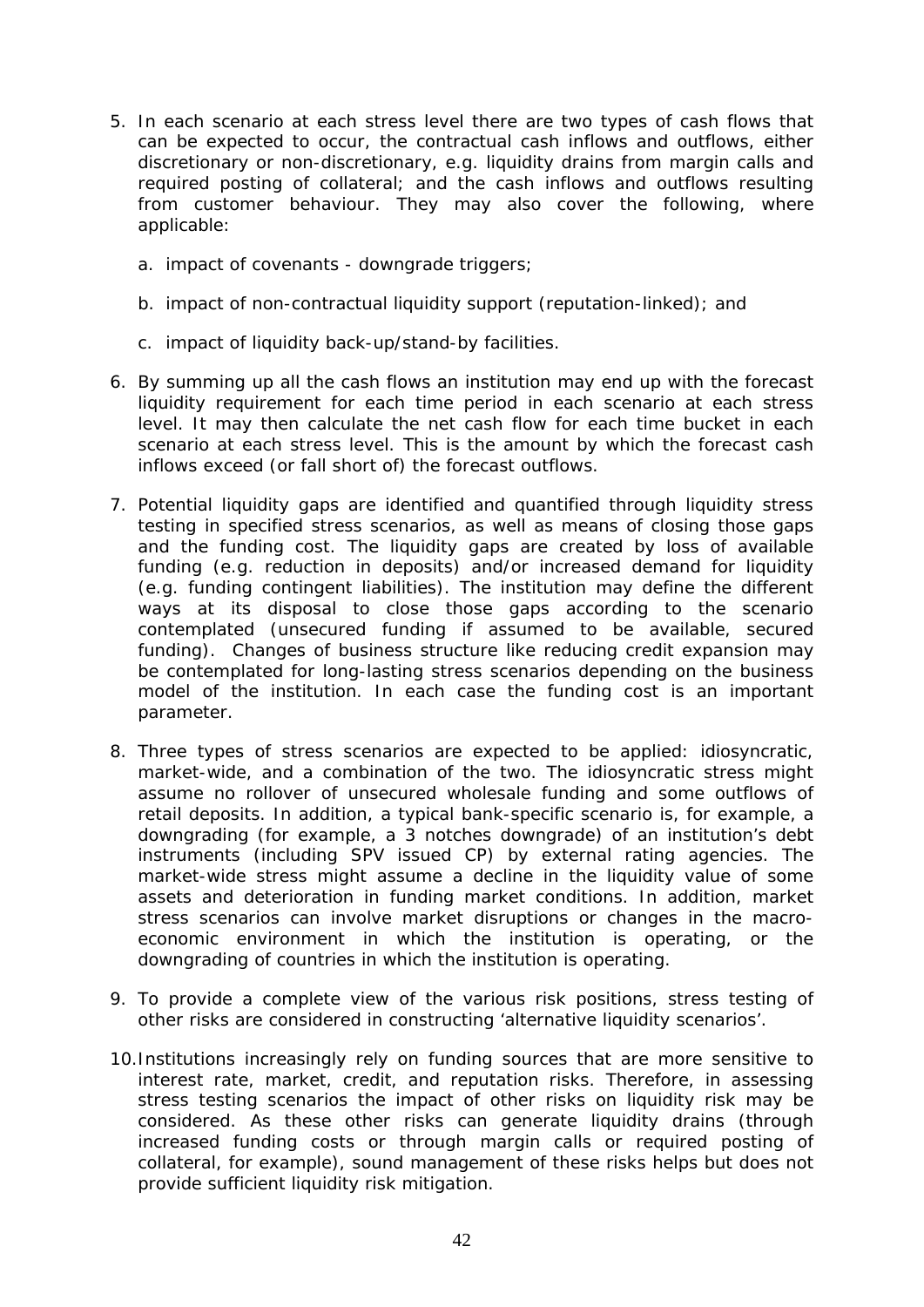5. In each scenario at each stress level there are two types of cash flows that can be expected to occur, the contractual cash inflows and outflows, either discretionary or non-discretionary, e.g. liquidity drains from margin calls and required posting of collateral; and the cash inflows and outflows resulting from customer behaviour. They may also cover the following, where applicable:

   a. impact of covenants - downgrade triggers;

   b. impact of non-contractual liquidity support (reputation-linked); and

   c. impact of liquidity back-up/stand-by facilities.

6. By summing up all the cash flows an institution may end up with the forecast liquidity requirement for each time period in each scenario at each stress level. It may then calculate the net cash flow for each time bucket in each scenario at each stress level. This is the amount by which the forecast cash inflows exceed (or fall short of) the forecast outflows.

7. Potential liquidity gaps are identified and quantified through liquidity stress testing in specified stress scenarios, as well as means of closing those gaps and the funding cost. The liquidity gaps are created by loss of available funding (e.g. reduction in deposits) and/or increased demand for liquidity (e.g. funding contingent liabilities). The institution may define the different ways at its disposal to close those gaps according to the scenario contemplated (unsecured funding if assumed to be available, secured funding). Changes of business structure like reducing credit expansion may be contemplated for long-lasting stress scenarios depending on the business model of the institution. In each case the funding cost is an important parameter.

8. Three types of stress scenarios are expected to be applied: idiosyncratic, market-wide, and a combination of the two. The idiosyncratic stress might assume no rollover of unsecured wholesale funding and some outflows of retail deposits. In addition, a typical bank-specific scenario is, for example, a downgrading (for example, a 3 notches downgrade) of an institution's debt instruments (including SPV issued CP) by external rating agencies. The market-wide stress might assume a decline in the liquidity value of some assets and deterioration in funding market conditions. In addition, market stress scenarios can involve market disruptions or changes in the macro-economic environment in which the institution is operating, or the downgrading of countries in which the institution is operating.

9. To provide a complete view of the various risk positions, stress testing of other risks are considered in constructing 'alternative liquidity scenarios'.

10. Institutions increasingly rely on funding sources that are more sensitive to interest rate, market, credit, and reputation risks. Therefore, in assessing stress testing scenarios the impact of other risks on liquidity risk may be considered. As these other risks can generate liquidity drains (through increased funding costs or through margin calls or required posting of collateral, for example), sound management of these risks helps but does not provide sufficient liquidity risk mitigation.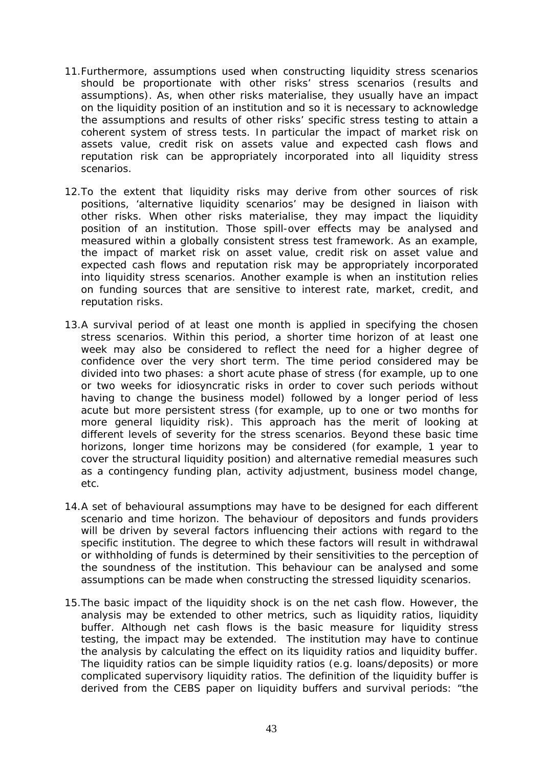11. Furthermore, assumptions used when constructing liquidity stress scenarios should be proportionate with other risks' stress scenarios (results and assumptions). As, when other risks materialise, they usually have an impact on the liquidity position of an institution and so it is necessary to acknowledge the assumptions and results of other risks' specific stress testing to attain a coherent system of stress tests. In particular the impact of market risk on assets value, credit risk on assets value and expected cash flows and reputation risk can be appropriately incorporated into all liquidity stress scenarios.

12. To the extent that liquidity risks may derive from other sources of risk positions, 'alternative liquidity scenarios' may be designed in liaison with other risks. When other risks materialise, they may impact the liquidity position of an institution. Those spill-over effects may be analysed and measured within a globally consistent stress test framework. As an example, the impact of market risk on asset value, credit risk on asset value and expected cash flows and reputation risk may be appropriately incorporated into liquidity stress scenarios. Another example is when an institution relies on funding sources that are sensitive to interest rate, market, credit, and reputation risks.

13. A survival period of at least one month is applied in specifying the chosen stress scenarios. Within this period, a shorter time horizon of at least one week may also be considered to reflect the need for a higher degree of confidence over the very short term. The time period considered may be divided into two phases: a short acute phase of stress (for example, up to one or two weeks for idiosyncratic risks in order to cover such periods without having to change the business model) followed by a longer period of less acute but more persistent stress (for example, up to one or two months for more general liquidity risk). This approach has the merit of looking at different levels of severity for the stress scenarios. Beyond these basic time horizons, longer time horizons may be considered (for example, 1 year to cover the structural liquidity position) and alternative remedial measures such as a contingency funding plan, activity adjustment, business model change, etc.

14. A set of behavioural assumptions may have to be designed for each different scenario and time horizon. The behaviour of depositors and funds providers will be driven by several factors influencing their actions with regard to the specific institution. The degree to which these factors will result in withdrawal or withholding of funds is determined by their sensitivities to the perception of the soundness of the institution. This behaviour can be analysed and some assumptions can be made when constructing the stressed liquidity scenarios.

15. The basic impact of the liquidity shock is on the net cash flow. However, the analysis may be extended to other metrics, such as liquidity ratios, liquidity buffer. Although net cash flows is the basic measure for liquidity stress testing, the impact may be extended. The institution may have to continue the analysis by calculating the effect on its liquidity ratios and liquidity buffer. The liquidity ratios can be simple liquidity ratios (e.g. loans/deposits) or more complicated supervisory liquidity ratios. The definition of the liquidity buffer is derived from the CEBS paper on liquidity buffers and survival periods: "the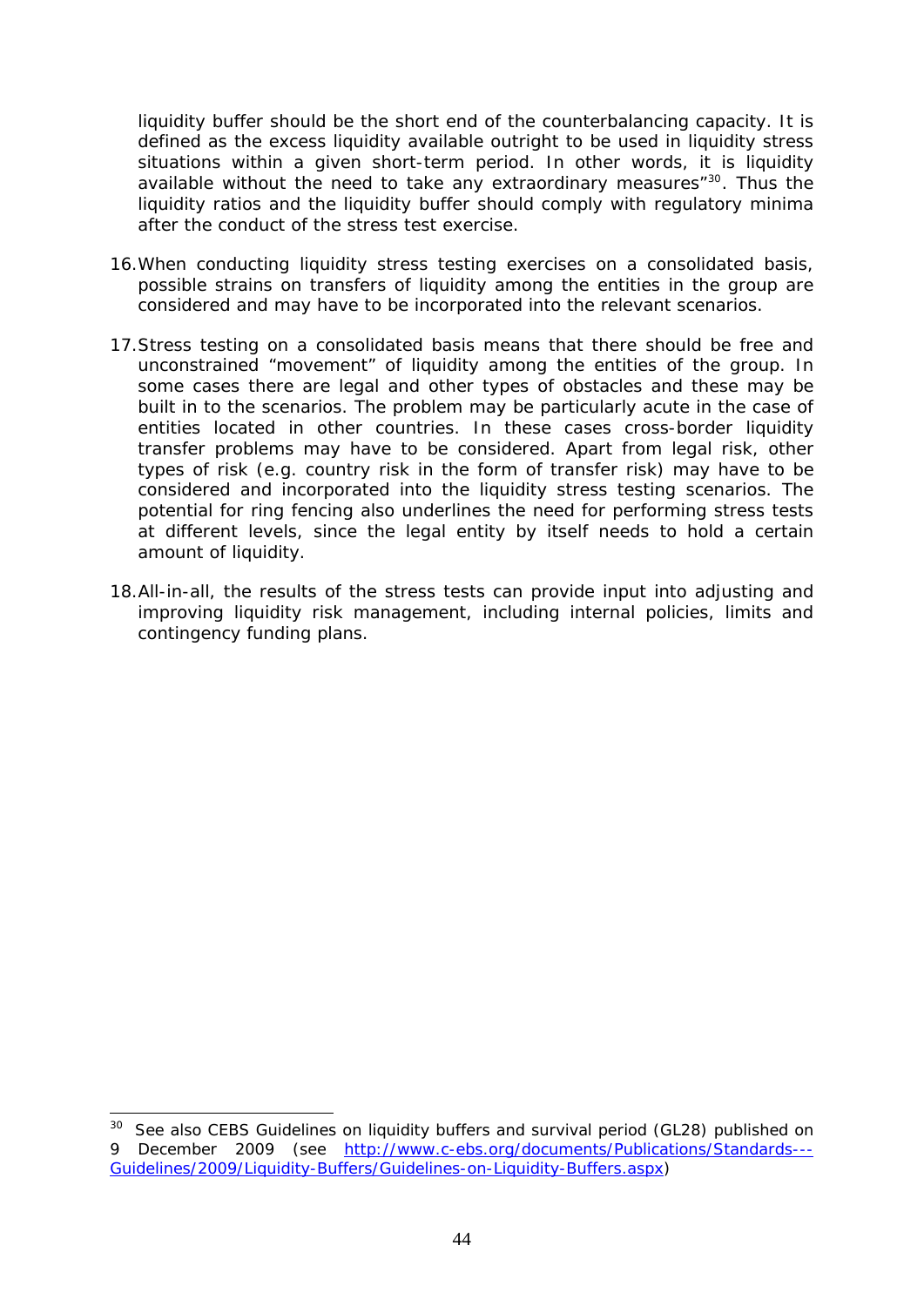liquidity buffer should be the short end of the counterbalancing capacity. It is defined as the excess liquidity available outright to be used in liquidity stress situations within a given short-term period. In other words, it is liquidity available without the need to take any extraordinary measures"[30]. Thus the liquidity ratios and the liquidity buffer should comply with regulatory minima after the conduct of the stress test exercise.

16. When conducting liquidity stress testing exercises on a consolidated basis, possible strains on transfers of liquidity among the entities in the group are considered and may have to be incorporated into the relevant scenarios.

17. Stress testing on a consolidated basis means that there should be free and unconstrained "movement" of liquidity among the entities of the group. In some cases there are legal and other types of obstacles and these may be built in to the scenarios. The problem may be particularly acute in the case of entities located in other countries. In these cases cross-border liquidity transfer problems may have to be considered. Apart from legal risk, other types of risk (e.g. country risk in the form of transfer risk) may have to be considered and incorporated into the liquidity stress testing scenarios. The potential for ring fencing also underlines the need for performing stress tests at different levels, since the legal entity by itself needs to hold a certain amount of liquidity.

18. All-in-all, the results of the stress tests can provide input into adjusting and improving liquidity risk management, including internal policies, limits and contingency funding plans.

---

[30] See also CEBS Guidelines on liquidity buffers and survival period (GL28) published on 9 December 2009 (see http://www.c-ebs.org/documents/Publications/Standards---Guidelines/2009/Liquidity-Buffers/Guidelines-on-Liquidity-Buffers.aspx)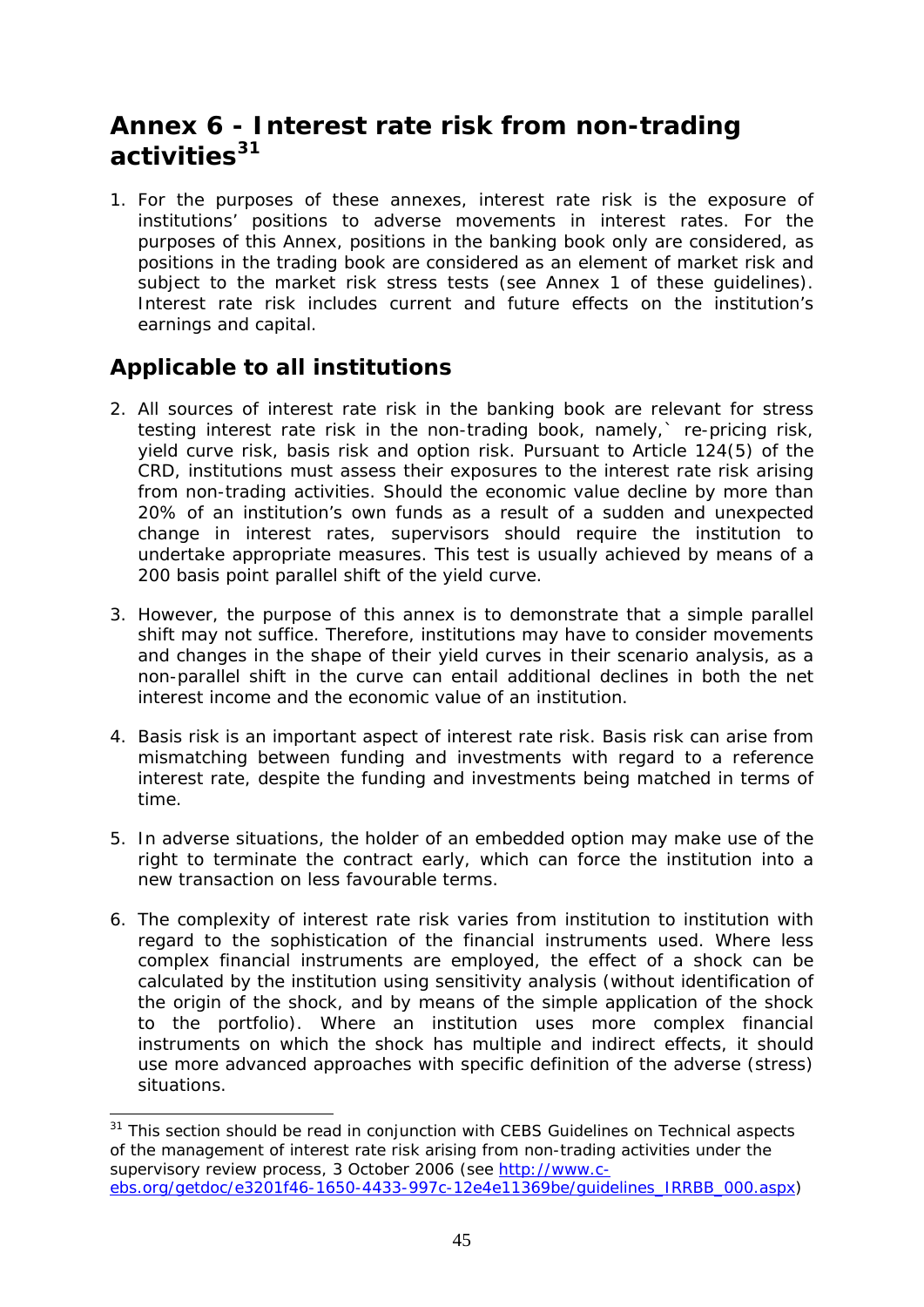# Annex 6 - Interest rate risk from non-trading activities[31]

1. For the purposes of these annexes, interest rate risk is the exposure of institutions' positions to adverse movements in interest rates. For the purposes of this Annex, positions in the banking book only are considered, as positions in the trading book are considered as an element of market risk and subject to the market risk stress tests (see Annex 1 of these guidelines). Interest rate risk includes current and future effects on the institution's earnings and capital.

## Applicable to all institutions

2. All sources of interest rate risk in the banking book are relevant for stress testing interest rate risk in the non-trading book, namely,` re-pricing risk, yield curve risk, basis risk and option risk. Pursuant to Article 124(5) of the CRD, institutions must assess their exposures to the interest rate risk arising from non-trading activities. Should the economic value decline by more than 20% of an institution's own funds as a result of a sudden and unexpected change in interest rates, supervisors should require the institution to undertake appropriate measures. This test is usually achieved by means of a 200 basis point parallel shift of the yield curve.

3. However, the purpose of this annex is to demonstrate that a simple parallel shift may not suffice. Therefore, institutions may have to consider movements and changes in the shape of their yield curves in their scenario analysis, as a non-parallel shift in the curve can entail additional declines in both the net interest income and the economic value of an institution.

4. Basis risk is an important aspect of interest rate risk. Basis risk can arise from mismatching between funding and investments with regard to a reference interest rate, despite the funding and investments being matched in terms of time.

5. In adverse situations, the holder of an embedded option may make use of the right to terminate the contract early, which can force the institution into a new transaction on less favourable terms.

6. The complexity of interest rate risk varies from institution to institution with regard to the sophistication of the financial instruments used. Where less complex financial instruments are employed, the effect of a shock can be calculated by the institution using sensitivity analysis (without identification of the origin of the shock, and by means of the simple application of the shock to the portfolio). Where an institution uses more complex financial instruments on which the shock has multiple and indirect effects, it should use more advanced approaches with specific definition of the adverse (stress) situations.

---

[31] This section should be read in conjunction with CEBS Guidelines on Technical aspects of the management of interest rate risk arising from non-trading activities under the supervisory review process, 3 October 2006 (see http://www.c-ebs.org/getdoc/e3201f46-1650-4433-997c-12e4e11369be/guidelines_IRRBB_000.aspx)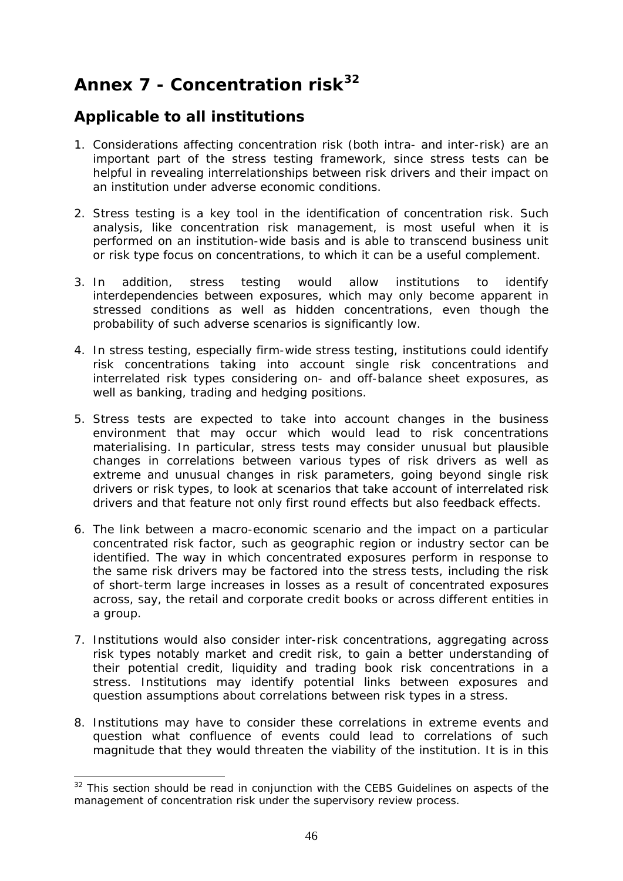# Annex 7 - Concentration risk[32]

## Applicable to all institutions

1. Considerations affecting concentration risk (both intra- and inter-risk) are an important part of the stress testing framework, since stress tests can be helpful in revealing interrelationships between risk drivers and their impact on an institution under adverse economic conditions.

2. Stress testing is a key tool in the identification of concentration risk. Such analysis, like concentration risk management, is most useful when it is performed on an institution-wide basis and is able to transcend business unit or risk type focus on concentrations, to which it can be a useful complement.

3. In addition, stress testing would allow institutions to identify interdependencies between exposures, which may only become apparent in stressed conditions as well as hidden concentrations, even though the probability of such adverse scenarios is significantly low.

4. In stress testing, especially firm-wide stress testing, institutions could identify risk concentrations taking into account single risk concentrations and interrelated risk types considering on- and off-balance sheet exposures, as well as banking, trading and hedging positions.

5. Stress tests are expected to take into account changes in the business environment that may occur which would lead to risk concentrations materialising. In particular, stress tests may consider unusual but plausible changes in correlations between various types of risk drivers as well as extreme and unusual changes in risk parameters, going beyond single risk drivers or risk types, to look at scenarios that take account of interrelated risk drivers and that feature not only first round effects but also feedback effects.

6. The link between a macro-economic scenario and the impact on a particular concentrated risk factor, such as geographic region or industry sector can be identified. The way in which concentrated exposures perform in response to the same risk drivers may be factored into the stress tests, including the risk of short-term large increases in losses as a result of concentrated exposures across, say, the retail and corporate credit books or across different entities in a group.

7. Institutions would also consider inter-risk concentrations, aggregating across risk types notably market and credit risk, to gain a better understanding of their potential credit, liquidity and trading book risk concentrations in a stress. Institutions may identify potential links between exposures and question assumptions about correlations between risk types in a stress.

8. Institutions may have to consider these correlations in extreme events and question what confluence of events could lead to correlations of such magnitude that they would threaten the viability of the institution. It is in this

[32] This section should be read in conjunction with the CEBS Guidelines on aspects of the management of concentration risk under the supervisory review process.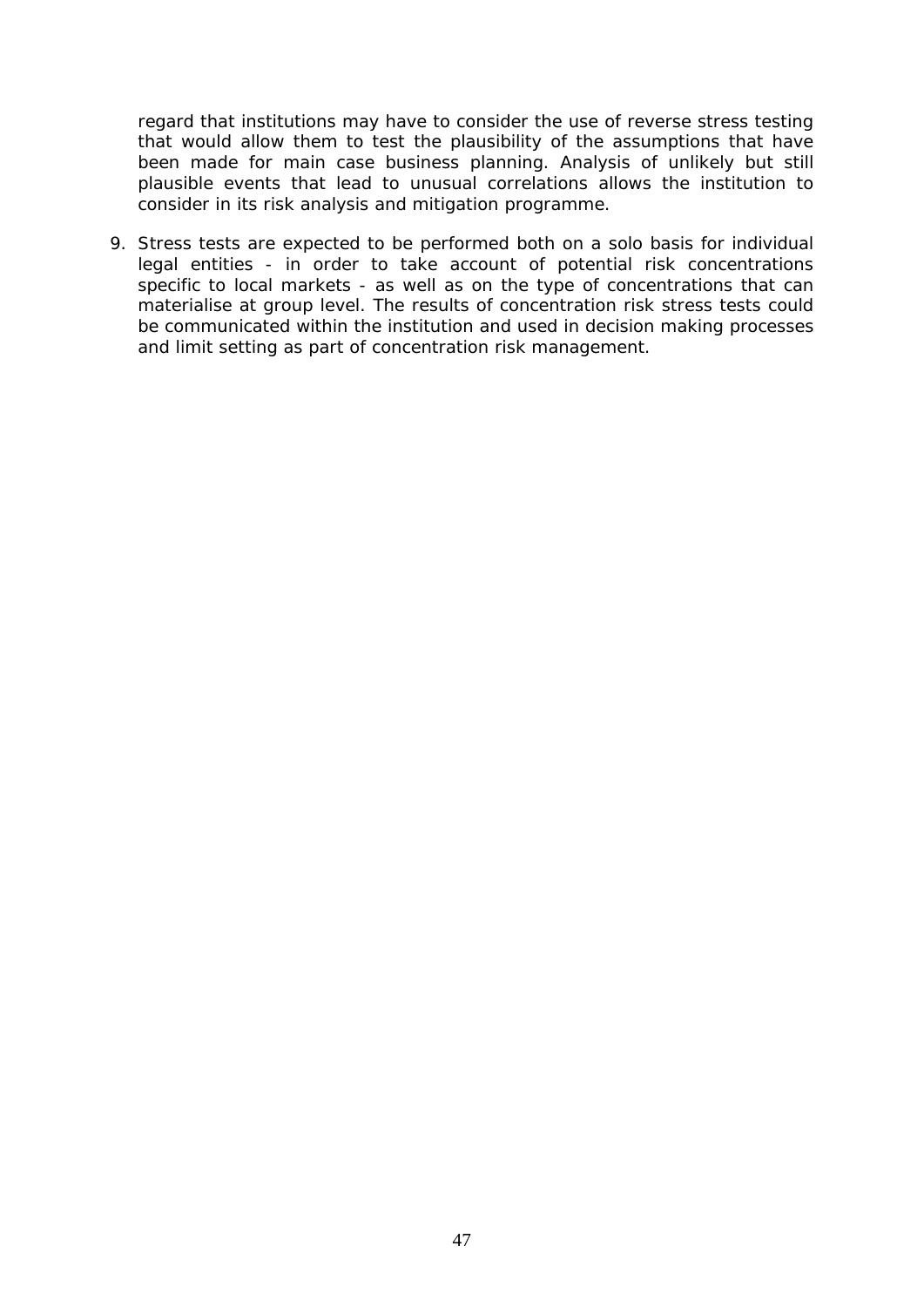regard that institutions may have to consider the use of reverse stress testing that would allow them to test the plausibility of the assumptions that have been made for main case business planning. Analysis of unlikely but still plausible events that lead to unusual correlations allows the institution to consider in its risk analysis and mitigation programme.

9. Stress tests are expected to be performed both on a solo basis for individual legal entities - in order to take account of potential risk concentrations specific to local markets - as well as on the type of concentrations that can materialise at group level. The results of concentration risk stress tests could be communicated within the institution and used in decision making processes and limit setting as part of concentration risk management.